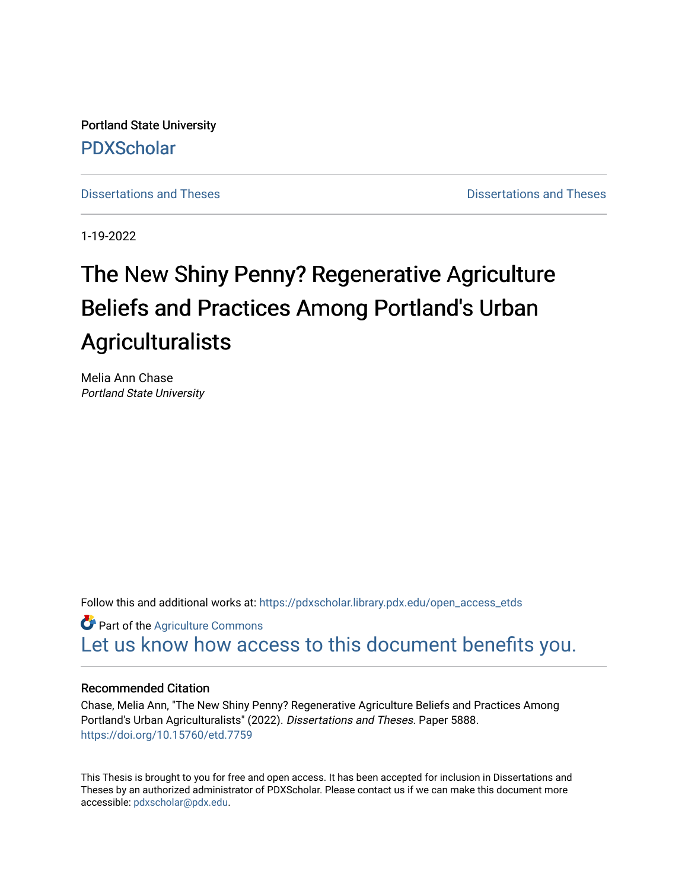Portland State University

PDXScholar

Dissertations and Theses | Dissertations and Theses

1-19-2022

# The New Shiny Penny? Regenerative Agriculture Beliefs and Practices Among Portland's Urban Agriculturalists

Melia Ann Chase
*Portland State University*

Follow this and additional works at: https://pdxscholar.library.pdx.edu/open_access_etds

Part of the Agriculture Commons

Let us know how access to this document benefits you.

### Recommended Citation

Chase, Melia Ann, "The New Shiny Penny? Regenerative Agriculture Beliefs and Practices Among Portland's Urban Agriculturalists" (2022). *Dissertations and Theses*. Paper 5888.
https://doi.org/10.15760/etd.7759

This Thesis is brought to you for free and open access. It has been accepted for inclusion in Dissertations and Theses by an authorized administrator of PDXScholar. Please contact us if we can make this document more accessible: pdxscholar@pdx.edu.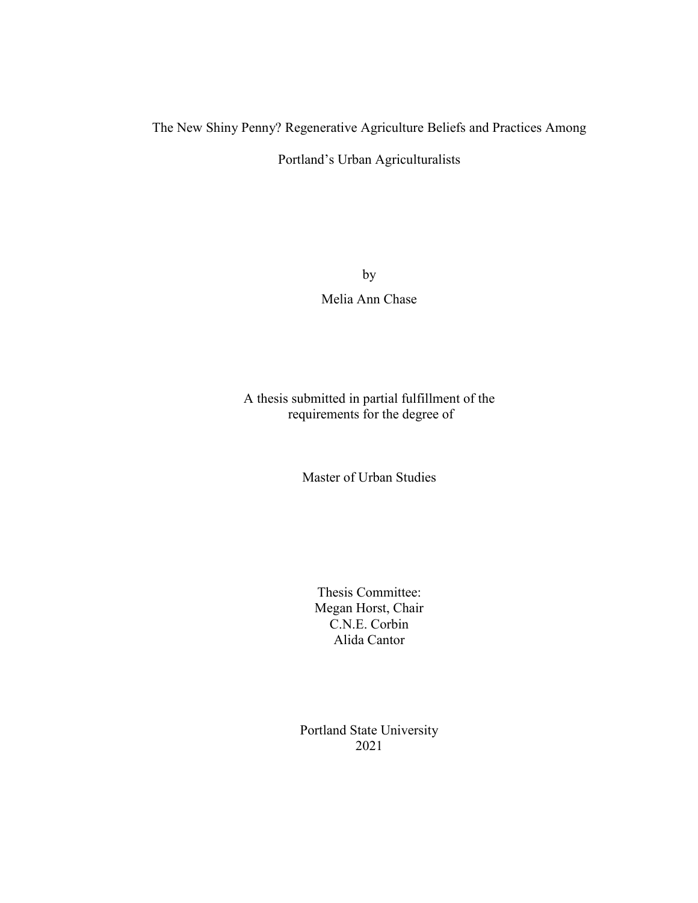# The New Shiny Penny? Regenerative Agriculture Beliefs and Practices Among Portland's Urban Agriculturalists

by

Melia Ann Chase

A thesis submitted in partial fulfillment of the requirements for the degree of

Master of Urban Studies

Thesis Committee:
Megan Horst, Chair
C.N.E. Corbin
Alida Cantor

Portland State University
2021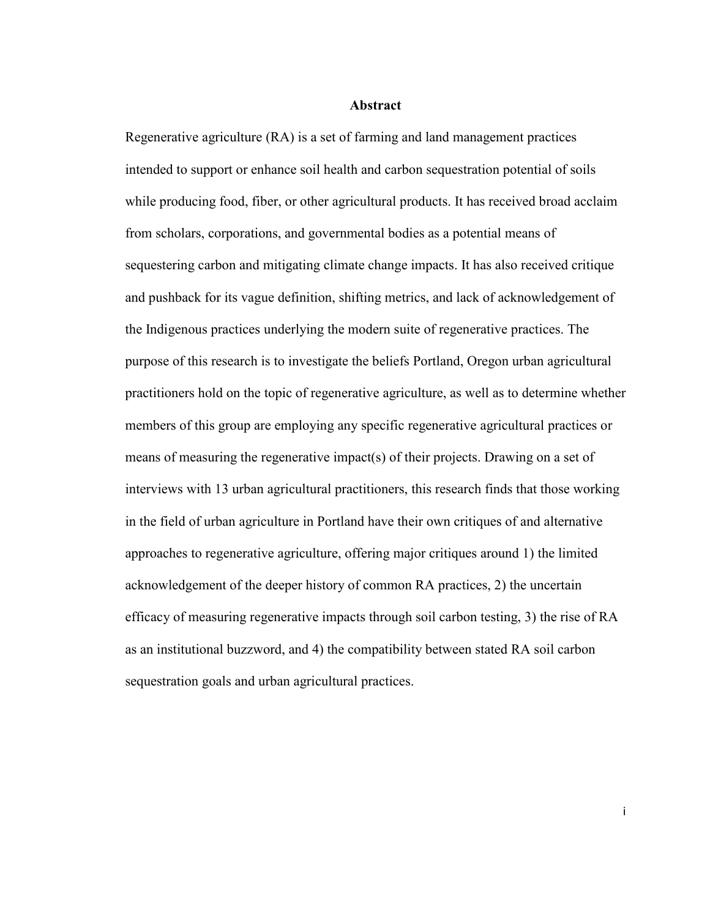## Abstract

Regenerative agriculture (RA) is a set of farming and land management practices intended to support or enhance soil health and carbon sequestration potential of soils while producing food, fiber, or other agricultural products. It has received broad acclaim from scholars, corporations, and governmental bodies as a potential means of sequestering carbon and mitigating climate change impacts. It has also received critique and pushback for its vague definition, shifting metrics, and lack of acknowledgement of the Indigenous practices underlying the modern suite of regenerative practices. The purpose of this research is to investigate the beliefs Portland, Oregon urban agricultural practitioners hold on the topic of regenerative agriculture, as well as to determine whether members of this group are employing any specific regenerative agricultural practices or means of measuring the regenerative impact(s) of their projects. Drawing on a set of interviews with 13 urban agricultural practitioners, this research finds that those working in the field of urban agriculture in Portland have their own critiques of and alternative approaches to regenerative agriculture, offering major critiques around 1) the limited acknowledgement of the deeper history of common RA practices, 2) the uncertain efficacy of measuring regenerative impacts through soil carbon testing, 3) the rise of RA as an institutional buzzword, and 4) the compatibility between stated RA soil carbon sequestration goals and urban agricultural practices.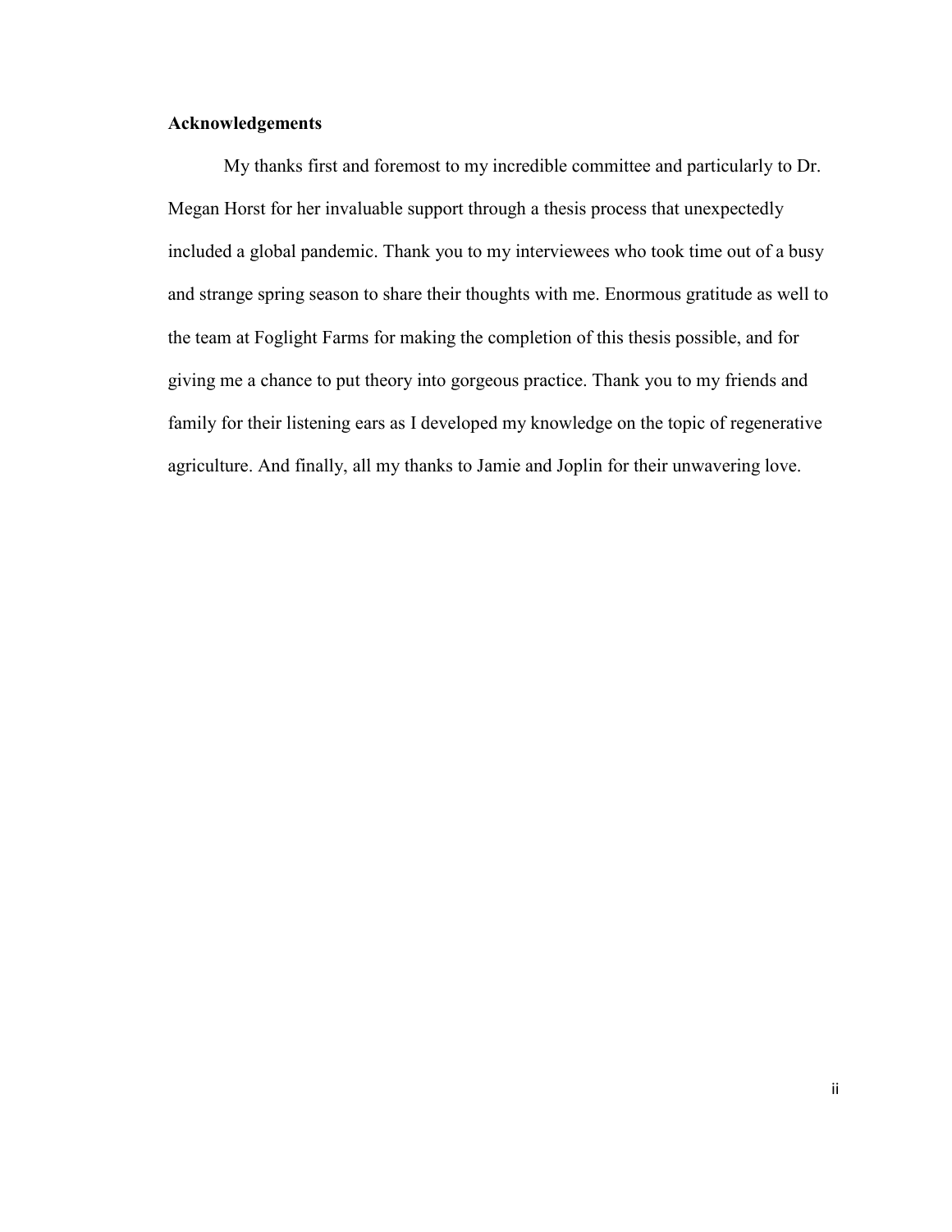## Acknowledgements

My thanks first and foremost to my incredible committee and particularly to Dr. Megan Horst for her invaluable support through a thesis process that unexpectedly included a global pandemic. Thank you to my interviewees who took time out of a busy and strange spring season to share their thoughts with me. Enormous gratitude as well to the team at Foglight Farms for making the completion of this thesis possible, and for giving me a chance to put theory into gorgeous practice. Thank you to my friends and family for their listening ears as I developed my knowledge on the topic of regenerative agriculture. And finally, all my thanks to Jamie and Joplin for their unwavering love.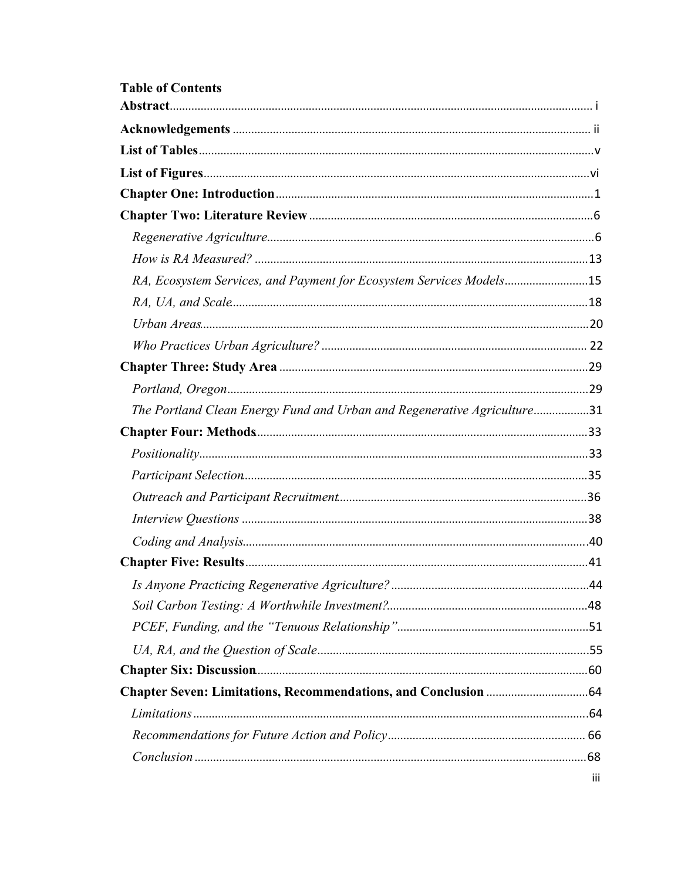**Table of Contents**

**Abstract** ....... i

**Acknowledgements** ....... ii

**List of Tables** ....... v

**List of Figures** ....... vi

**Chapter One: Introduction** ....... 1

**Chapter Two: Literature Review** ....... 6

- *Regenerative Agriculture* ....... 6
- *How is RA Measured?* ....... 13
- *RA, Ecosystem Services, and Payment for Ecosystem Services Models* ....... 15
- *RA, UA, and Scale* ....... 18
- *Urban Areas* ....... 20
- *Who Practices Urban Agriculture?* ....... 22

**Chapter Three: Study Area** ....... 29

- *Portland, Oregon* ....... 29
- *The Portland Clean Energy Fund and Urban and Regenerative Agriculture* ....... 31

**Chapter Four: Methods** ....... 33

- *Positionality* ....... 33
- *Participant Selection* ....... 35
- *Outreach and Participant Recruitment* ....... 36
- *Interview Questions* ....... 38
- *Coding and Analysis* ....... 40

**Chapter Five: Results** ....... 41

- *Is Anyone Practicing Regenerative Agriculture?* ....... 44
- *Soil Carbon Testing: A Worthwhile Investment?* ....... 48
- *PCEF, Funding, and the "Tenuous Relationship"* ....... 51
- *UA, RA, and the Question of Scale* ....... 55

**Chapter Six: Discussion** ....... 60

**Chapter Seven: Limitations, Recommendations, and Conclusion** ....... 64

- *Limitations* ....... 64
- *Recommendations for Future Action and Policy* ....... 66
- *Conclusion* ....... 68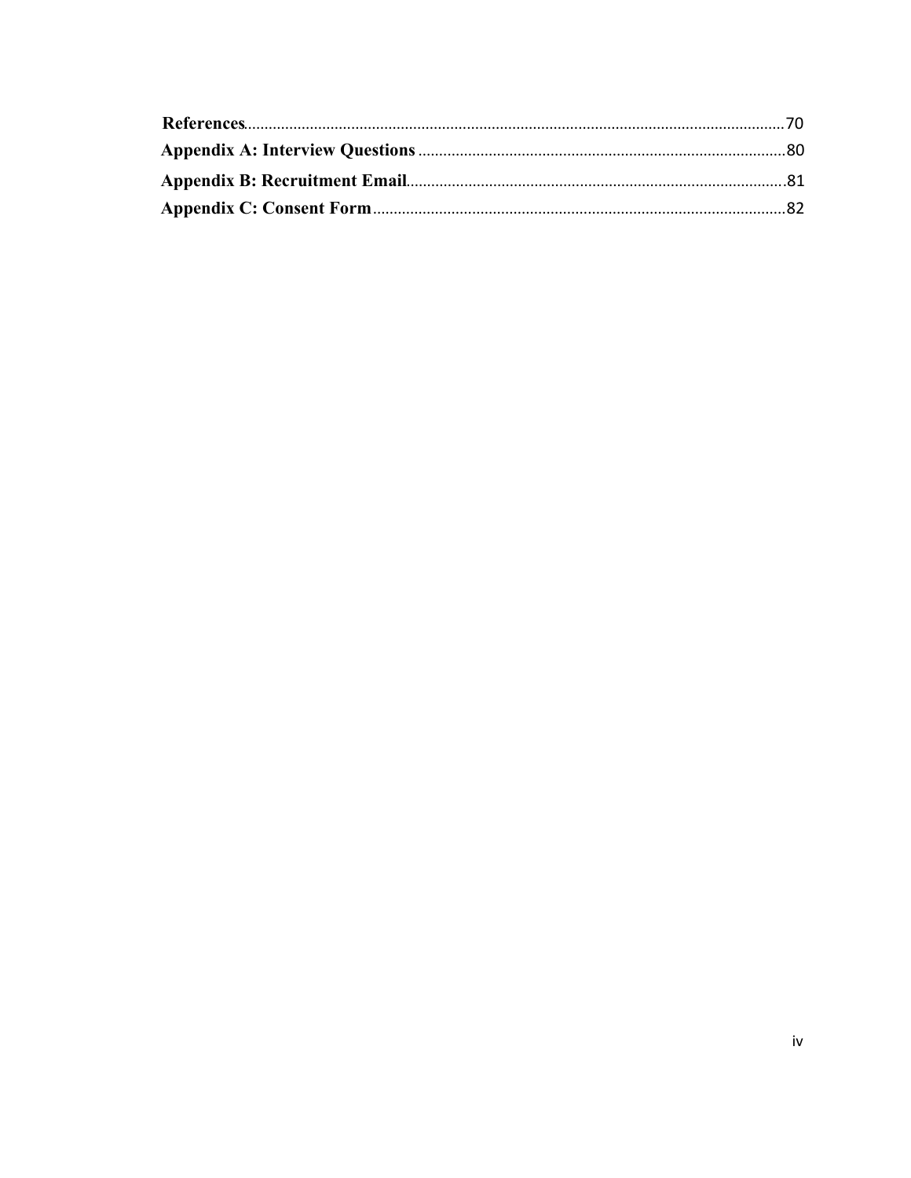**References** .................................................................................................................................70

**Appendix A: Interview Questions** ........................................................................................80

**Appendix B: Recruitment Email** ...........................................................................................81

**Appendix C: Consent Form** ....................................................................................................82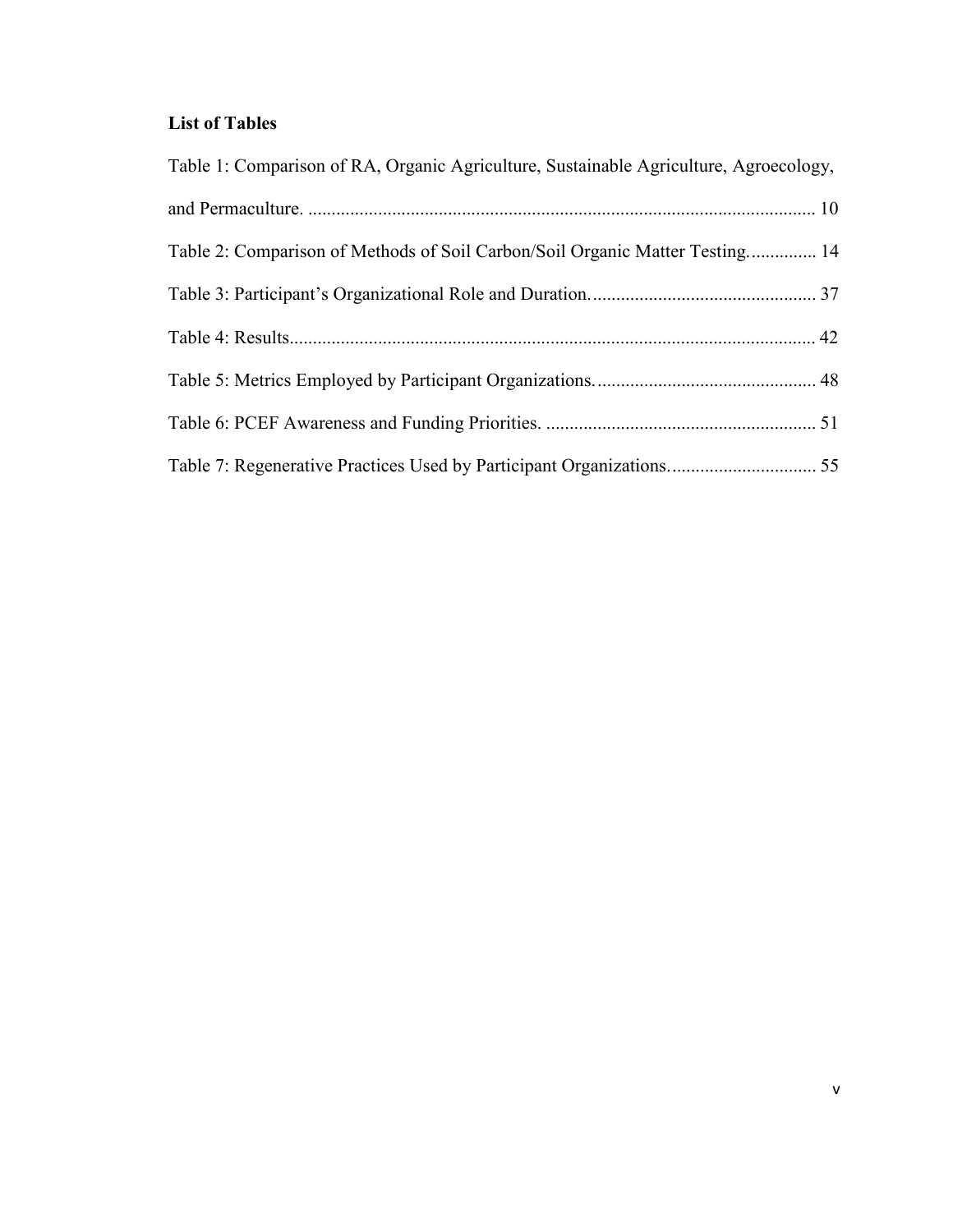**List of Tables**

Table 1: Comparison of RA, Organic Agriculture, Sustainable Agriculture, Agroecology, and Permaculture. ........................................................................................................... 10

Table 2: Comparison of Methods of Soil Carbon/Soil Organic Matter Testing............... 14

Table 3: Participant's Organizational Role and Duration................................................. 37

Table 4: Results................................................................................................................ 42

Table 5: Metrics Employed by Participant Organizations................................................ 48

Table 6: PCEF Awareness and Funding Priorities. .......................................................... 51

Table 7: Regenerative Practices Used by Participant Organizations................................ 55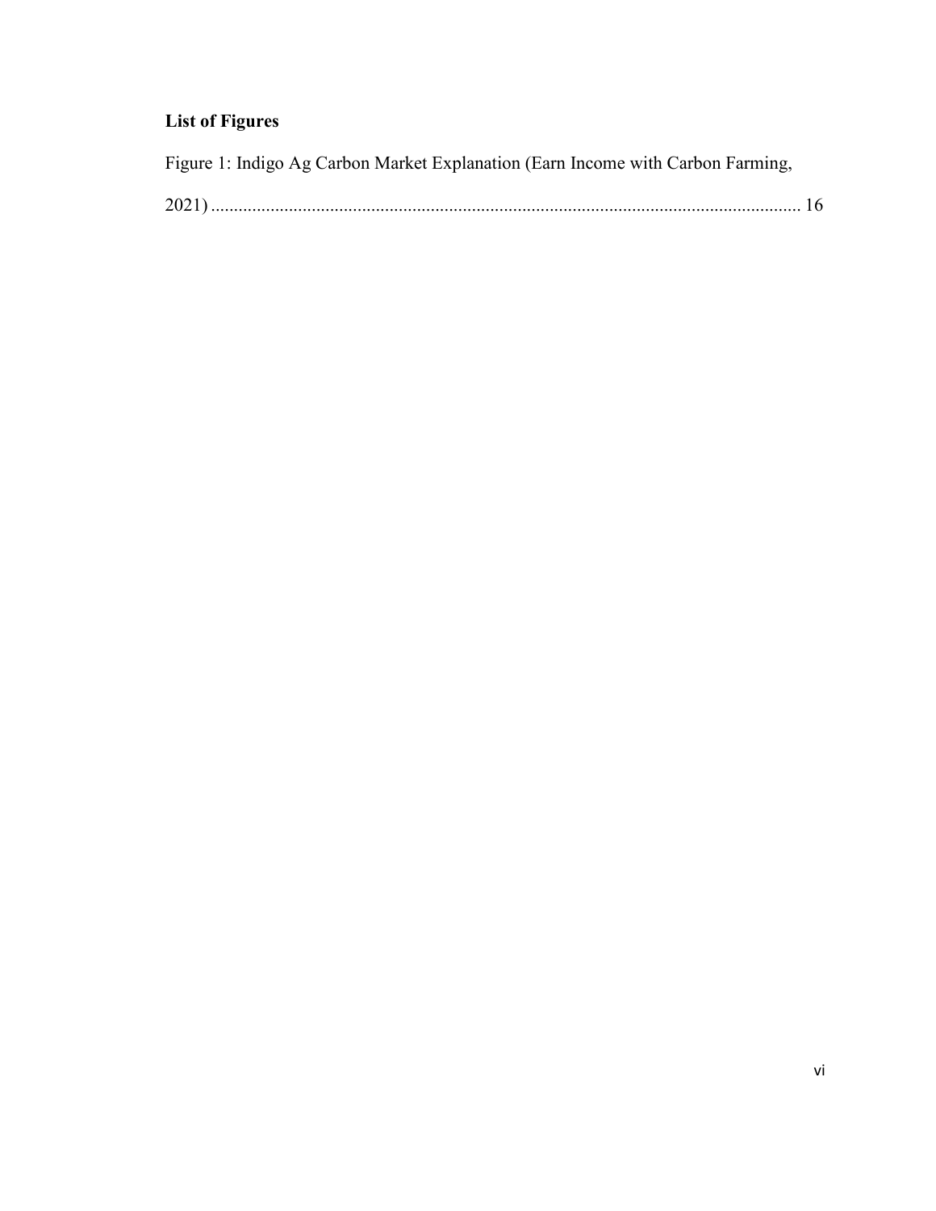**List of Figures**

Figure 1: Indigo Ag Carbon Market Explanation (Earn Income with Carbon Farming, 2021) ............................................................................................................................ 16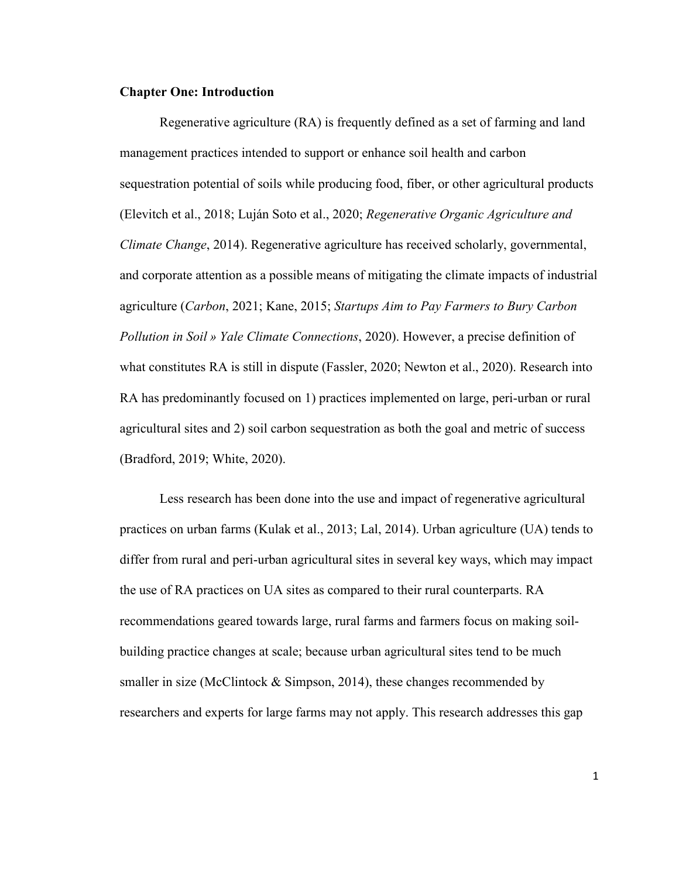## Chapter One: Introduction

Regenerative agriculture (RA) is frequently defined as a set of farming and land management practices intended to support or enhance soil health and carbon sequestration potential of soils while producing food, fiber, or other agricultural products (Elevitch et al., 2018; Luján Soto et al., 2020; *Regenerative Organic Agriculture and Climate Change*, 2014). Regenerative agriculture has received scholarly, governmental, and corporate attention as a possible means of mitigating the climate impacts of industrial agriculture (*Carbon*, 2021; Kane, 2015; *Startups Aim to Pay Farmers to Bury Carbon Pollution in Soil » Yale Climate Connections*, 2020). However, a precise definition of what constitutes RA is still in dispute (Fassler, 2020; Newton et al., 2020). Research into RA has predominantly focused on 1) practices implemented on large, peri-urban or rural agricultural sites and 2) soil carbon sequestration as both the goal and metric of success (Bradford, 2019; White, 2020).

Less research has been done into the use and impact of regenerative agricultural practices on urban farms (Kulak et al., 2013; Lal, 2014). Urban agriculture (UA) tends to differ from rural and peri-urban agricultural sites in several key ways, which may impact the use of RA practices on UA sites as compared to their rural counterparts. RA recommendations geared towards large, rural farms and farmers focus on making soil-building practice changes at scale; because urban agricultural sites tend to be much smaller in size (McClintock & Simpson, 2014), these changes recommended by researchers and experts for large farms may not apply. This research addresses this gap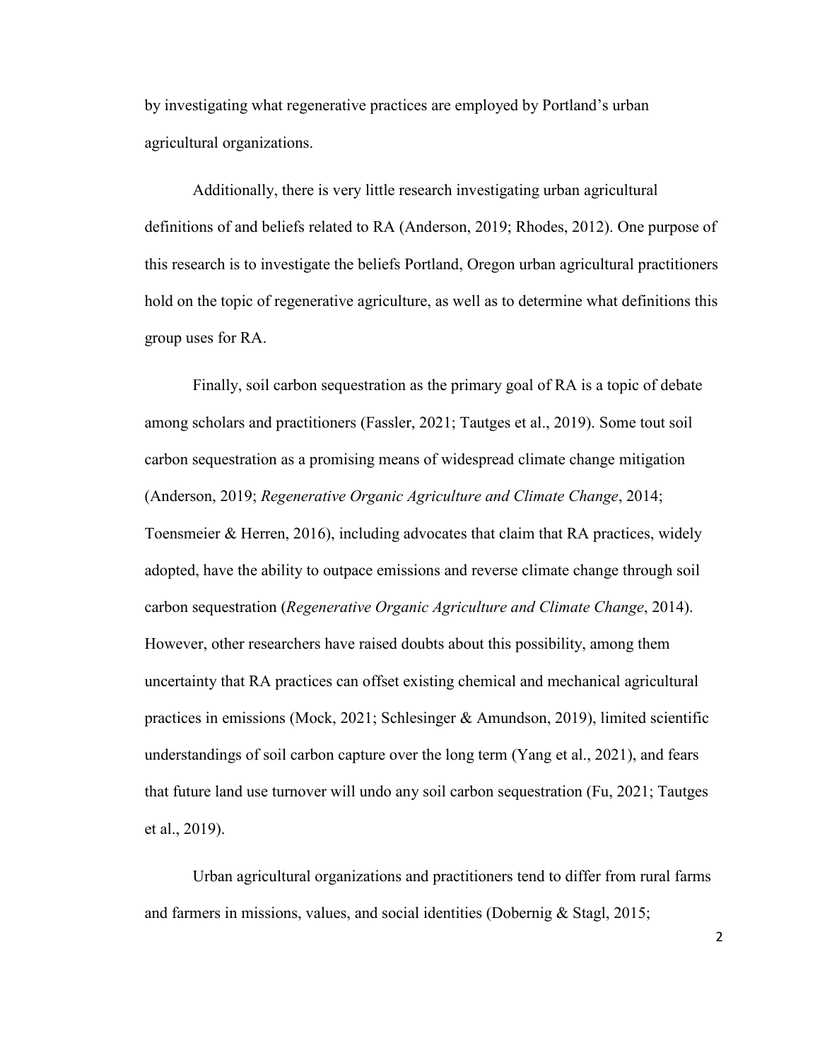by investigating what regenerative practices are employed by Portland's urban agricultural organizations.

Additionally, there is very little research investigating urban agricultural definitions of and beliefs related to RA (Anderson, 2019; Rhodes, 2012). One purpose of this research is to investigate the beliefs Portland, Oregon urban agricultural practitioners hold on the topic of regenerative agriculture, as well as to determine what definitions this group uses for RA.

Finally, soil carbon sequestration as the primary goal of RA is a topic of debate among scholars and practitioners (Fassler, 2021; Tautges et al., 2019). Some tout soil carbon sequestration as a promising means of widespread climate change mitigation (Anderson, 2019; *Regenerative Organic Agriculture and Climate Change*, 2014; Toensmeier & Herren, 2016), including advocates that claim that RA practices, widely adopted, have the ability to outpace emissions and reverse climate change through soil carbon sequestration (*Regenerative Organic Agriculture and Climate Change*, 2014). However, other researchers have raised doubts about this possibility, among them uncertainty that RA practices can offset existing chemical and mechanical agricultural practices in emissions (Mock, 2021; Schlesinger & Amundson, 2019), limited scientific understandings of soil carbon capture over the long term (Yang et al., 2021), and fears that future land use turnover will undo any soil carbon sequestration (Fu, 2021; Tautges et al., 2019).

Urban agricultural organizations and practitioners tend to differ from rural farms and farmers in missions, values, and social identities (Dobernig & Stagl, 2015;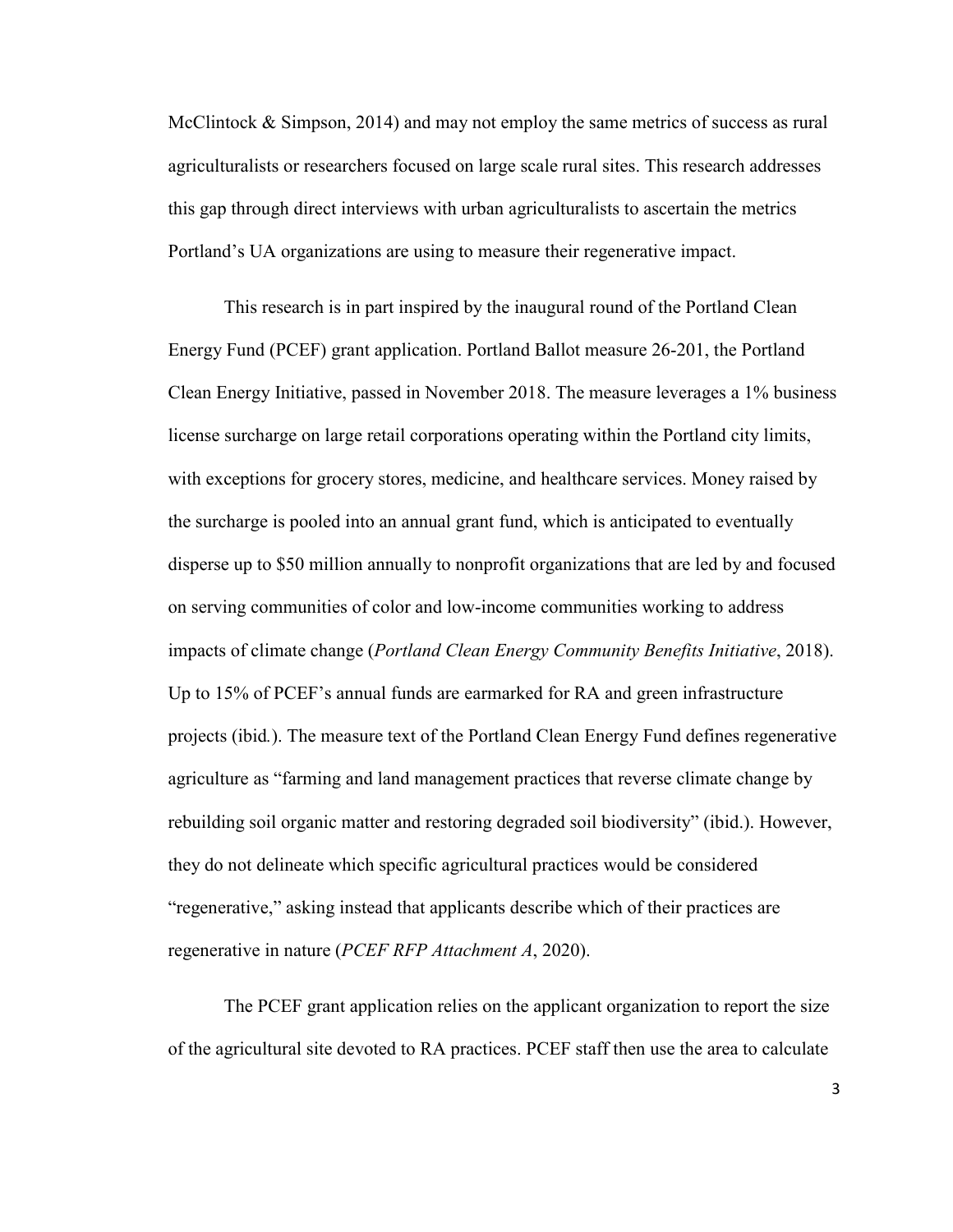McClintock & Simpson, 2014) and may not employ the same metrics of success as rural agriculturalists or researchers focused on large scale rural sites. This research addresses this gap through direct interviews with urban agriculturalists to ascertain the metrics Portland's UA organizations are using to measure their regenerative impact.

This research is in part inspired by the inaugural round of the Portland Clean Energy Fund (PCEF) grant application. Portland Ballot measure 26-201, the Portland Clean Energy Initiative, passed in November 2018. The measure leverages a 1% business license surcharge on large retail corporations operating within the Portland city limits, with exceptions for grocery stores, medicine, and healthcare services. Money raised by the surcharge is pooled into an annual grant fund, which is anticipated to eventually disperse up to $50 million annually to nonprofit organizations that are led by and focused on serving communities of color and low-income communities working to address impacts of climate change (*Portland Clean Energy Community Benefits Initiative*, 2018). Up to 15% of PCEF's annual funds are earmarked for RA and green infrastructure projects (ibid*.*). The measure text of the Portland Clean Energy Fund defines regenerative agriculture as "farming and land management practices that reverse climate change by rebuilding soil organic matter and restoring degraded soil biodiversity" (ibid.). However, they do not delineate which specific agricultural practices would be considered "regenerative," asking instead that applicants describe which of their practices are regenerative in nature (*PCEF RFP Attachment A*, 2020).

The PCEF grant application relies on the applicant organization to report the size of the agricultural site devoted to RA practices. PCEF staff then use the area to calculate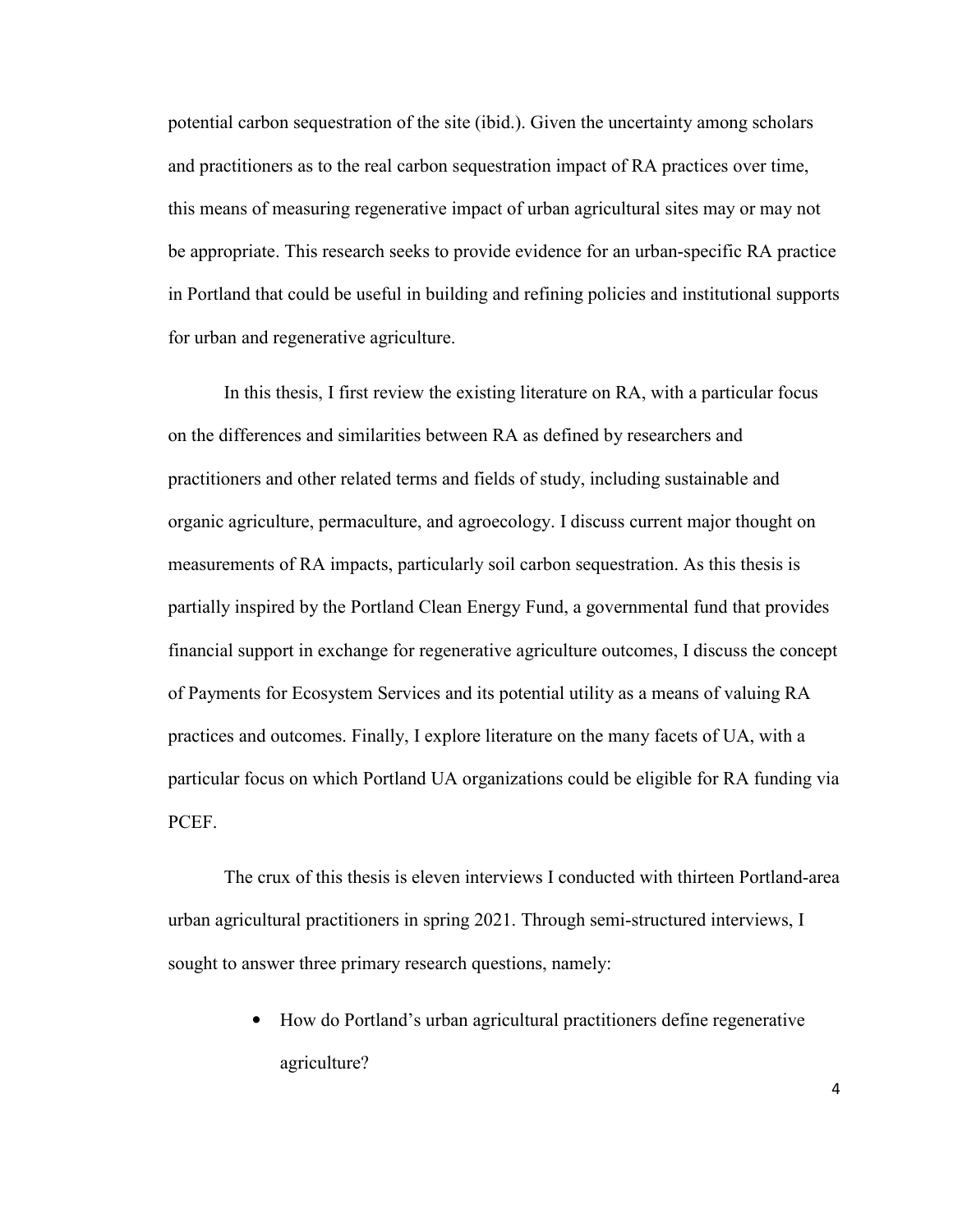potential carbon sequestration of the site (ibid.). Given the uncertainty among scholars and practitioners as to the real carbon sequestration impact of RA practices over time, this means of measuring regenerative impact of urban agricultural sites may or may not be appropriate. This research seeks to provide evidence for an urban-specific RA practice in Portland that could be useful in building and refining policies and institutional supports for urban and regenerative agriculture.

In this thesis, I first review the existing literature on RA, with a particular focus on the differences and similarities between RA as defined by researchers and practitioners and other related terms and fields of study, including sustainable and organic agriculture, permaculture, and agroecology. I discuss current major thought on measurements of RA impacts, particularly soil carbon sequestration. As this thesis is partially inspired by the Portland Clean Energy Fund, a governmental fund that provides financial support in exchange for regenerative agriculture outcomes, I discuss the concept of Payments for Ecosystem Services and its potential utility as a means of valuing RA practices and outcomes. Finally, I explore literature on the many facets of UA, with a particular focus on which Portland UA organizations could be eligible for RA funding via PCEF.

The crux of this thesis is eleven interviews I conducted with thirteen Portland-area urban agricultural practitioners in spring 2021. Through semi-structured interviews, I sought to answer three primary research questions, namely:

- How do Portland's urban agricultural practitioners define regenerative agriculture?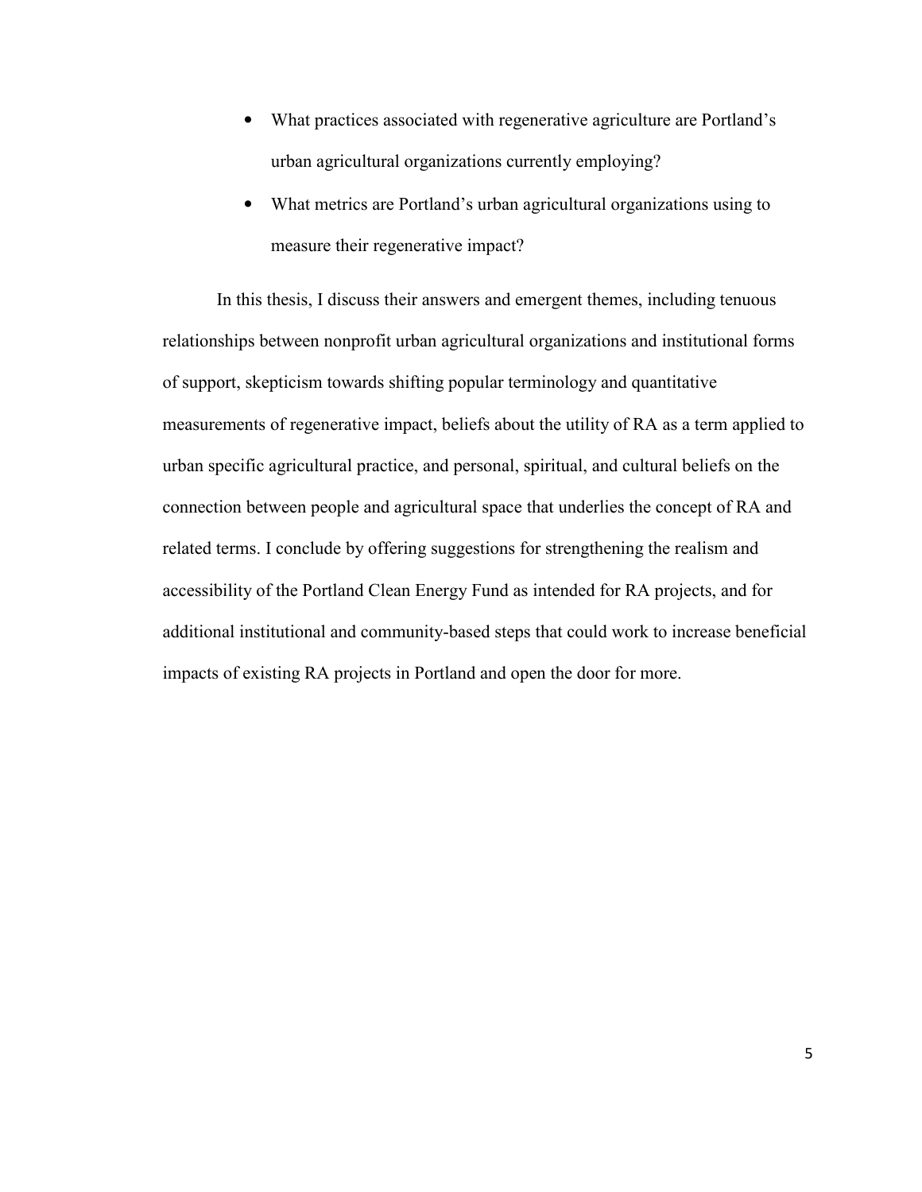- What practices associated with regenerative agriculture are Portland's urban agricultural organizations currently employing?
- What metrics are Portland's urban agricultural organizations using to measure their regenerative impact?

In this thesis, I discuss their answers and emergent themes, including tenuous relationships between nonprofit urban agricultural organizations and institutional forms of support, skepticism towards shifting popular terminology and quantitative measurements of regenerative impact, beliefs about the utility of RA as a term applied to urban specific agricultural practice, and personal, spiritual, and cultural beliefs on the connection between people and agricultural space that underlies the concept of RA and related terms. I conclude by offering suggestions for strengthening the realism and accessibility of the Portland Clean Energy Fund as intended for RA projects, and for additional institutional and community-based steps that could work to increase beneficial impacts of existing RA projects in Portland and open the door for more.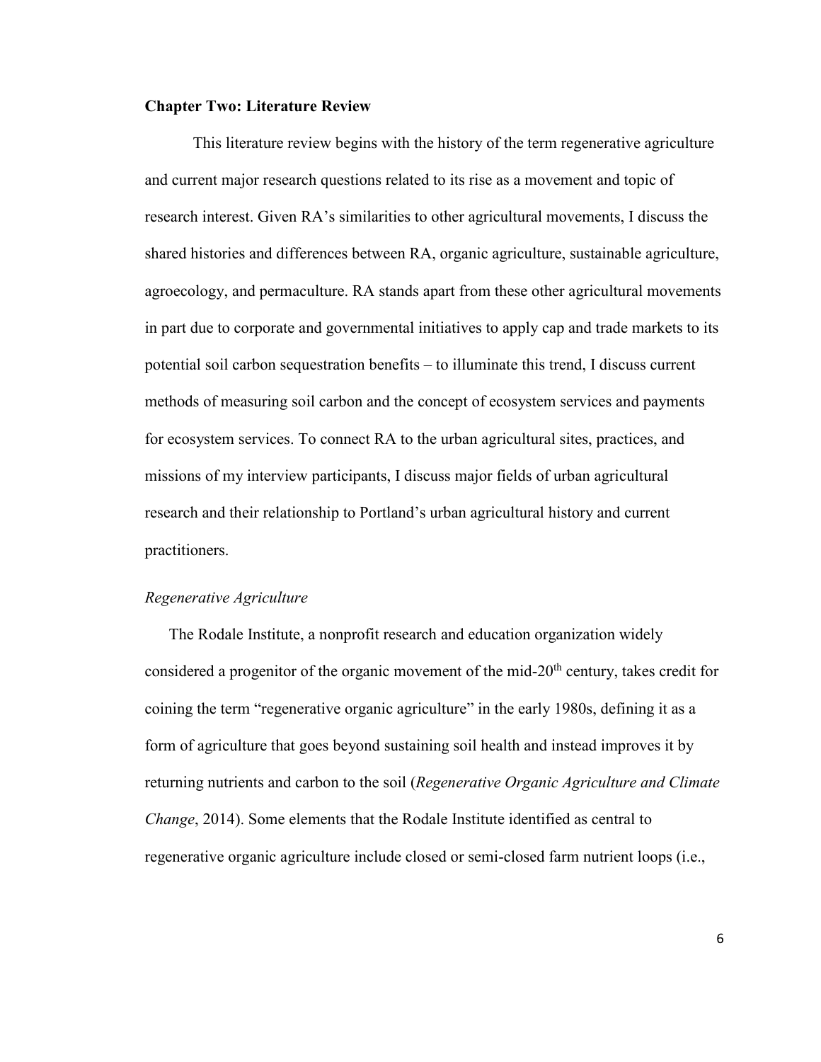## Chapter Two: Literature Review

This literature review begins with the history of the term regenerative agriculture and current major research questions related to its rise as a movement and topic of research interest. Given RA's similarities to other agricultural movements, I discuss the shared histories and differences between RA, organic agriculture, sustainable agriculture, agroecology, and permaculture. RA stands apart from these other agricultural movements in part due to corporate and governmental initiatives to apply cap and trade markets to its potential soil carbon sequestration benefits – to illuminate this trend, I discuss current methods of measuring soil carbon and the concept of ecosystem services and payments for ecosystem services. To connect RA to the urban agricultural sites, practices, and missions of my interview participants, I discuss major fields of urban agricultural research and their relationship to Portland's urban agricultural history and current practitioners.

### *Regenerative Agriculture*

The Rodale Institute, a nonprofit research and education organization widely considered a progenitor of the organic movement of the mid-20th century, takes credit for coining the term "regenerative organic agriculture" in the early 1980s, defining it as a form of agriculture that goes beyond sustaining soil health and instead improves it by returning nutrients and carbon to the soil (*Regenerative Organic Agriculture and Climate Change*, 2014). Some elements that the Rodale Institute identified as central to regenerative organic agriculture include closed or semi-closed farm nutrient loops (i.e.,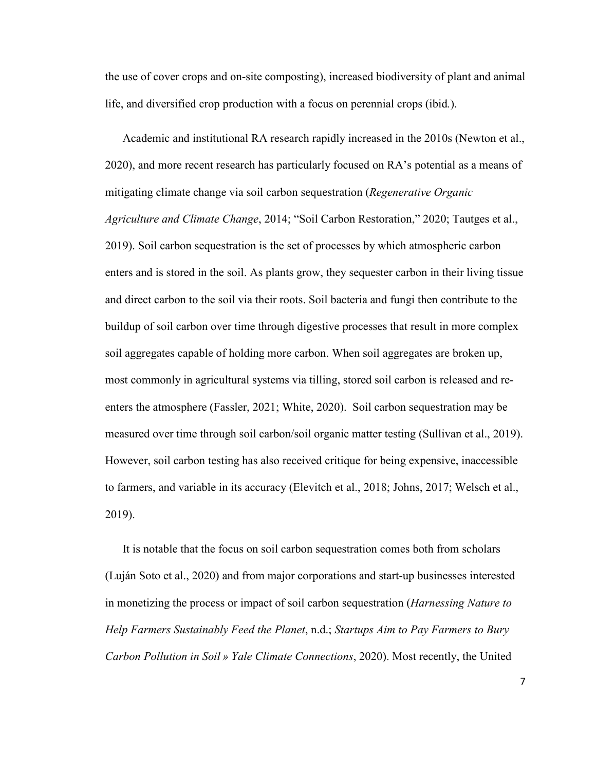the use of cover crops and on-site composting), increased biodiversity of plant and animal life, and diversified crop production with a focus on perennial crops (ibid*.*).

Academic and institutional RA research rapidly increased in the 2010s (Newton et al., 2020), and more recent research has particularly focused on RA's potential as a means of mitigating climate change via soil carbon sequestration (*Regenerative Organic Agriculture and Climate Change*, 2014; "Soil Carbon Restoration," 2020; Tautges et al., 2019). Soil carbon sequestration is the set of processes by which atmospheric carbon enters and is stored in the soil. As plants grow, they sequester carbon in their living tissue and direct carbon to the soil via their roots. Soil bacteria and fungi then contribute to the buildup of soil carbon over time through digestive processes that result in more complex soil aggregates capable of holding more carbon. When soil aggregates are broken up, most commonly in agricultural systems via tilling, stored soil carbon is released and re-enters the atmosphere (Fassler, 2021; White, 2020). Soil carbon sequestration may be measured over time through soil carbon/soil organic matter testing (Sullivan et al., 2019). However, soil carbon testing has also received critique for being expensive, inaccessible to farmers, and variable in its accuracy (Elevitch et al., 2018; Johns, 2017; Welsch et al., 2019).

It is notable that the focus on soil carbon sequestration comes both from scholars (Luján Soto et al., 2020) and from major corporations and start-up businesses interested in monetizing the process or impact of soil carbon sequestration (*Harnessing Nature to Help Farmers Sustainably Feed the Planet*, n.d.; *Startups Aim to Pay Farmers to Bury Carbon Pollution in Soil » Yale Climate Connections*, 2020). Most recently, the United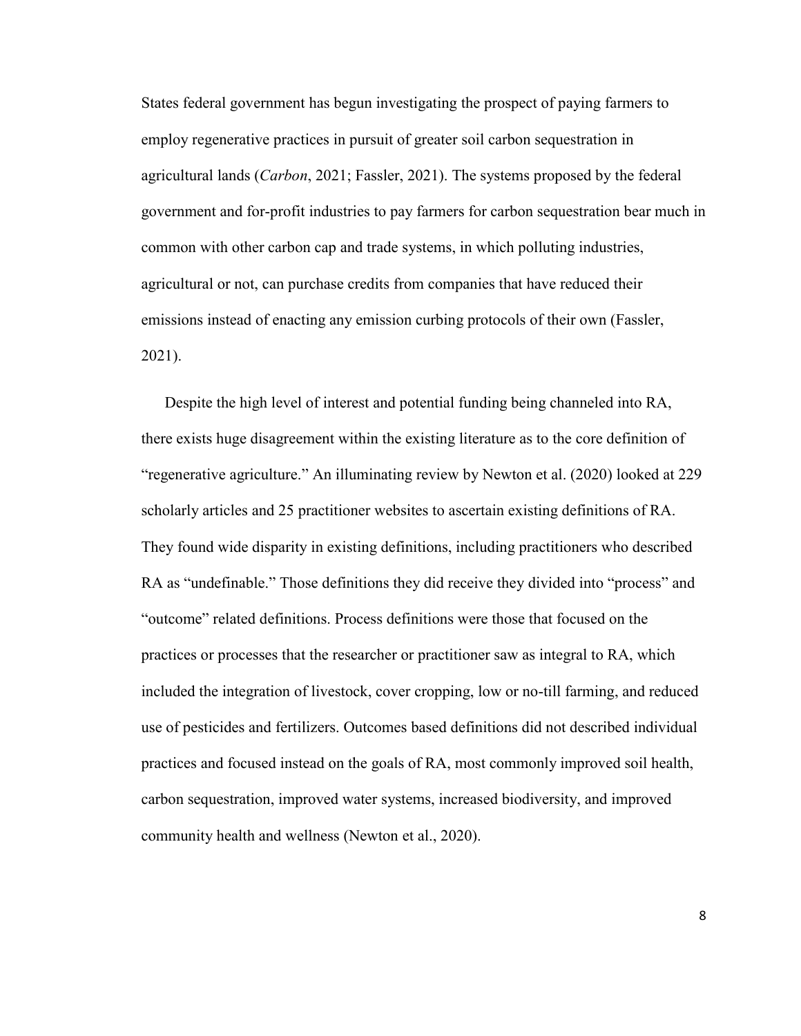States federal government has begun investigating the prospect of paying farmers to employ regenerative practices in pursuit of greater soil carbon sequestration in agricultural lands (*Carbon*, 2021; Fassler, 2021). The systems proposed by the federal government and for-profit industries to pay farmers for carbon sequestration bear much in common with other carbon cap and trade systems, in which polluting industries, agricultural or not, can purchase credits from companies that have reduced their emissions instead of enacting any emission curbing protocols of their own (Fassler, 2021).

Despite the high level of interest and potential funding being channeled into RA, there exists huge disagreement within the existing literature as to the core definition of "regenerative agriculture." An illuminating review by Newton et al. (2020) looked at 229 scholarly articles and 25 practitioner websites to ascertain existing definitions of RA. They found wide disparity in existing definitions, including practitioners who described RA as "undefinable." Those definitions they did receive they divided into "process" and "outcome" related definitions. Process definitions were those that focused on the practices or processes that the researcher or practitioner saw as integral to RA, which included the integration of livestock, cover cropping, low or no-till farming, and reduced use of pesticides and fertilizers. Outcomes based definitions did not described individual practices and focused instead on the goals of RA, most commonly improved soil health, carbon sequestration, improved water systems, increased biodiversity, and improved community health and wellness (Newton et al., 2020).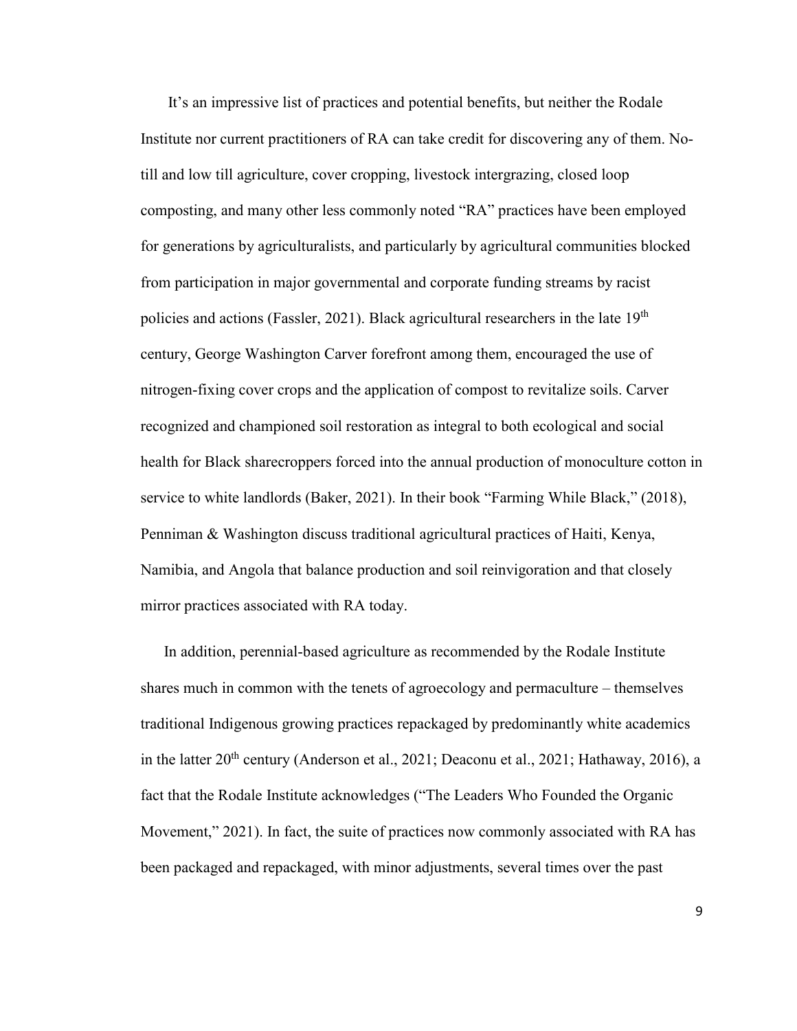It's an impressive list of practices and potential benefits, but neither the Rodale Institute nor current practitioners of RA can take credit for discovering any of them. No-till and low till agriculture, cover cropping, livestock intergrazing, closed loop composting, and many other less commonly noted "RA" practices have been employed for generations by agriculturalists, and particularly by agricultural communities blocked from participation in major governmental and corporate funding streams by racist policies and actions (Fassler, 2021). Black agricultural researchers in the late 19th century, George Washington Carver forefront among them, encouraged the use of nitrogen-fixing cover crops and the application of compost to revitalize soils. Carver recognized and championed soil restoration as integral to both ecological and social health for Black sharecroppers forced into the annual production of monoculture cotton in service to white landlords (Baker, 2021). In their book "Farming While Black," (2018), Penniman & Washington discuss traditional agricultural practices of Haiti, Kenya, Namibia, and Angola that balance production and soil reinvigoration and that closely mirror practices associated with RA today.

In addition, perennial-based agriculture as recommended by the Rodale Institute shares much in common with the tenets of agroecology and permaculture – themselves traditional Indigenous growing practices repackaged by predominantly white academics in the latter 20th century (Anderson et al., 2021; Deaconu et al., 2021; Hathaway, 2016), a fact that the Rodale Institute acknowledges ("The Leaders Who Founded the Organic Movement," 2021). In fact, the suite of practices now commonly associated with RA has been packaged and repackaged, with minor adjustments, several times over the past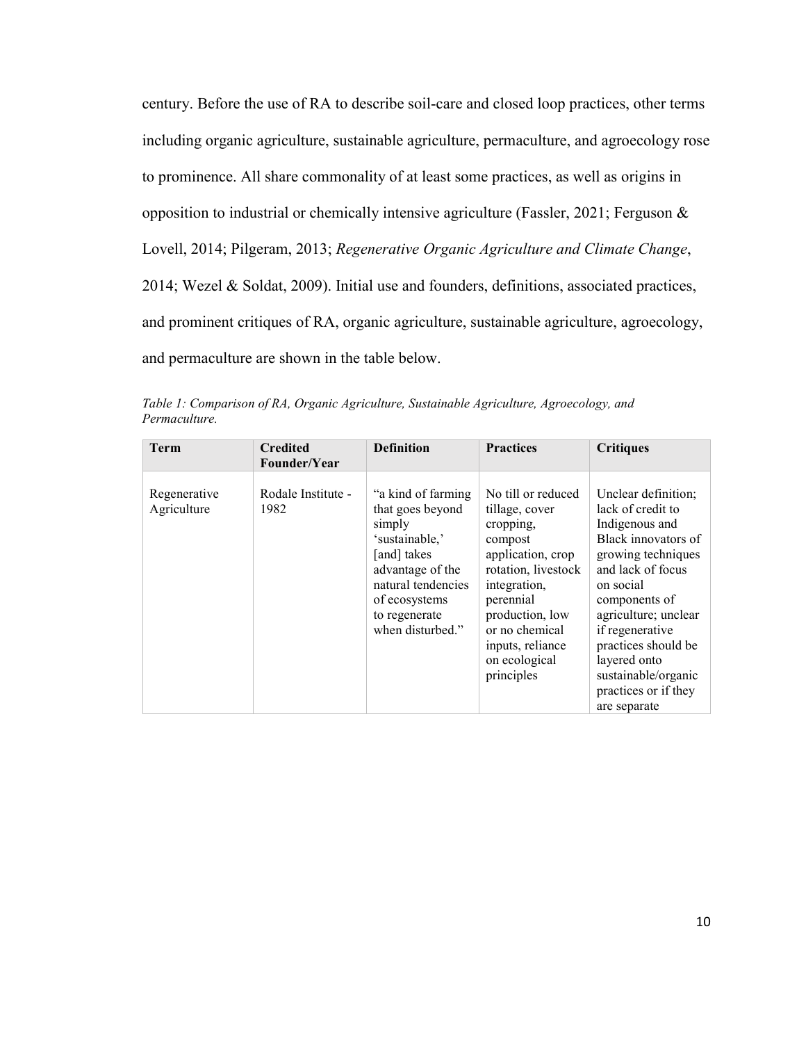century. Before the use of RA to describe soil-care and closed loop practices, other terms including organic agriculture, sustainable agriculture, permaculture, and agroecology rose to prominence. All share commonality of at least some practices, as well as origins in opposition to industrial or chemically intensive agriculture (Fassler, 2021; Ferguson & Lovell, 2014; Pilgeram, 2013; *Regenerative Organic Agriculture and Climate Change*, 2014; Wezel & Soldat, 2009). Initial use and founders, definitions, associated practices, and prominent critiques of RA, organic agriculture, sustainable agriculture, agroecology, and permaculture are shown in the table below.

*Table 1: Comparison of RA, Organic Agriculture, Sustainable Agriculture, Agroecology, and Permaculture.*

| **Term** | **Credited Founder/Year** | **Definition** | **Practices** | **Critiques** |
|---|---|---|---|---|
| Regenerative Agriculture | Rodale Institute - 1982 | "a kind of farming that goes beyond simply 'sustainable,' [and] takes advantage of the natural tendencies of ecosystems to regenerate when disturbed." | No till or reduced tillage, cover cropping, compost application, crop rotation, livestock integration, perennial production, low or no chemical inputs, reliance on ecological principles | Unclear definition; lack of credit to Indigenous and Black innovators of growing techniques and lack of focus on social components of agriculture; unclear if regenerative practices should be layered onto sustainable/organic practices or if they are separate |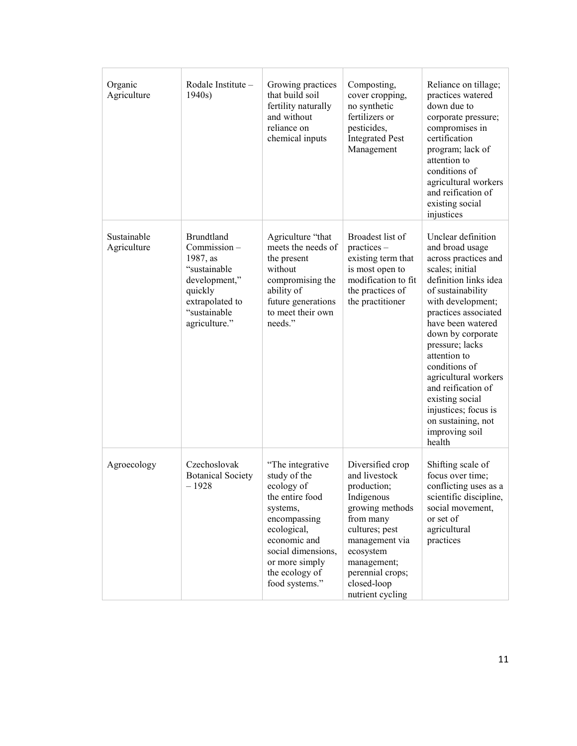| | | | | |
|---|---|---|---|---|
| Organic Agriculture | Rodale Institute – 1940s) | Growing practices that build soil fertility naturally and without reliance on chemical inputs | Composting, cover cropping, no synthetic fertilizers or pesticides, Integrated Pest Management | Reliance on tillage; practices watered down due to corporate pressure; compromises in certification program; lack of attention to conditions of agricultural workers and reification of existing social injustices |
| Sustainable Agriculture | Brundtland Commission – 1987, as "sustainable development," quickly extrapolated to "sustainable agriculture." | Agriculture "that meets the needs of the present without compromising the ability of future generations to meet their own needs." | Broadest list of practices – existing term that is most open to modification to fit the practices of the practitioner | Unclear definition and broad usage across practices and scales; initial definition links idea of sustainability with development; practices associated have been watered down by corporate pressure; lacks attention to conditions of agricultural workers and reification of existing social injustices; focus is on sustaining, not improving soil health |
| Agroecology | Czechoslovak Botanical Society – 1928 | "The integrative study of the ecology of the entire food systems, encompassing ecological, economic and social dimensions, or more simply the ecology of food systems." | Diversified crop and livestock production; Indigenous growing methods from many cultures; pest management via ecosystem management; perennial crops; closed-loop nutrient cycling | Shifting scale of focus over time; conflicting uses as a scientific discipline, social movement, or set of agricultural practices |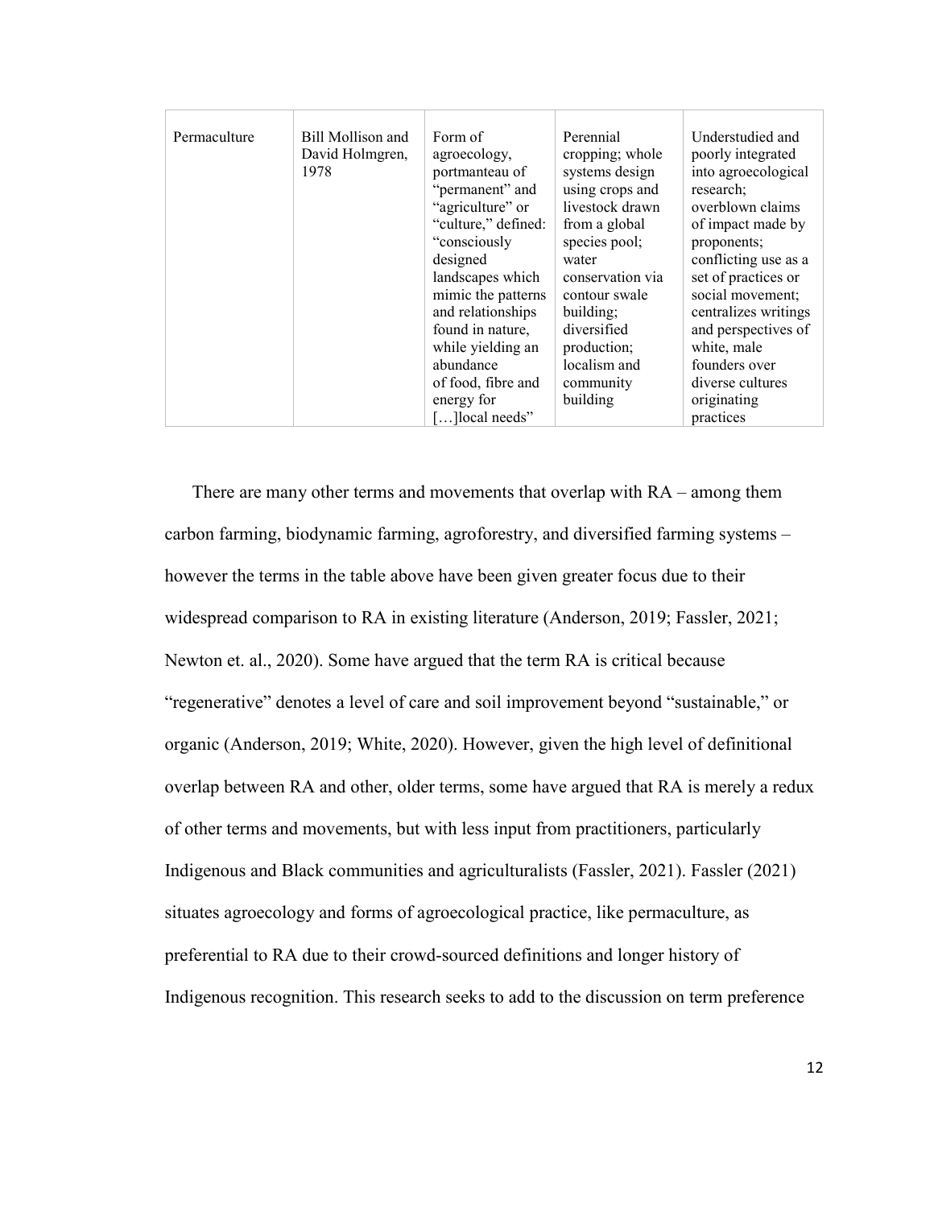| Permaculture | Bill Mollison and David Holmgren, 1978 | Form of agroecology, portmanteau of "permanent" and "agriculture" or "culture," defined: "consciously designed landscapes which mimic the patterns and relationships found in nature, while yielding an abundance of food, fibre and energy for […]local needs" | Perennial cropping; whole systems design using crops and livestock drawn from a global species pool; water conservation via contour swale building; diversified production; localism and community building | Understudied and poorly integrated into agroecological research; overblown claims of impact made by proponents; conflicting use as a set of practices or social movement; centralizes writings and perspectives of white, male founders over diverse cultures originating practices |
|---|---|---|---|---|

There are many other terms and movements that overlap with RA – among them carbon farming, biodynamic farming, agroforestry, and diversified farming systems – however the terms in the table above have been given greater focus due to their widespread comparison to RA in existing literature (Anderson, 2019; Fassler, 2021; Newton et. al., 2020). Some have argued that the term RA is critical because "regenerative" denotes a level of care and soil improvement beyond "sustainable," or organic (Anderson, 2019; White, 2020). However, given the high level of definitional overlap between RA and other, older terms, some have argued that RA is merely a redux of other terms and movements, but with less input from practitioners, particularly Indigenous and Black communities and agriculturalists (Fassler, 2021). Fassler (2021) situates agroecology and forms of agroecological practice, like permaculture, as preferential to RA due to their crowd-sourced definitions and longer history of Indigenous recognition. This research seeks to add to the discussion on term preference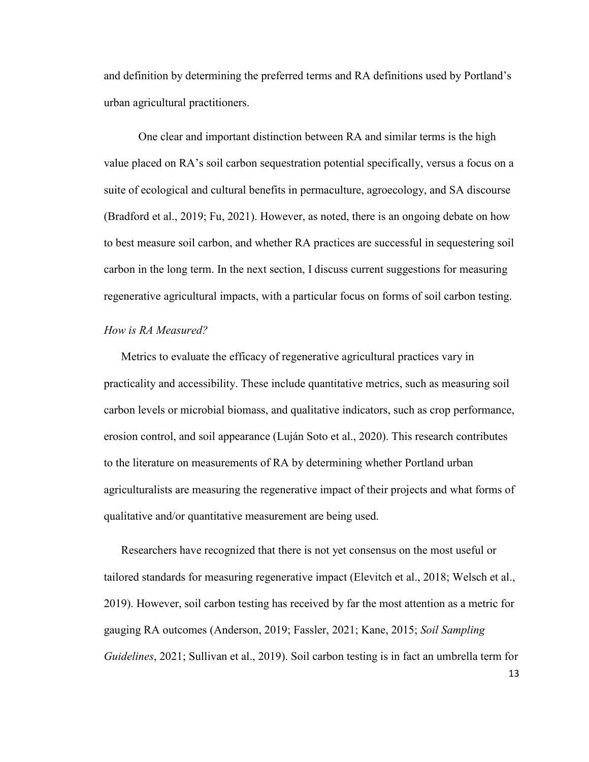and definition by determining the preferred terms and RA definitions used by Portland's urban agricultural practitioners.

One clear and important distinction between RA and similar terms is the high value placed on RA's soil carbon sequestration potential specifically, versus a focus on a suite of ecological and cultural benefits in permaculture, agroecology, and SA discourse (Bradford et al., 2019; Fu, 2021). However, as noted, there is an ongoing debate on how to best measure soil carbon, and whether RA practices are successful in sequestering soil carbon in the long term. In the next section, I discuss current suggestions for measuring regenerative agricultural impacts, with a particular focus on forms of soil carbon testing.

*How is RA Measured?*

Metrics to evaluate the efficacy of regenerative agricultural practices vary in practicality and accessibility. These include quantitative metrics, such as measuring soil carbon levels or microbial biomass, and qualitative indicators, such as crop performance, erosion control, and soil appearance (Luján Soto et al., 2020). This research contributes to the literature on measurements of RA by determining whether Portland urban agriculturalists are measuring the regenerative impact of their projects and what forms of qualitative and/or quantitative measurement are being used.

Researchers have recognized that there is not yet consensus on the most useful or tailored standards for measuring regenerative impact (Elevitch et al., 2018; Welsch et al., 2019). However, soil carbon testing has received by far the most attention as a metric for gauging RA outcomes (Anderson, 2019; Fassler, 2021; Kane, 2015; *Soil Sampling Guidelines*, 2021; Sullivan et al., 2019). Soil carbon testing is in fact an umbrella term for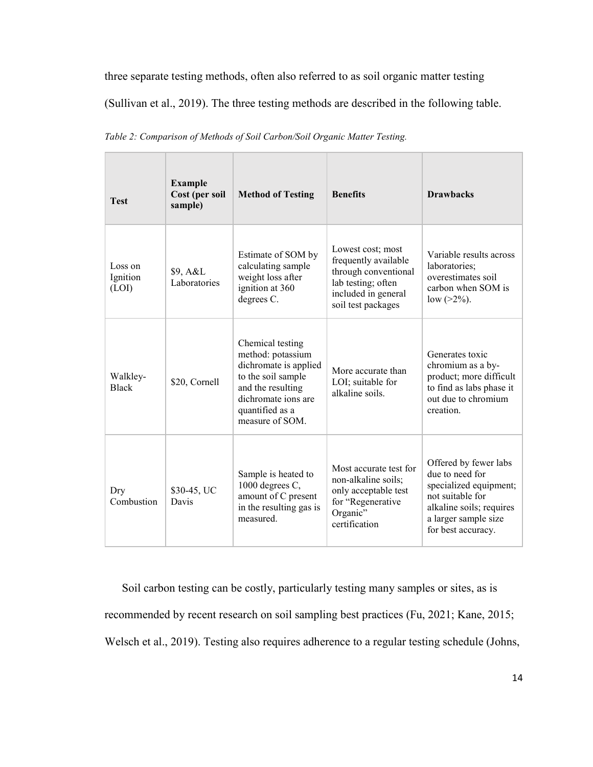three separate testing methods, often also referred to as soil organic matter testing (Sullivan et al., 2019). The three testing methods are described in the following table.

*Table 2: Comparison of Methods of Soil Carbon/Soil Organic Matter Testing.*

| Test | Example Cost (per soil sample) | Method of Testing | Benefits | Drawbacks |
|---|---|---|---|---|
| Loss on Ignition (LOI) | $9, A&L Laboratories | Estimate of SOM by calculating sample weight loss after ignition at 360 degrees C. | Lowest cost; most frequently available through conventional lab testing; often included in general soil test packages | Variable results across laboratories; overestimates soil carbon when SOM is low (>2%). |
| Walkley-Black | $20, Cornell | Chemical testing method: potassium dichromate is applied to the soil sample and the resulting dichromate ions are quantified as a measure of SOM. | More accurate than LOI; suitable for alkaline soils. | Generates toxic chromium as a by-product; more difficult to find as labs phase it out due to chromium creation. |
| Dry Combustion | $30-45, UC Davis | Sample is heated to 1000 degrees C, amount of C present in the resulting gas is measured. | Most accurate test for non-alkaline soils; only acceptable test for "Regenerative Organic" certification | Offered by fewer labs due to need for specialized equipment; not suitable for alkaline soils; requires a larger sample size for best accuracy. |

Soil carbon testing can be costly, particularly testing many samples or sites, as is recommended by recent research on soil sampling best practices (Fu, 2021; Kane, 2015; Welsch et al., 2019). Testing also requires adherence to a regular testing schedule (Johns,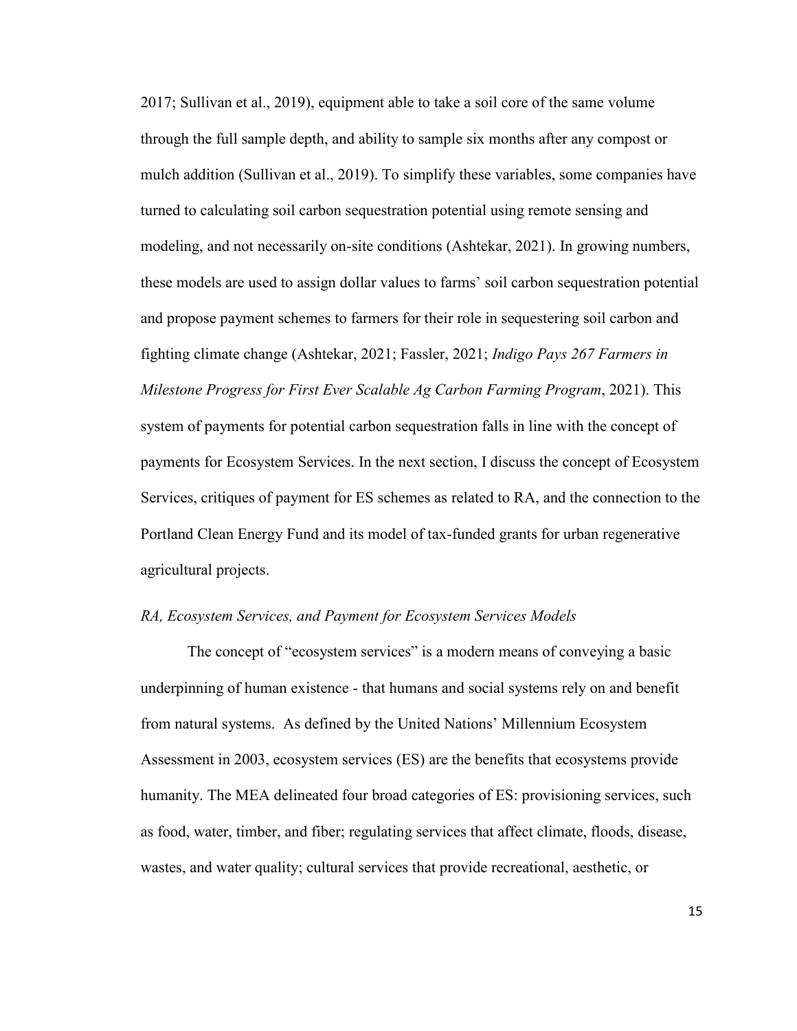2017; Sullivan et al., 2019), equipment able to take a soil core of the same volume through the full sample depth, and ability to sample six months after any compost or mulch addition (Sullivan et al., 2019). To simplify these variables, some companies have turned to calculating soil carbon sequestration potential using remote sensing and modeling, and not necessarily on-site conditions (Ashtekar, 2021). In growing numbers, these models are used to assign dollar values to farms' soil carbon sequestration potential and propose payment schemes to farmers for their role in sequestering soil carbon and fighting climate change (Ashtekar, 2021; Fassler, 2021; *Indigo Pays 267 Farmers in Milestone Progress for First Ever Scalable Ag Carbon Farming Program*, 2021). This system of payments for potential carbon sequestration falls in line with the concept of payments for Ecosystem Services. In the next section, I discuss the concept of Ecosystem Services, critiques of payment for ES schemes as related to RA, and the connection to the Portland Clean Energy Fund and its model of tax-funded grants for urban regenerative agricultural projects.

### *RA, Ecosystem Services, and Payment for Ecosystem Services Models*

The concept of "ecosystem services" is a modern means of conveying a basic underpinning of human existence - that humans and social systems rely on and benefit from natural systems. As defined by the United Nations' Millennium Ecosystem Assessment in 2003, ecosystem services (ES) are the benefits that ecosystems provide humanity. The MEA delineated four broad categories of ES: provisioning services, such as food, water, timber, and fiber; regulating services that affect climate, floods, disease, wastes, and water quality; cultural services that provide recreational, aesthetic, or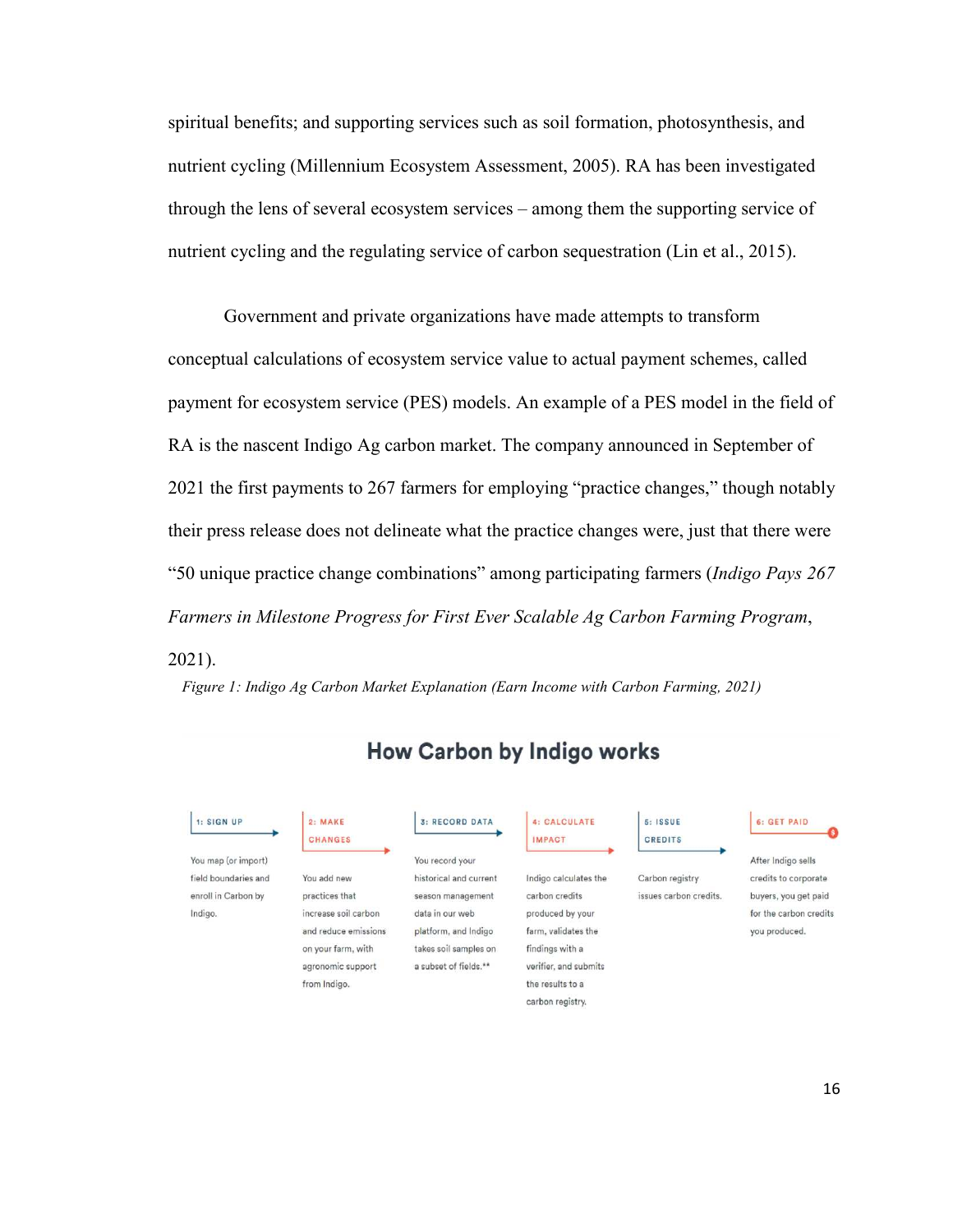spiritual benefits; and supporting services such as soil formation, photosynthesis, and nutrient cycling (Millennium Ecosystem Assessment, 2005). RA has been investigated through the lens of several ecosystem services – among them the supporting service of nutrient cycling and the regulating service of carbon sequestration (Lin et al., 2015).

Government and private organizations have made attempts to transform conceptual calculations of ecosystem service value to actual payment schemes, called payment for ecosystem service (PES) models. An example of a PES model in the field of RA is the nascent Indigo Ag carbon market. The company announced in September of 2021 the first payments to 267 farmers for employing "practice changes," though notably their press release does not delineate what the practice changes were, just that there were "50 unique practice change combinations" among participating farmers (*Indigo Pays 267 Farmers in Milestone Progress for First Ever Scalable Ag Carbon Farming Program*, 2021).

*Figure 1: Indigo Ag Carbon Market Explanation (Earn Income with Carbon Farming, 2021)*

## How Carbon by Indigo works

1: SIGN UP
You map (or import) field boundaries and enroll in Carbon by Indigo.

2: MAKE CHANGES
You add new practices that increase soil carbon and reduce emissions on your farm, with agronomic support from Indigo.

3: RECORD DATA
You record your historical and current season management data in our web platform, and Indigo takes soil samples on a subset of fields.**

4: CALCULATE IMPACT
Indigo calculates the carbon credits produced by your farm, validates the findings with a verifier, and submits the results to a carbon registry.

5: ISSUE CREDITS
Carbon registry issues carbon credits.

6: GET PAID
After Indigo sells credits to corporate buyers, you get paid for the carbon credits you produced.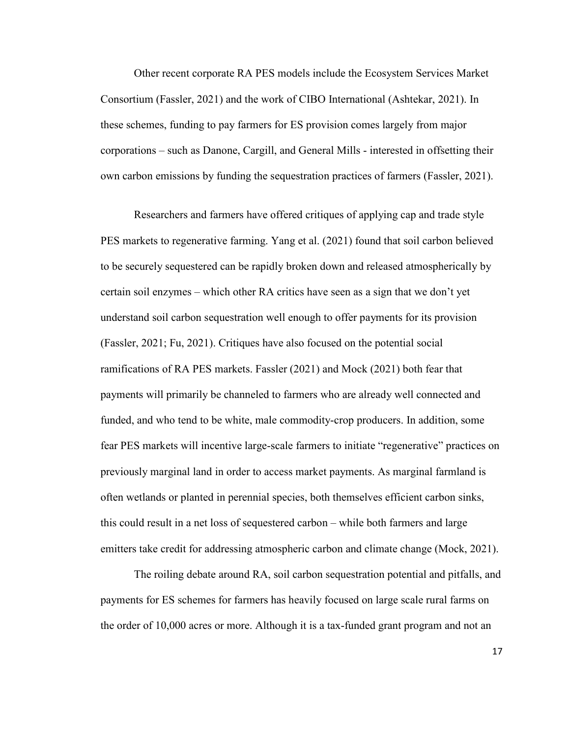Other recent corporate RA PES models include the Ecosystem Services Market Consortium (Fassler, 2021) and the work of CIBO International (Ashtekar, 2021). In these schemes, funding to pay farmers for ES provision comes largely from major corporations – such as Danone, Cargill, and General Mills - interested in offsetting their own carbon emissions by funding the sequestration practices of farmers (Fassler, 2021).

Researchers and farmers have offered critiques of applying cap and trade style PES markets to regenerative farming. Yang et al. (2021) found that soil carbon believed to be securely sequestered can be rapidly broken down and released atmospherically by certain soil enzymes – which other RA critics have seen as a sign that we don't yet understand soil carbon sequestration well enough to offer payments for its provision (Fassler, 2021; Fu, 2021). Critiques have also focused on the potential social ramifications of RA PES markets. Fassler (2021) and Mock (2021) both fear that payments will primarily be channeled to farmers who are already well connected and funded, and who tend to be white, male commodity-crop producers. In addition, some fear PES markets will incentive large-scale farmers to initiate "regenerative" practices on previously marginal land in order to access market payments. As marginal farmland is often wetlands or planted in perennial species, both themselves efficient carbon sinks, this could result in a net loss of sequestered carbon – while both farmers and large emitters take credit for addressing atmospheric carbon and climate change (Mock, 2021).

The roiling debate around RA, soil carbon sequestration potential and pitfalls, and payments for ES schemes for farmers has heavily focused on large scale rural farms on the order of 10,000 acres or more. Although it is a tax-funded grant program and not an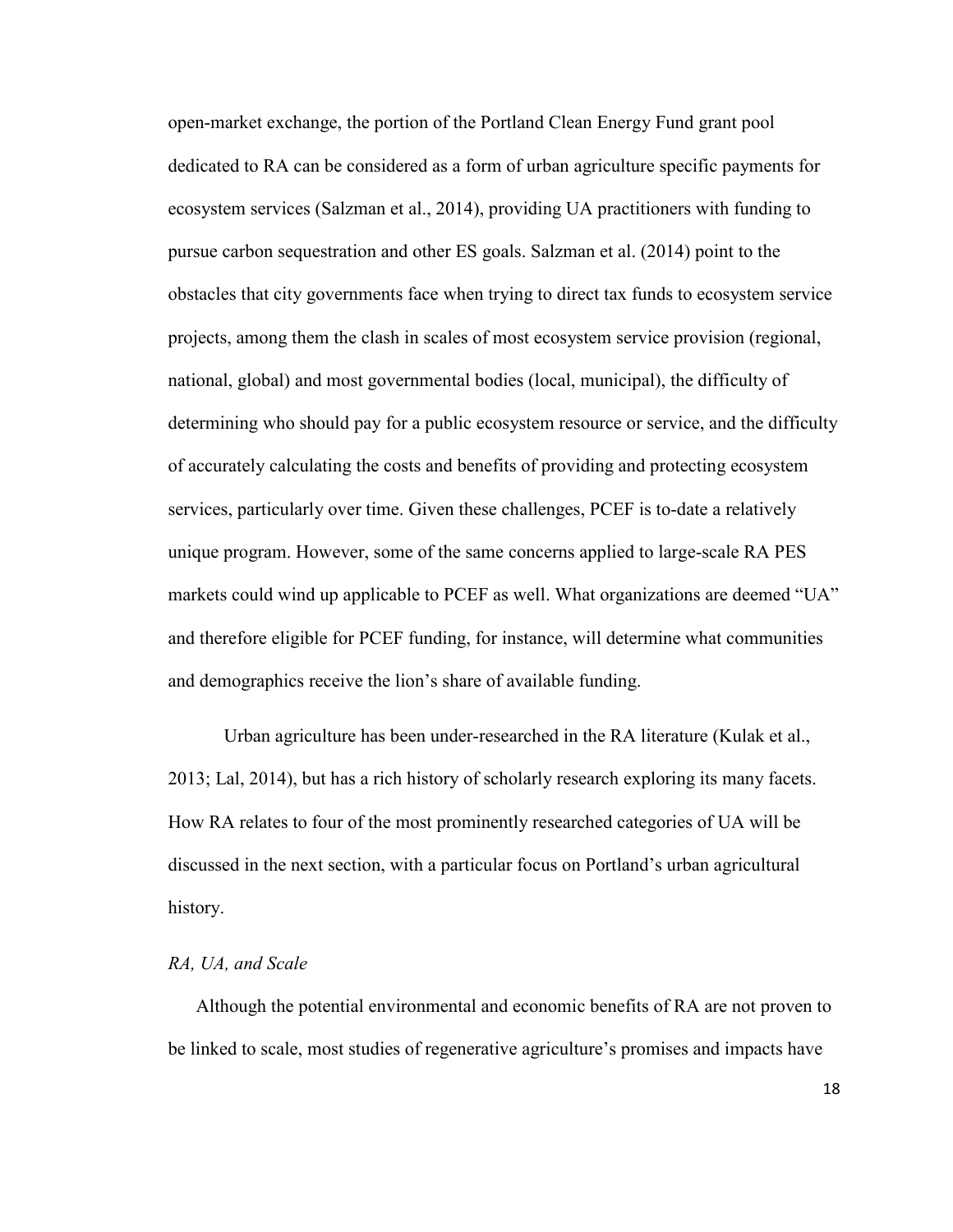open-market exchange, the portion of the Portland Clean Energy Fund grant pool dedicated to RA can be considered as a form of urban agriculture specific payments for ecosystem services (Salzman et al., 2014), providing UA practitioners with funding to pursue carbon sequestration and other ES goals. Salzman et al. (2014) point to the obstacles that city governments face when trying to direct tax funds to ecosystem service projects, among them the clash in scales of most ecosystem service provision (regional, national, global) and most governmental bodies (local, municipal), the difficulty of determining who should pay for a public ecosystem resource or service, and the difficulty of accurately calculating the costs and benefits of providing and protecting ecosystem services, particularly over time. Given these challenges, PCEF is to-date a relatively unique program. However, some of the same concerns applied to large-scale RA PES markets could wind up applicable to PCEF as well. What organizations are deemed "UA" and therefore eligible for PCEF funding, for instance, will determine what communities and demographics receive the lion's share of available funding.

Urban agriculture has been under-researched in the RA literature (Kulak et al., 2013; Lal, 2014), but has a rich history of scholarly research exploring its many facets. How RA relates to four of the most prominently researched categories of UA will be discussed in the next section, with a particular focus on Portland's urban agricultural history.

*RA, UA, and Scale*

Although the potential environmental and economic benefits of RA are not proven to be linked to scale, most studies of regenerative agriculture's promises and impacts have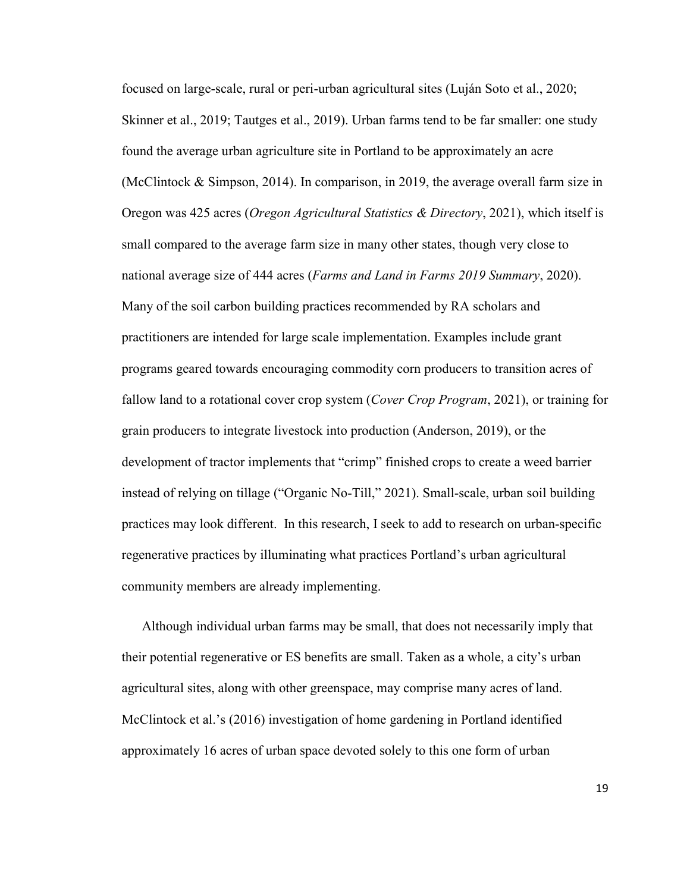focused on large-scale, rural or peri-urban agricultural sites (Luján Soto et al., 2020; Skinner et al., 2019; Tautges et al., 2019). Urban farms tend to be far smaller: one study found the average urban agriculture site in Portland to be approximately an acre (McClintock & Simpson, 2014). In comparison, in 2019, the average overall farm size in Oregon was 425 acres (*Oregon Agricultural Statistics & Directory*, 2021), which itself is small compared to the average farm size in many other states, though very close to national average size of 444 acres (*Farms and Land in Farms 2019 Summary*, 2020). Many of the soil carbon building practices recommended by RA scholars and practitioners are intended for large scale implementation. Examples include grant programs geared towards encouraging commodity corn producers to transition acres of fallow land to a rotational cover crop system (*Cover Crop Program*, 2021), or training for grain producers to integrate livestock into production (Anderson, 2019), or the development of tractor implements that "crimp" finished crops to create a weed barrier instead of relying on tillage ("Organic No-Till," 2021). Small-scale, urban soil building practices may look different. In this research, I seek to add to research on urban-specific regenerative practices by illuminating what practices Portland's urban agricultural community members are already implementing.

Although individual urban farms may be small, that does not necessarily imply that their potential regenerative or ES benefits are small. Taken as a whole, a city's urban agricultural sites, along with other greenspace, may comprise many acres of land. McClintock et al.'s (2016) investigation of home gardening in Portland identified approximately 16 acres of urban space devoted solely to this one form of urban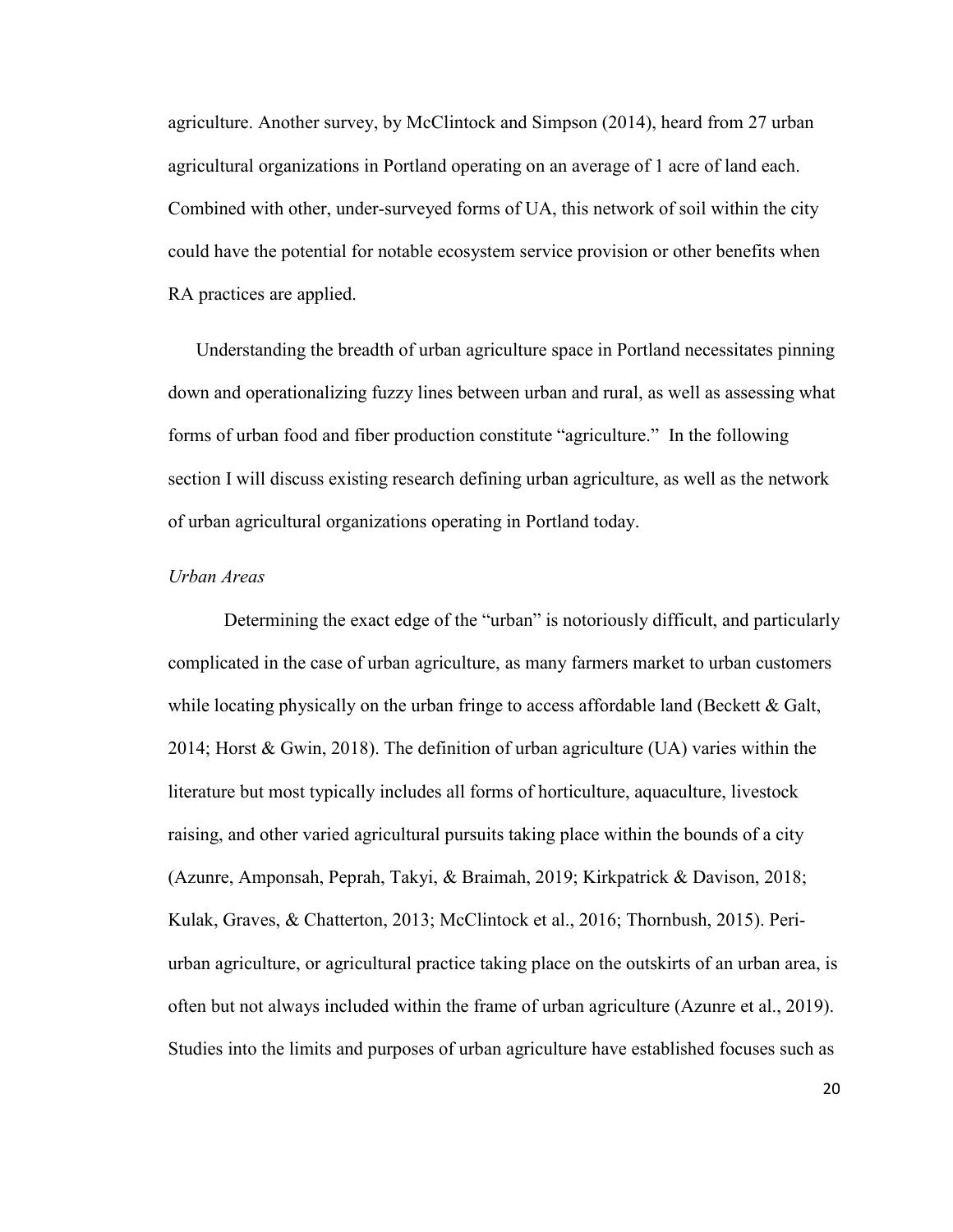agriculture. Another survey, by McClintock and Simpson (2014), heard from 27 urban agricultural organizations in Portland operating on an average of 1 acre of land each. Combined with other, under-surveyed forms of UA, this network of soil within the city could have the potential for notable ecosystem service provision or other benefits when RA practices are applied.

Understanding the breadth of urban agriculture space in Portland necessitates pinning down and operationalizing fuzzy lines between urban and rural, as well as assessing what forms of urban food and fiber production constitute "agriculture." In the following section I will discuss existing research defining urban agriculture, as well as the network of urban agricultural organizations operating in Portland today.

*Urban Areas*

Determining the exact edge of the "urban" is notoriously difficult, and particularly complicated in the case of urban agriculture, as many farmers market to urban customers while locating physically on the urban fringe to access affordable land (Beckett & Galt, 2014; Horst & Gwin, 2018). The definition of urban agriculture (UA) varies within the literature but most typically includes all forms of horticulture, aquaculture, livestock raising, and other varied agricultural pursuits taking place within the bounds of a city (Azunre, Amponsah, Peprah, Takyi, & Braimah, 2019; Kirkpatrick & Davison, 2018; Kulak, Graves, & Chatterton, 2013; McClintock et al., 2016; Thornbush, 2015). Peri-urban agriculture, or agricultural practice taking place on the outskirts of an urban area, is often but not always included within the frame of urban agriculture (Azunre et al., 2019). Studies into the limits and purposes of urban agriculture have established focuses such as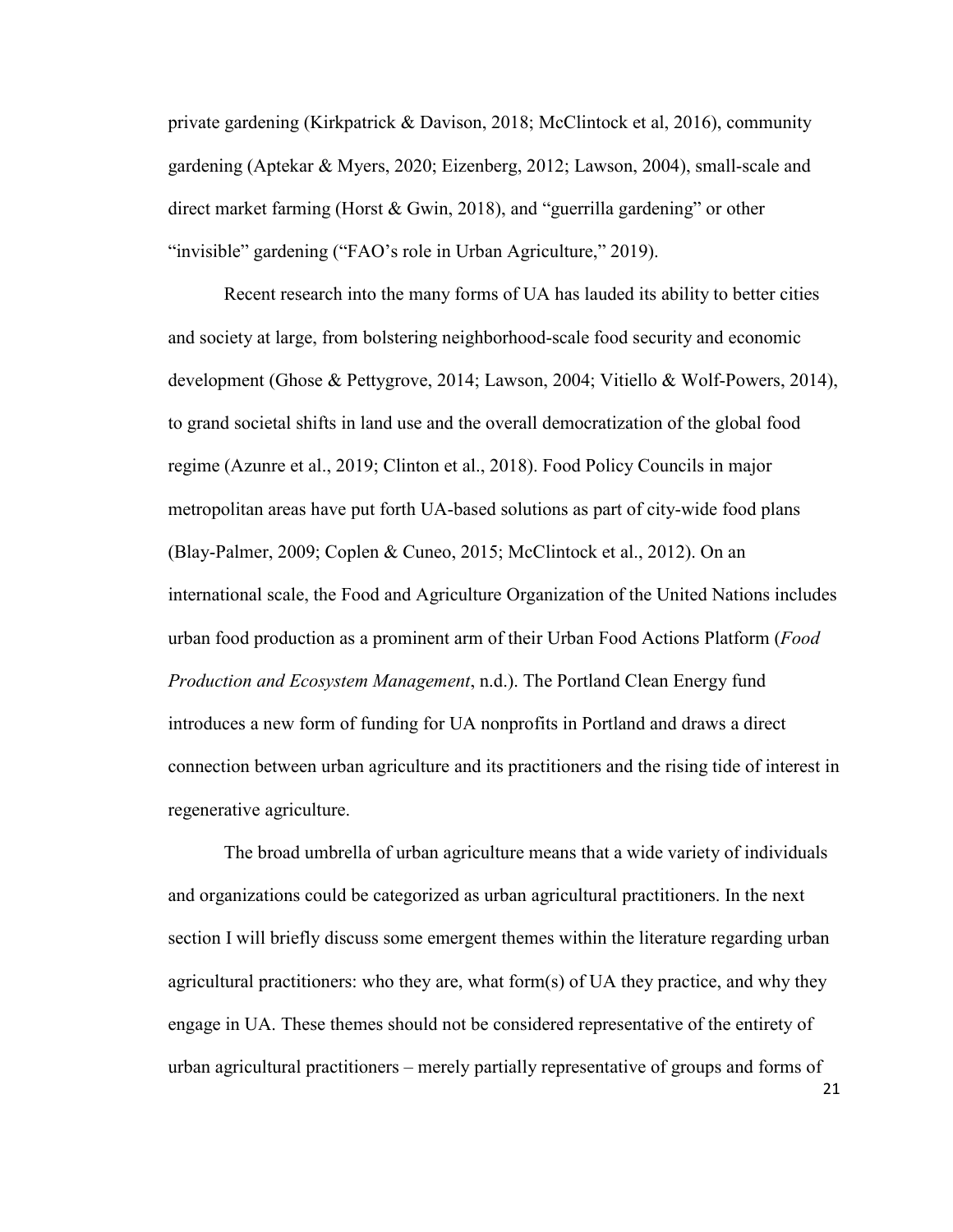private gardening (Kirkpatrick & Davison, 2018; McClintock et al, 2016), community gardening (Aptekar & Myers, 2020; Eizenberg, 2012; Lawson, 2004), small-scale and direct market farming (Horst & Gwin, 2018), and "guerrilla gardening" or other "invisible" gardening ("FAO's role in Urban Agriculture," 2019).

Recent research into the many forms of UA has lauded its ability to better cities and society at large, from bolstering neighborhood-scale food security and economic development (Ghose & Pettygrove, 2014; Lawson, 2004; Vitiello & Wolf-Powers, 2014), to grand societal shifts in land use and the overall democratization of the global food regime (Azunre et al., 2019; Clinton et al., 2018). Food Policy Councils in major metropolitan areas have put forth UA-based solutions as part of city-wide food plans (Blay-Palmer, 2009; Coplen & Cuneo, 2015; McClintock et al., 2012). On an international scale, the Food and Agriculture Organization of the United Nations includes urban food production as a prominent arm of their Urban Food Actions Platform (*Food Production and Ecosystem Management*, n.d.). The Portland Clean Energy fund introduces a new form of funding for UA nonprofits in Portland and draws a direct connection between urban agriculture and its practitioners and the rising tide of interest in regenerative agriculture.

The broad umbrella of urban agriculture means that a wide variety of individuals and organizations could be categorized as urban agricultural practitioners. In the next section I will briefly discuss some emergent themes within the literature regarding urban agricultural practitioners: who they are, what form(s) of UA they practice, and why they engage in UA. These themes should not be considered representative of the entirety of urban agricultural practitioners – merely partially representative of groups and forms of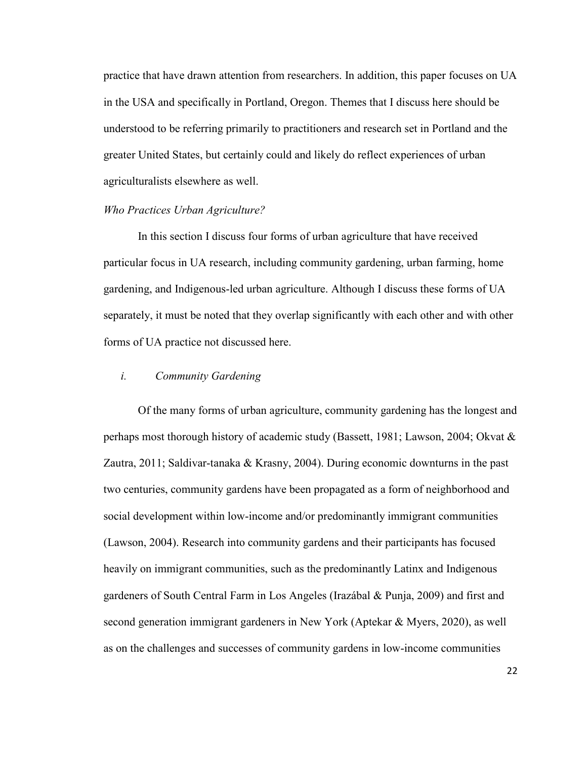practice that have drawn attention from researchers. In addition, this paper focuses on UA in the USA and specifically in Portland, Oregon. Themes that I discuss here should be understood to be referring primarily to practitioners and research set in Portland and the greater United States, but certainly could and likely do reflect experiences of urban agriculturalists elsewhere as well.

*Who Practices Urban Agriculture?*

In this section I discuss four forms of urban agriculture that have received particular focus in UA research, including community gardening, urban farming, home gardening, and Indigenous-led urban agriculture. Although I discuss these forms of UA separately, it must be noted that they overlap significantly with each other and with other forms of UA practice not discussed here.

*i. Community Gardening*

Of the many forms of urban agriculture, community gardening has the longest and perhaps most thorough history of academic study (Bassett, 1981; Lawson, 2004; Okvat & Zautra, 2011; Saldivar-tanaka & Krasny, 2004). During economic downturns in the past two centuries, community gardens have been propagated as a form of neighborhood and social development within low-income and/or predominantly immigrant communities (Lawson, 2004). Research into community gardens and their participants has focused heavily on immigrant communities, such as the predominantly Latinx and Indigenous gardeners of South Central Farm in Los Angeles (Irazábal & Punja, 2009) and first and second generation immigrant gardeners in New York (Aptekar & Myers, 2020), as well as on the challenges and successes of community gardens in low-income communities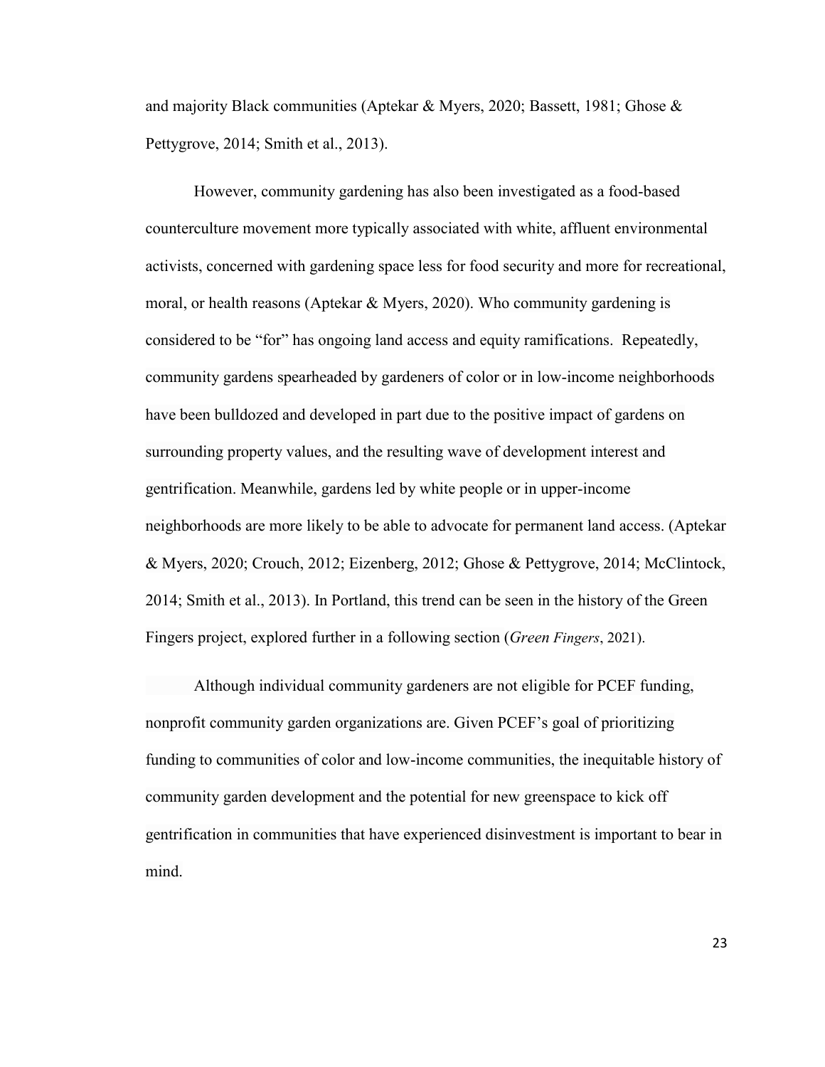and majority Black communities (Aptekar & Myers, 2020; Bassett, 1981; Ghose & Pettygrove, 2014; Smith et al., 2013).

However, community gardening has also been investigated as a food-based counterculture movement more typically associated with white, affluent environmental activists, concerned with gardening space less for food security and more for recreational, moral, or health reasons (Aptekar & Myers, 2020). Who community gardening is considered to be "for" has ongoing land access and equity ramifications. Repeatedly, community gardens spearheaded by gardeners of color or in low-income neighborhoods have been bulldozed and developed in part due to the positive impact of gardens on surrounding property values, and the resulting wave of development interest and gentrification. Meanwhile, gardens led by white people or in upper-income neighborhoods are more likely to be able to advocate for permanent land access. (Aptekar & Myers, 2020; Crouch, 2012; Eizenberg, 2012; Ghose & Pettygrove, 2014; McClintock, 2014; Smith et al., 2013). In Portland, this trend can be seen in the history of the Green Fingers project, explored further in a following section (*Green Fingers*, 2021).

Although individual community gardeners are not eligible for PCEF funding, nonprofit community garden organizations are. Given PCEF's goal of prioritizing funding to communities of color and low-income communities, the inequitable history of community garden development and the potential for new greenspace to kick off gentrification in communities that have experienced disinvestment is important to bear in mind.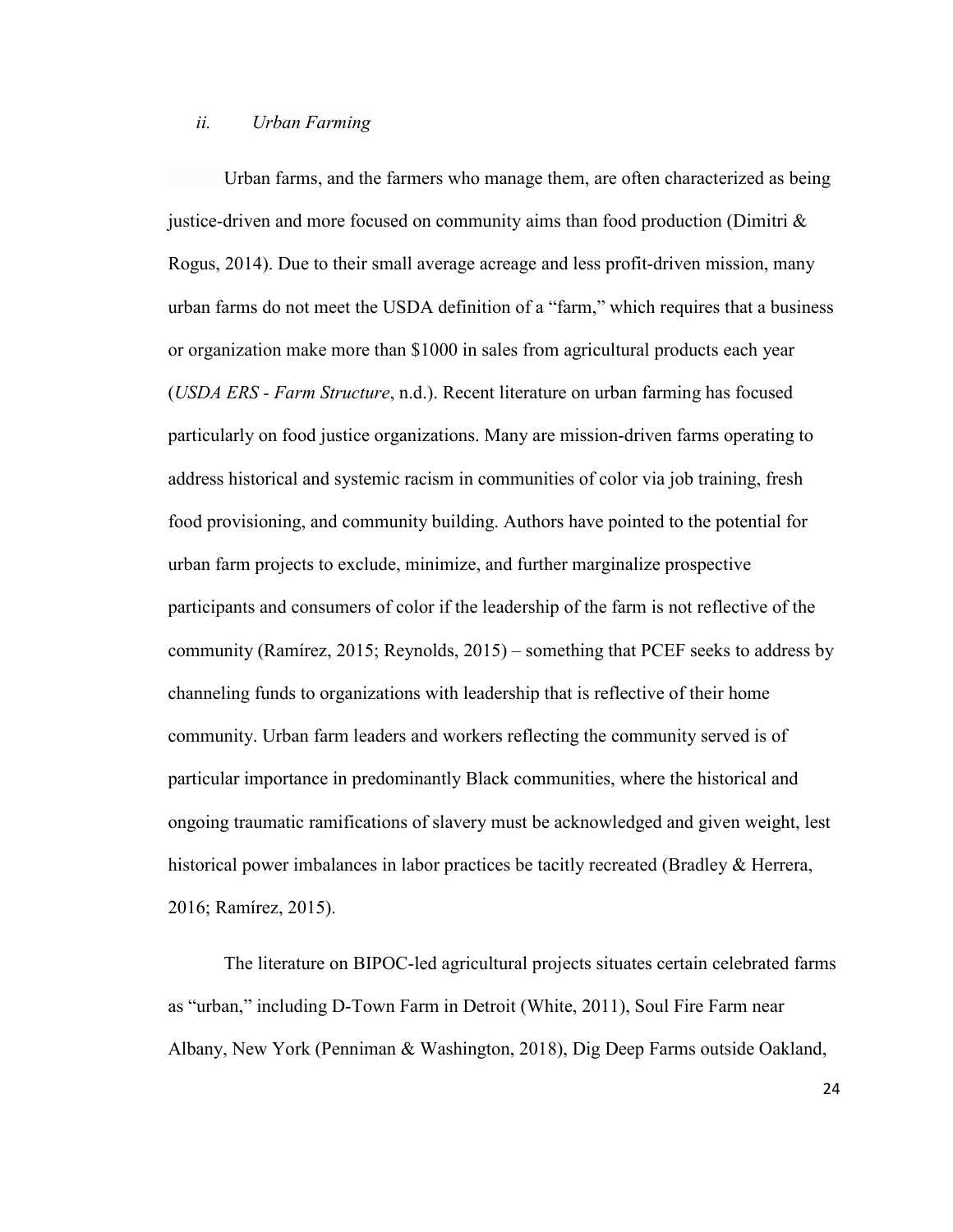### *ii. Urban Farming*

Urban farms, and the farmers who manage them, are often characterized as being justice-driven and more focused on community aims than food production (Dimitri & Rogus, 2014). Due to their small average acreage and less profit-driven mission, many urban farms do not meet the USDA definition of a "farm," which requires that a business or organization make more than $1000 in sales from agricultural products each year (*USDA ERS - Farm Structure*, n.d.). Recent literature on urban farming has focused particularly on food justice organizations. Many are mission-driven farms operating to address historical and systemic racism in communities of color via job training, fresh food provisioning, and community building. Authors have pointed to the potential for urban farm projects to exclude, minimize, and further marginalize prospective participants and consumers of color if the leadership of the farm is not reflective of the community (Ramírez, 2015; Reynolds, 2015) – something that PCEF seeks to address by channeling funds to organizations with leadership that is reflective of their home community. Urban farm leaders and workers reflecting the community served is of particular importance in predominantly Black communities, where the historical and ongoing traumatic ramifications of slavery must be acknowledged and given weight, lest historical power imbalances in labor practices be tacitly recreated (Bradley & Herrera, 2016; Ramírez, 2015).

The literature on BIPOC-led agricultural projects situates certain celebrated farms as "urban," including D-Town Farm in Detroit (White, 2011), Soul Fire Farm near Albany, New York (Penniman & Washington, 2018), Dig Deep Farms outside Oakland,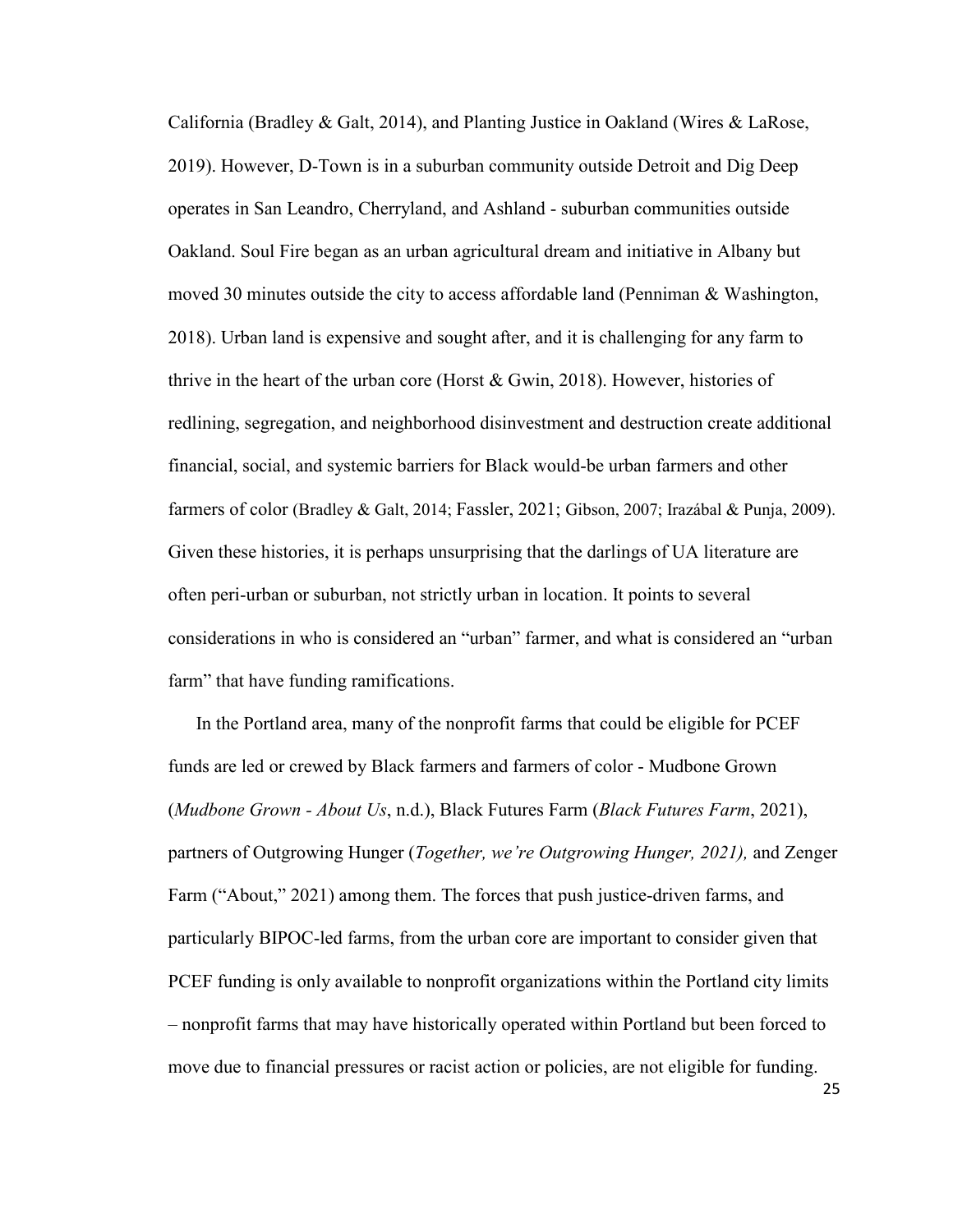California (Bradley & Galt, 2014), and Planting Justice in Oakland (Wires & LaRose, 2019). However, D-Town is in a suburban community outside Detroit and Dig Deep operates in San Leandro, Cherryland, and Ashland - suburban communities outside Oakland. Soul Fire began as an urban agricultural dream and initiative in Albany but moved 30 minutes outside the city to access affordable land (Penniman & Washington, 2018). Urban land is expensive and sought after, and it is challenging for any farm to thrive in the heart of the urban core (Horst & Gwin, 2018). However, histories of redlining, segregation, and neighborhood disinvestment and destruction create additional financial, social, and systemic barriers for Black would-be urban farmers and other farmers of color (Bradley & Galt, 2014; Fassler, 2021; Gibson, 2007; Irazábal & Punja, 2009). Given these histories, it is perhaps unsurprising that the darlings of UA literature are often peri-urban or suburban, not strictly urban in location. It points to several considerations in who is considered an "urban" farmer, and what is considered an "urban farm" that have funding ramifications.

In the Portland area, many of the nonprofit farms that could be eligible for PCEF funds are led or crewed by Black farmers and farmers of color - Mudbone Grown (*Mudbone Grown - About Us*, n.d.), Black Futures Farm (*Black Futures Farm*, 2021), partners of Outgrowing Hunger (*Together, we're Outgrowing Hunger, 2021),* and Zenger Farm ("About," 2021) among them. The forces that push justice-driven farms, and particularly BIPOC-led farms, from the urban core are important to consider given that PCEF funding is only available to nonprofit organizations within the Portland city limits – nonprofit farms that may have historically operated within Portland but been forced to move due to financial pressures or racist action or policies, are not eligible for funding.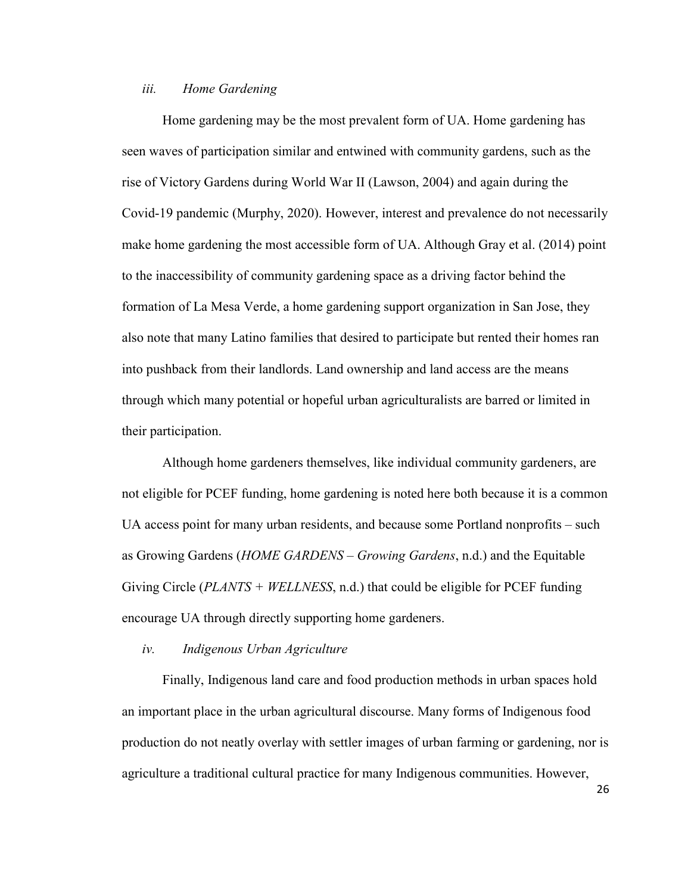### *iii. Home Gardening*

Home gardening may be the most prevalent form of UA. Home gardening has seen waves of participation similar and entwined with community gardens, such as the rise of Victory Gardens during World War II (Lawson, 2004) and again during the Covid-19 pandemic (Murphy, 2020). However, interest and prevalence do not necessarily make home gardening the most accessible form of UA. Although Gray et al. (2014) point to the inaccessibility of community gardening space as a driving factor behind the formation of La Mesa Verde, a home gardening support organization in San Jose, they also note that many Latino families that desired to participate but rented their homes ran into pushback from their landlords. Land ownership and land access are the means through which many potential or hopeful urban agriculturalists are barred or limited in their participation.

Although home gardeners themselves, like individual community gardeners, are not eligible for PCEF funding, home gardening is noted here both because it is a common UA access point for many urban residents, and because some Portland nonprofits – such as Growing Gardens (*HOME GARDENS – Growing Gardens*, n.d.) and the Equitable Giving Circle (*PLANTS + WELLNESS*, n.d.) that could be eligible for PCEF funding encourage UA through directly supporting home gardeners.

### *iv. Indigenous Urban Agriculture*

Finally, Indigenous land care and food production methods in urban spaces hold an important place in the urban agricultural discourse. Many forms of Indigenous food production do not neatly overlay with settler images of urban farming or gardening, nor is agriculture a traditional cultural practice for many Indigenous communities. However,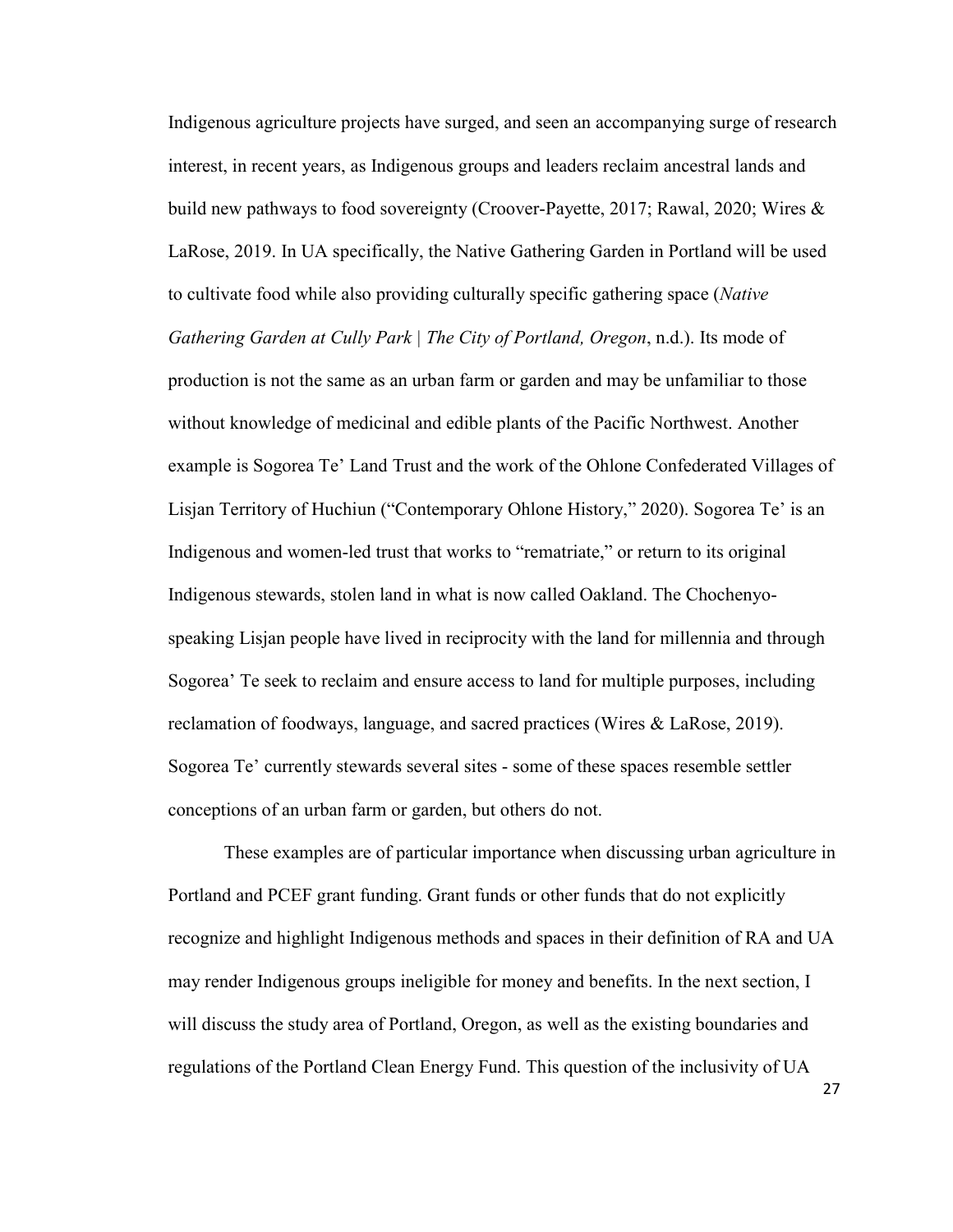Indigenous agriculture projects have surged, and seen an accompanying surge of research interest, in recent years, as Indigenous groups and leaders reclaim ancestral lands and build new pathways to food sovereignty (Croover-Payette, 2017; Rawal, 2020; Wires & LaRose, 2019. In UA specifically, the Native Gathering Garden in Portland will be used to cultivate food while also providing culturally specific gathering space (*Native Gathering Garden at Cully Park | The City of Portland, Oregon*, n.d.). Its mode of production is not the same as an urban farm or garden and may be unfamiliar to those without knowledge of medicinal and edible plants of the Pacific Northwest. Another example is Sogorea Te' Land Trust and the work of the Ohlone Confederated Villages of Lisjan Territory of Huchiun ("Contemporary Ohlone History," 2020). Sogorea Te' is an Indigenous and women-led trust that works to "rematriate," or return to its original Indigenous stewards, stolen land in what is now called Oakland. The Chochenyo-speaking Lisjan people have lived in reciprocity with the land for millennia and through Sogorea' Te seek to reclaim and ensure access to land for multiple purposes, including reclamation of foodways, language, and sacred practices (Wires & LaRose, 2019). Sogorea Te' currently stewards several sites - some of these spaces resemble settler conceptions of an urban farm or garden, but others do not.

These examples are of particular importance when discussing urban agriculture in Portland and PCEF grant funding. Grant funds or other funds that do not explicitly recognize and highlight Indigenous methods and spaces in their definition of RA and UA may render Indigenous groups ineligible for money and benefits. In the next section, I will discuss the study area of Portland, Oregon, as well as the existing boundaries and regulations of the Portland Clean Energy Fund. This question of the inclusivity of UA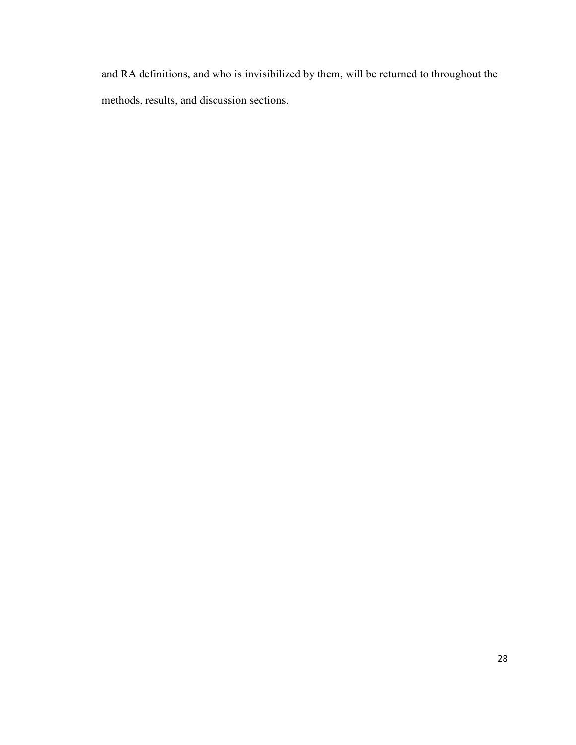and RA definitions, and who is invisibilized by them, will be returned to throughout the methods, results, and discussion sections.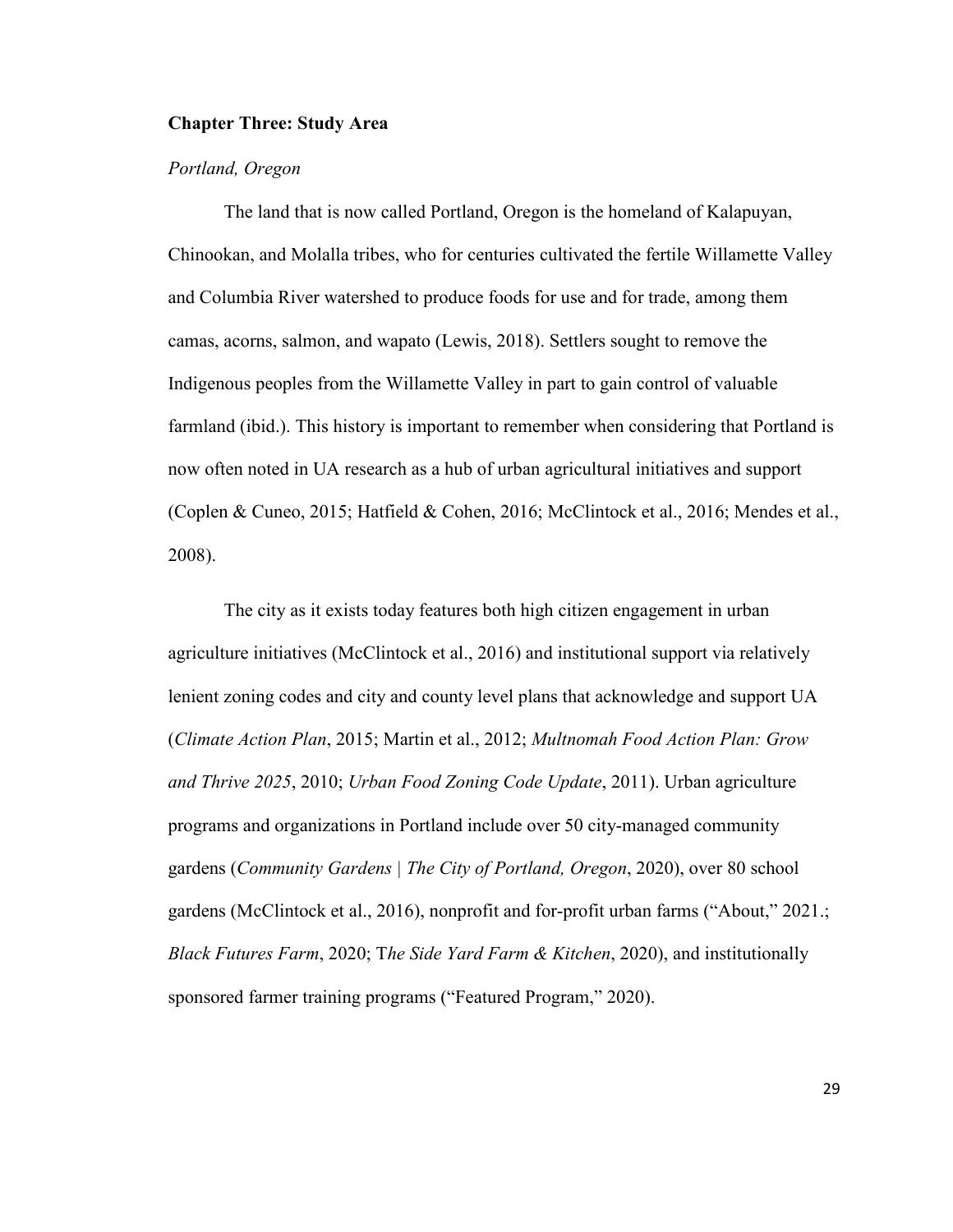## Chapter Three: Study Area

### *Portland, Oregon*

The land that is now called Portland, Oregon is the homeland of Kalapuyan, Chinookan, and Molalla tribes, who for centuries cultivated the fertile Willamette Valley and Columbia River watershed to produce foods for use and for trade, among them camas, acorns, salmon, and wapato (Lewis, 2018). Settlers sought to remove the Indigenous peoples from the Willamette Valley in part to gain control of valuable farmland (ibid.). This history is important to remember when considering that Portland is now often noted in UA research as a hub of urban agricultural initiatives and support (Coplen & Cuneo, 2015; Hatfield & Cohen, 2016; McClintock et al., 2016; Mendes et al., 2008).

The city as it exists today features both high citizen engagement in urban agriculture initiatives (McClintock et al., 2016) and institutional support via relatively lenient zoning codes and city and county level plans that acknowledge and support UA (*Climate Action Plan*, 2015; Martin et al., 2012; *Multnomah Food Action Plan: Grow and Thrive 2025*, 2010; *Urban Food Zoning Code Update*, 2011). Urban agriculture programs and organizations in Portland include over 50 city-managed community gardens (*Community Gardens | The City of Portland, Oregon*, 2020), over 80 school gardens (McClintock et al., 2016), nonprofit and for-profit urban farms ("About," 2021.; *Black Futures Farm*, 2020; T*he Side Yard Farm & Kitchen*, 2020), and institutionally sponsored farmer training programs ("Featured Program," 2020).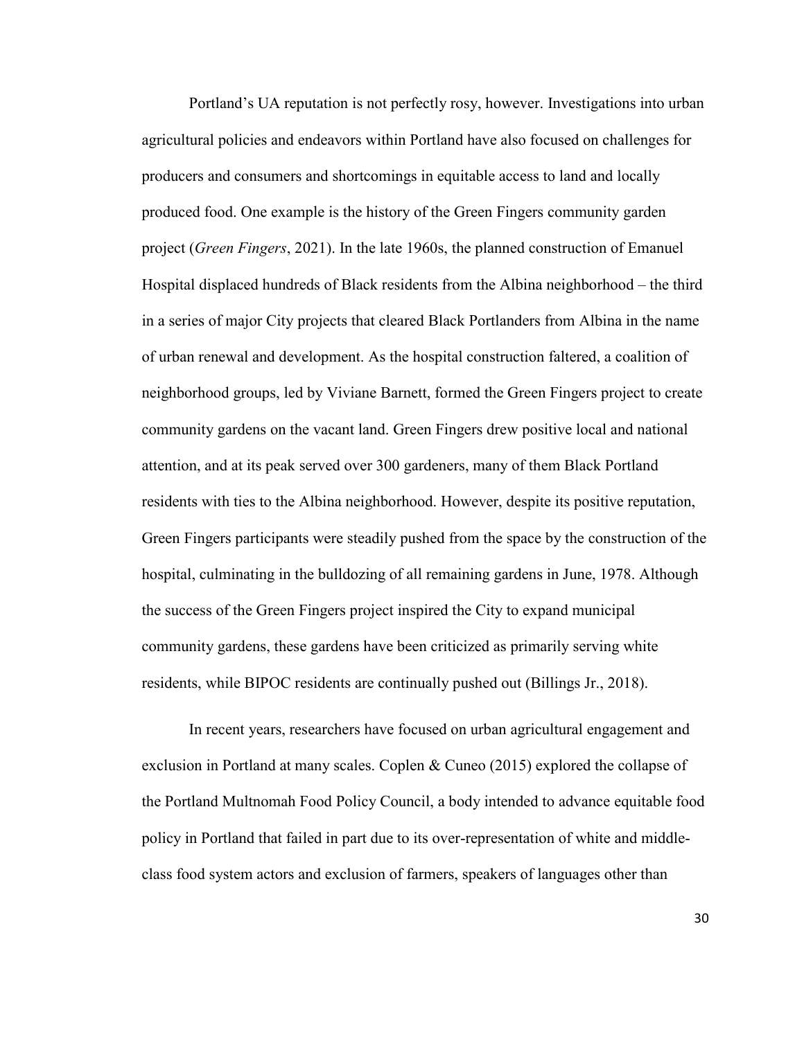Portland's UA reputation is not perfectly rosy, however. Investigations into urban agricultural policies and endeavors within Portland have also focused on challenges for producers and consumers and shortcomings in equitable access to land and locally produced food. One example is the history of the Green Fingers community garden project (*Green Fingers*, 2021). In the late 1960s, the planned construction of Emanuel Hospital displaced hundreds of Black residents from the Albina neighborhood – the third in a series of major City projects that cleared Black Portlanders from Albina in the name of urban renewal and development. As the hospital construction faltered, a coalition of neighborhood groups, led by Viviane Barnett, formed the Green Fingers project to create community gardens on the vacant land. Green Fingers drew positive local and national attention, and at its peak served over 300 gardeners, many of them Black Portland residents with ties to the Albina neighborhood. However, despite its positive reputation, Green Fingers participants were steadily pushed from the space by the construction of the hospital, culminating in the bulldozing of all remaining gardens in June, 1978. Although the success of the Green Fingers project inspired the City to expand municipal community gardens, these gardens have been criticized as primarily serving white residents, while BIPOC residents are continually pushed out (Billings Jr., 2018).

In recent years, researchers have focused on urban agricultural engagement and exclusion in Portland at many scales. Coplen & Cuneo (2015) explored the collapse of the Portland Multnomah Food Policy Council, a body intended to advance equitable food policy in Portland that failed in part due to its over-representation of white and middle-class food system actors and exclusion of farmers, speakers of languages other than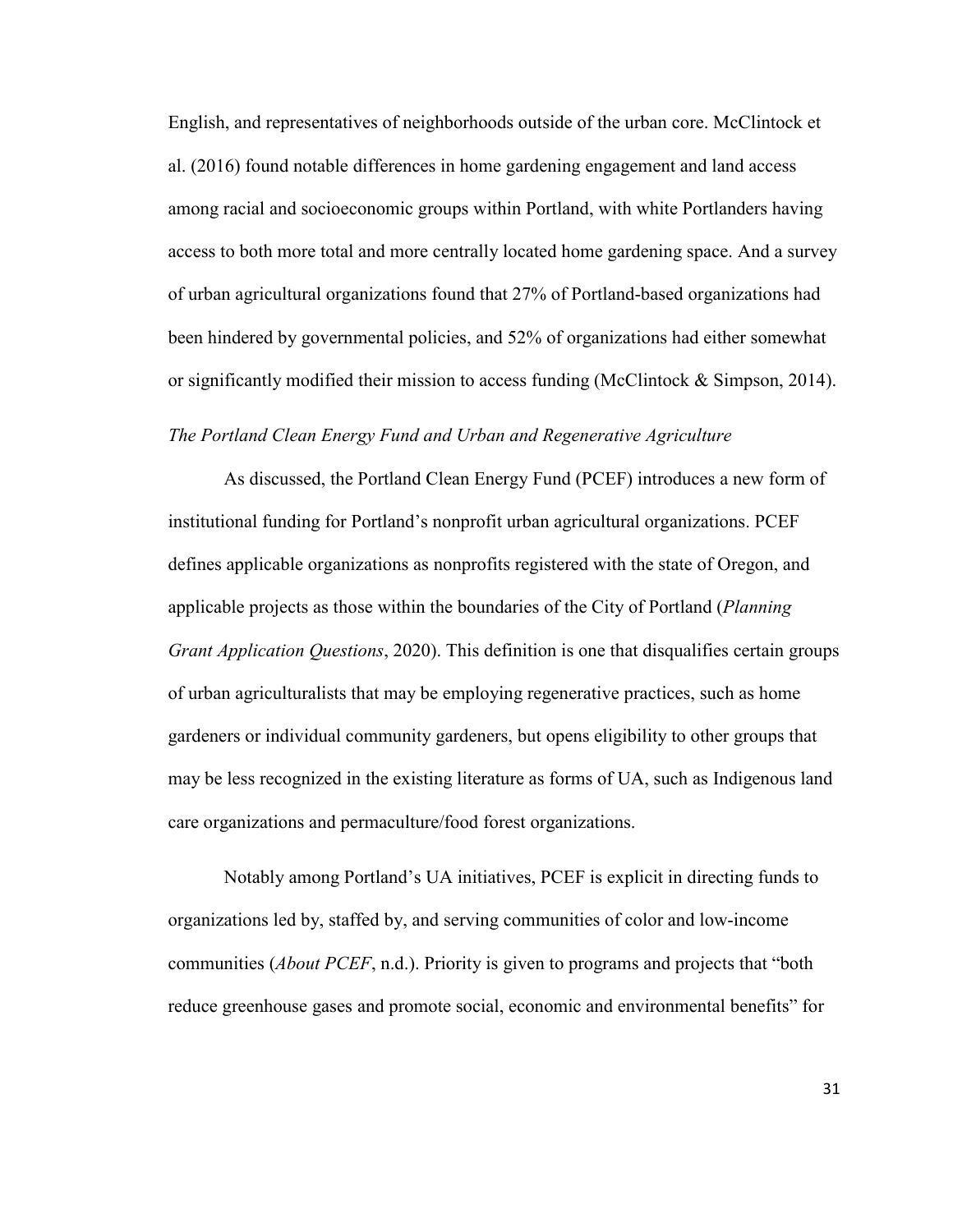English, and representatives of neighborhoods outside of the urban core. McClintock et al. (2016) found notable differences in home gardening engagement and land access among racial and socioeconomic groups within Portland, with white Portlanders having access to both more total and more centrally located home gardening space. And a survey of urban agricultural organizations found that 27% of Portland-based organizations had been hindered by governmental policies, and 52% of organizations had either somewhat or significantly modified their mission to access funding (McClintock & Simpson, 2014).

*The Portland Clean Energy Fund and Urban and Regenerative Agriculture*

As discussed, the Portland Clean Energy Fund (PCEF) introduces a new form of institutional funding for Portland's nonprofit urban agricultural organizations. PCEF defines applicable organizations as nonprofits registered with the state of Oregon, and applicable projects as those within the boundaries of the City of Portland (*Planning Grant Application Questions*, 2020). This definition is one that disqualifies certain groups of urban agriculturalists that may be employing regenerative practices, such as home gardeners or individual community gardeners, but opens eligibility to other groups that may be less recognized in the existing literature as forms of UA, such as Indigenous land care organizations and permaculture/food forest organizations.

Notably among Portland's UA initiatives, PCEF is explicit in directing funds to organizations led by, staffed by, and serving communities of color and low-income communities (*About PCEF*, n.d.). Priority is given to programs and projects that "both reduce greenhouse gases and promote social, economic and environmental benefits" for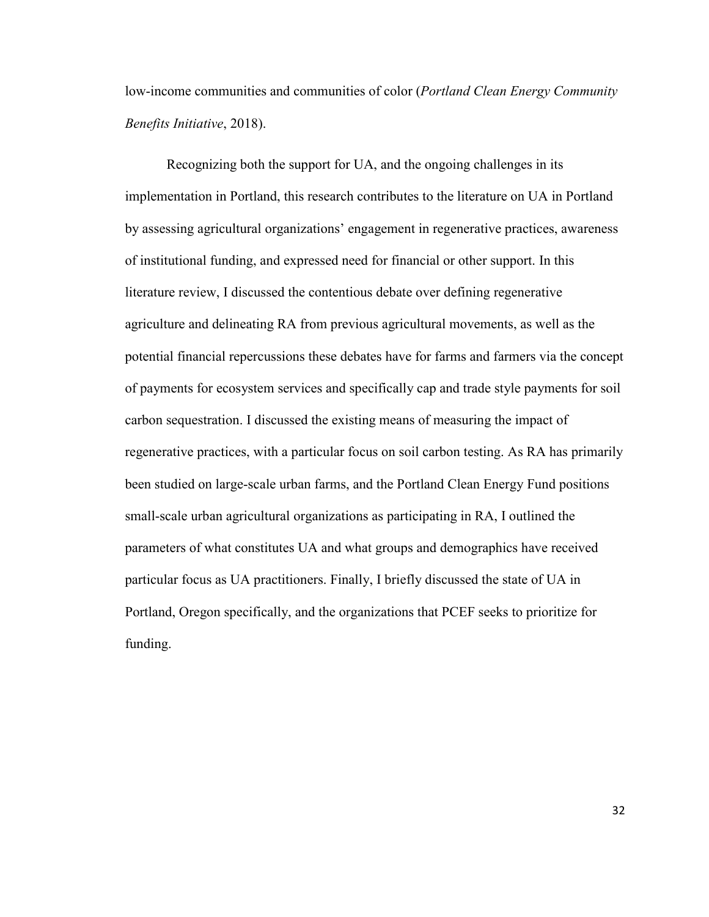low-income communities and communities of color (*Portland Clean Energy Community Benefits Initiative*, 2018).

Recognizing both the support for UA, and the ongoing challenges in its implementation in Portland, this research contributes to the literature on UA in Portland by assessing agricultural organizations' engagement in regenerative practices, awareness of institutional funding, and expressed need for financial or other support. In this literature review, I discussed the contentious debate over defining regenerative agriculture and delineating RA from previous agricultural movements, as well as the potential financial repercussions these debates have for farms and farmers via the concept of payments for ecosystem services and specifically cap and trade style payments for soil carbon sequestration. I discussed the existing means of measuring the impact of regenerative practices, with a particular focus on soil carbon testing. As RA has primarily been studied on large-scale urban farms, and the Portland Clean Energy Fund positions small-scale urban agricultural organizations as participating in RA, I outlined the parameters of what constitutes UA and what groups and demographics have received particular focus as UA practitioners. Finally, I briefly discussed the state of UA in Portland, Oregon specifically, and the organizations that PCEF seeks to prioritize for funding.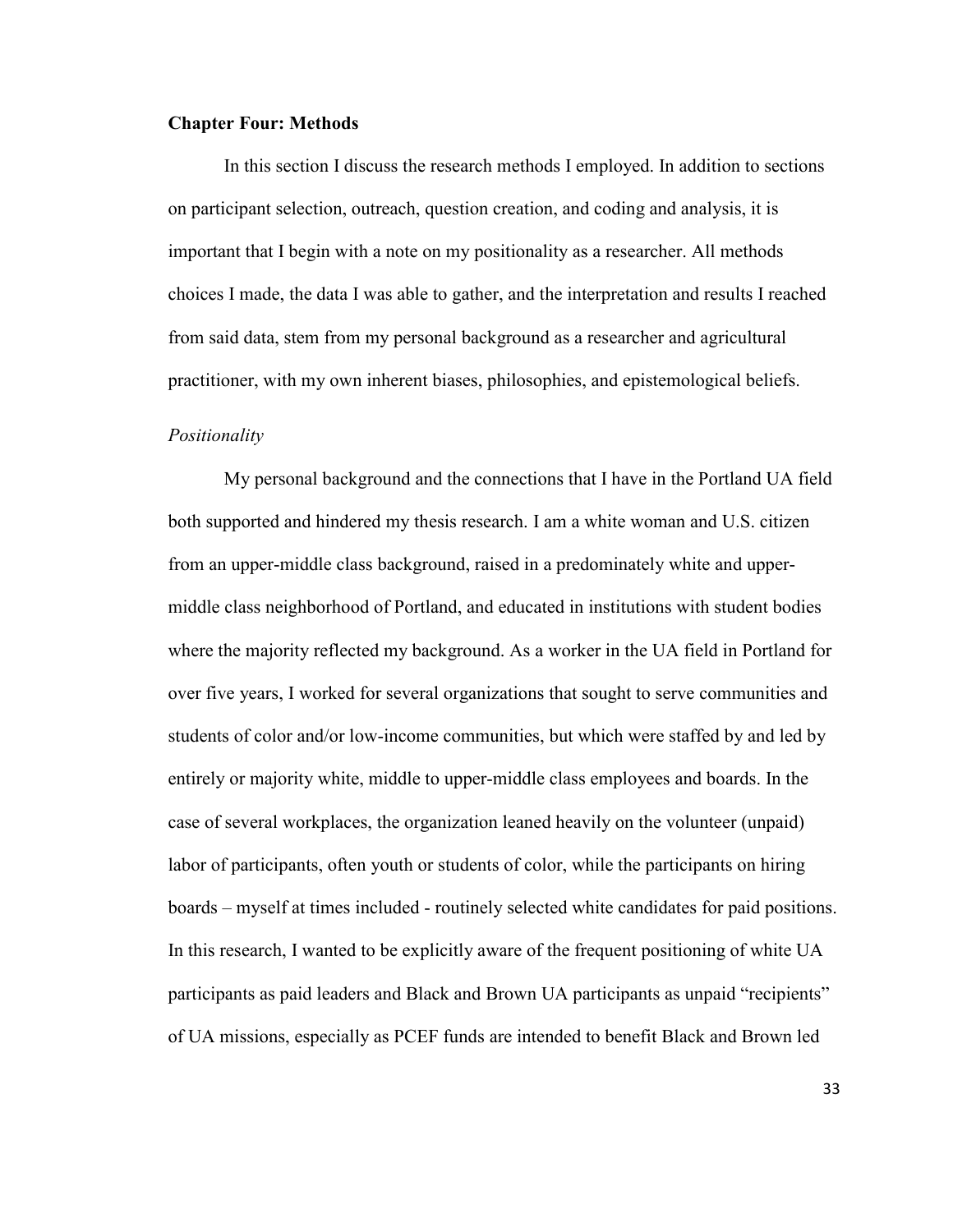## Chapter Four: Methods

In this section I discuss the research methods I employed. In addition to sections on participant selection, outreach, question creation, and coding and analysis, it is important that I begin with a note on my positionality as a researcher. All methods choices I made, the data I was able to gather, and the interpretation and results I reached from said data, stem from my personal background as a researcher and agricultural practitioner, with my own inherent biases, philosophies, and epistemological beliefs.

### *Positionality*

My personal background and the connections that I have in the Portland UA field both supported and hindered my thesis research. I am a white woman and U.S. citizen from an upper-middle class background, raised in a predominately white and upper-middle class neighborhood of Portland, and educated in institutions with student bodies where the majority reflected my background. As a worker in the UA field in Portland for over five years, I worked for several organizations that sought to serve communities and students of color and/or low-income communities, but which were staffed by and led by entirely or majority white, middle to upper-middle class employees and boards. In the case of several workplaces, the organization leaned heavily on the volunteer (unpaid) labor of participants, often youth or students of color, while the participants on hiring boards – myself at times included - routinely selected white candidates for paid positions. In this research, I wanted to be explicitly aware of the frequent positioning of white UA participants as paid leaders and Black and Brown UA participants as unpaid "recipients" of UA missions, especially as PCEF funds are intended to benefit Black and Brown led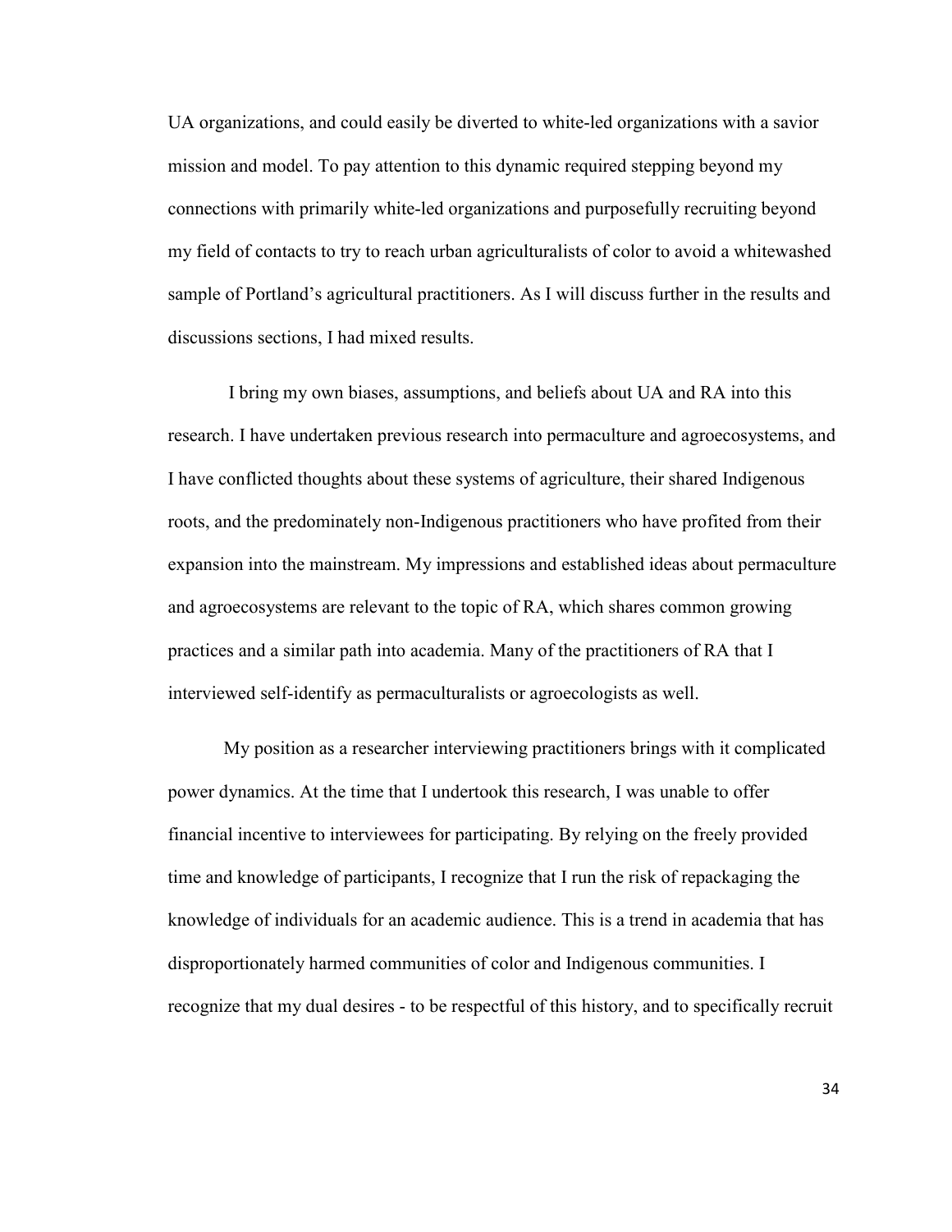UA organizations, and could easily be diverted to white-led organizations with a savior mission and model. To pay attention to this dynamic required stepping beyond my connections with primarily white-led organizations and purposefully recruiting beyond my field of contacts to try to reach urban agriculturalists of color to avoid a whitewashed sample of Portland's agricultural practitioners. As I will discuss further in the results and discussions sections, I had mixed results.

I bring my own biases, assumptions, and beliefs about UA and RA into this research. I have undertaken previous research into permaculture and agroecosystems, and I have conflicted thoughts about these systems of agriculture, their shared Indigenous roots, and the predominately non-Indigenous practitioners who have profited from their expansion into the mainstream. My impressions and established ideas about permaculture and agroecosystems are relevant to the topic of RA, which shares common growing practices and a similar path into academia. Many of the practitioners of RA that I interviewed self-identify as permaculturalists or agroecologists as well.

My position as a researcher interviewing practitioners brings with it complicated power dynamics. At the time that I undertook this research, I was unable to offer financial incentive to interviewees for participating. By relying on the freely provided time and knowledge of participants, I recognize that I run the risk of repackaging the knowledge of individuals for an academic audience. This is a trend in academia that has disproportionately harmed communities of color and Indigenous communities. I recognize that my dual desires - to be respectful of this history, and to specifically recruit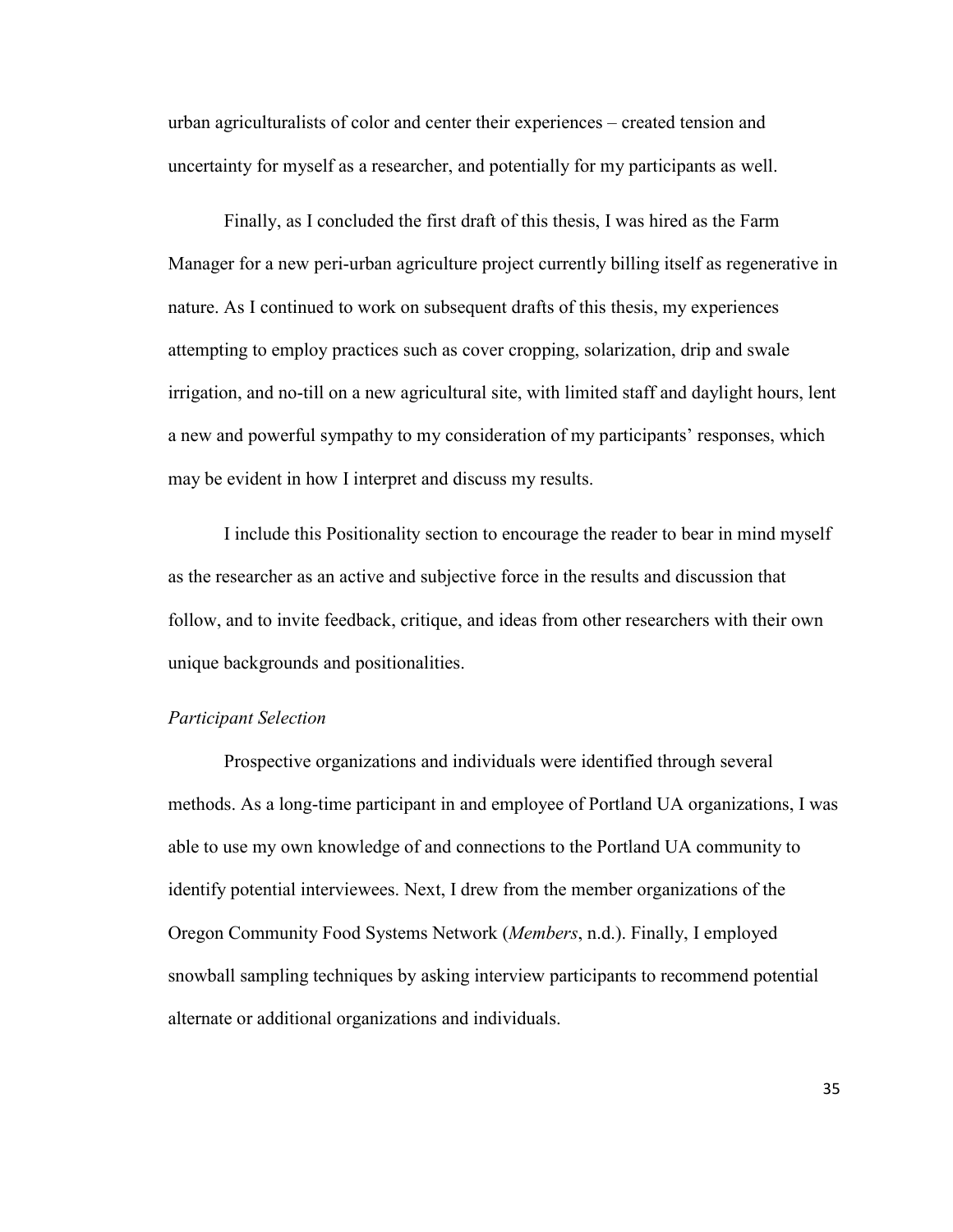urban agriculturalists of color and center their experiences – created tension and uncertainty for myself as a researcher, and potentially for my participants as well.

Finally, as I concluded the first draft of this thesis, I was hired as the Farm Manager for a new peri-urban agriculture project currently billing itself as regenerative in nature. As I continued to work on subsequent drafts of this thesis, my experiences attempting to employ practices such as cover cropping, solarization, drip and swale irrigation, and no-till on a new agricultural site, with limited staff and daylight hours, lent a new and powerful sympathy to my consideration of my participants' responses, which may be evident in how I interpret and discuss my results.

I include this Positionality section to encourage the reader to bear in mind myself as the researcher as an active and subjective force in the results and discussion that follow, and to invite feedback, critique, and ideas from other researchers with their own unique backgrounds and positionalities.

### *Participant Selection*

Prospective organizations and individuals were identified through several methods. As a long-time participant in and employee of Portland UA organizations, I was able to use my own knowledge of and connections to the Portland UA community to identify potential interviewees. Next, I drew from the member organizations of the Oregon Community Food Systems Network (*Members*, n.d.). Finally, I employed snowball sampling techniques by asking interview participants to recommend potential alternate or additional organizations and individuals.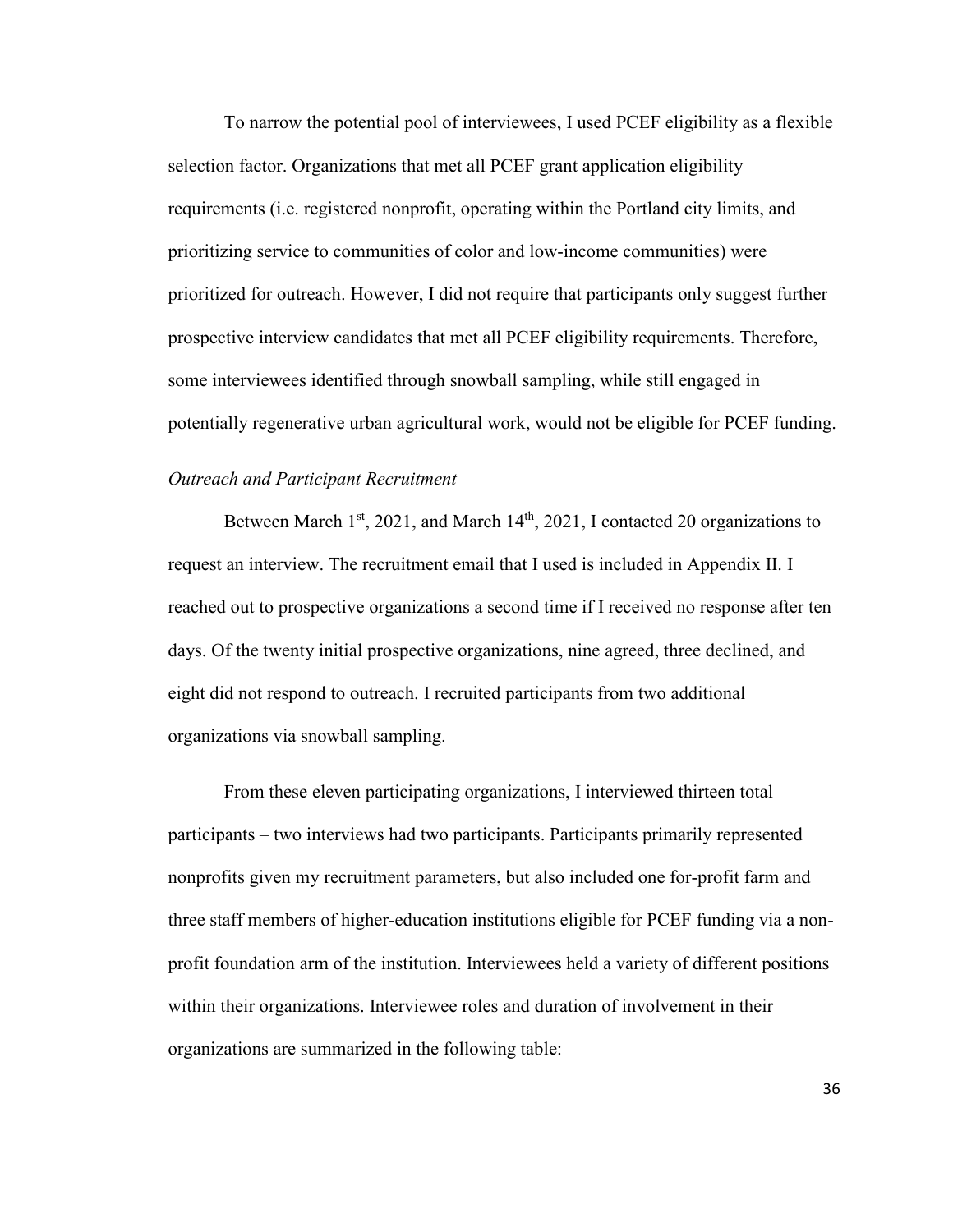To narrow the potential pool of interviewees, I used PCEF eligibility as a flexible selection factor. Organizations that met all PCEF grant application eligibility requirements (i.e. registered nonprofit, operating within the Portland city limits, and prioritizing service to communities of color and low-income communities) were prioritized for outreach. However, I did not require that participants only suggest further prospective interview candidates that met all PCEF eligibility requirements. Therefore, some interviewees identified through snowball sampling, while still engaged in potentially regenerative urban agricultural work, would not be eligible for PCEF funding.

*Outreach and Participant Recruitment*

Between March 1st, 2021, and March 14th, 2021, I contacted 20 organizations to request an interview. The recruitment email that I used is included in Appendix II. I reached out to prospective organizations a second time if I received no response after ten days. Of the twenty initial prospective organizations, nine agreed, three declined, and eight did not respond to outreach. I recruited participants from two additional organizations via snowball sampling.

From these eleven participating organizations, I interviewed thirteen total participants – two interviews had two participants. Participants primarily represented nonprofits given my recruitment parameters, but also included one for-profit farm and three staff members of higher-education institutions eligible for PCEF funding via a non-profit foundation arm of the institution. Interviewees held a variety of different positions within their organizations. Interviewee roles and duration of involvement in their organizations are summarized in the following table: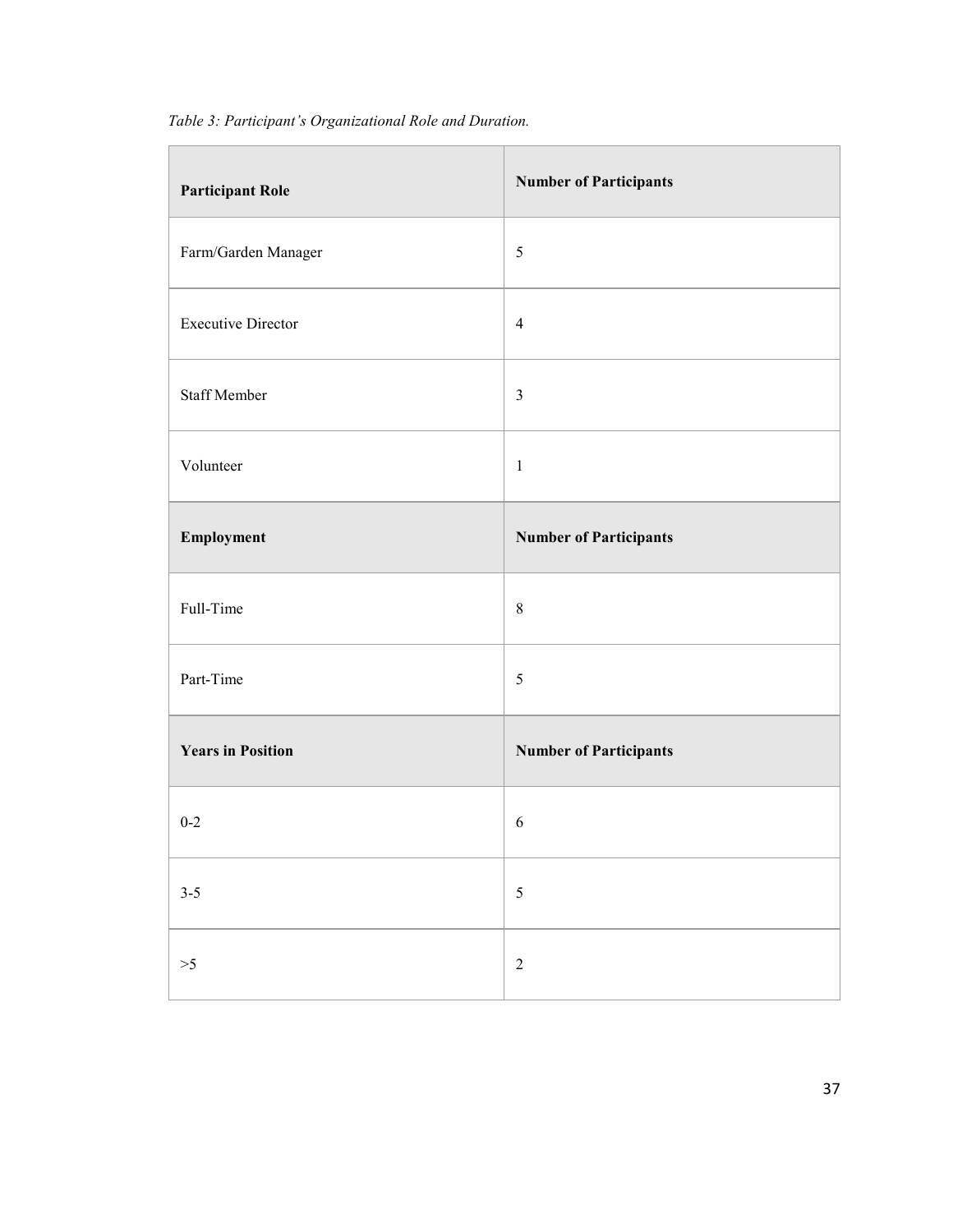*Table 3: Participant's Organizational Role and Duration.*

| **Participant Role** | **Number of Participants** |
| --- | --- |
| Farm/Garden Manager | 5 |
| Executive Director | 4 |
| Staff Member | 3 |
| Volunteer | 1 |
| **Employment** | **Number of Participants** |
| Full-Time | 8 |
| Part-Time | 5 |
| **Years in Position** | **Number of Participants** |
| 0-2 | 6 |
| 3-5 | 5 |
| >5 | 2 |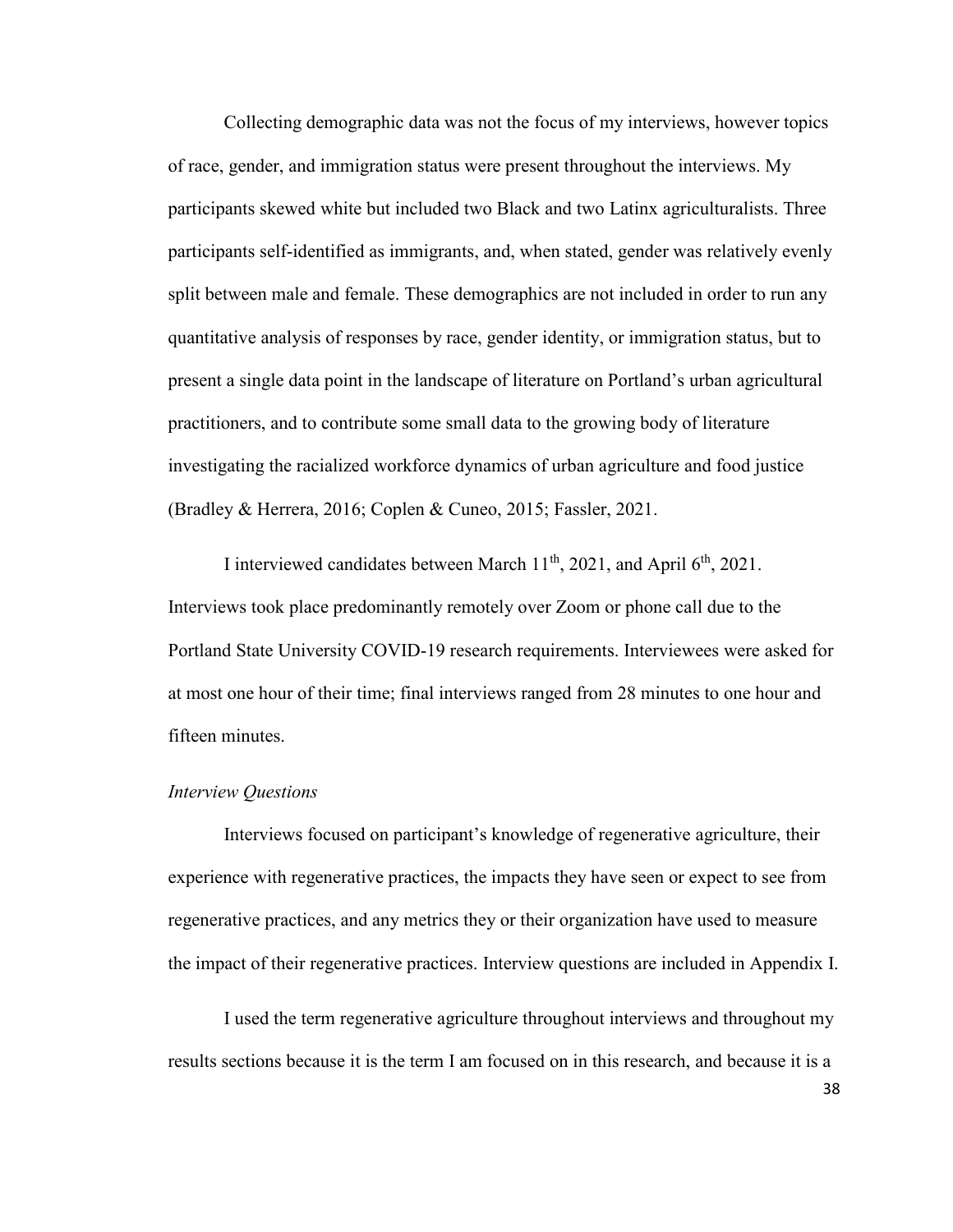Collecting demographic data was not the focus of my interviews, however topics of race, gender, and immigration status were present throughout the interviews. My participants skewed white but included two Black and two Latinx agriculturalists. Three participants self-identified as immigrants, and, when stated, gender was relatively evenly split between male and female. These demographics are not included in order to run any quantitative analysis of responses by race, gender identity, or immigration status, but to present a single data point in the landscape of literature on Portland's urban agricultural practitioners, and to contribute some small data to the growing body of literature investigating the racialized workforce dynamics of urban agriculture and food justice (Bradley & Herrera, 2016; Coplen & Cuneo, 2015; Fassler, 2021.

I interviewed candidates between March 11th, 2021, and April 6th, 2021. Interviews took place predominantly remotely over Zoom or phone call due to the Portland State University COVID-19 research requirements. Interviewees were asked for at most one hour of their time; final interviews ranged from 28 minutes to one hour and fifteen minutes.

*Interview Questions*

Interviews focused on participant's knowledge of regenerative agriculture, their experience with regenerative practices, the impacts they have seen or expect to see from regenerative practices, and any metrics they or their organization have used to measure the impact of their regenerative practices. Interview questions are included in Appendix I.

I used the term regenerative agriculture throughout interviews and throughout my results sections because it is the term I am focused on in this research, and because it is a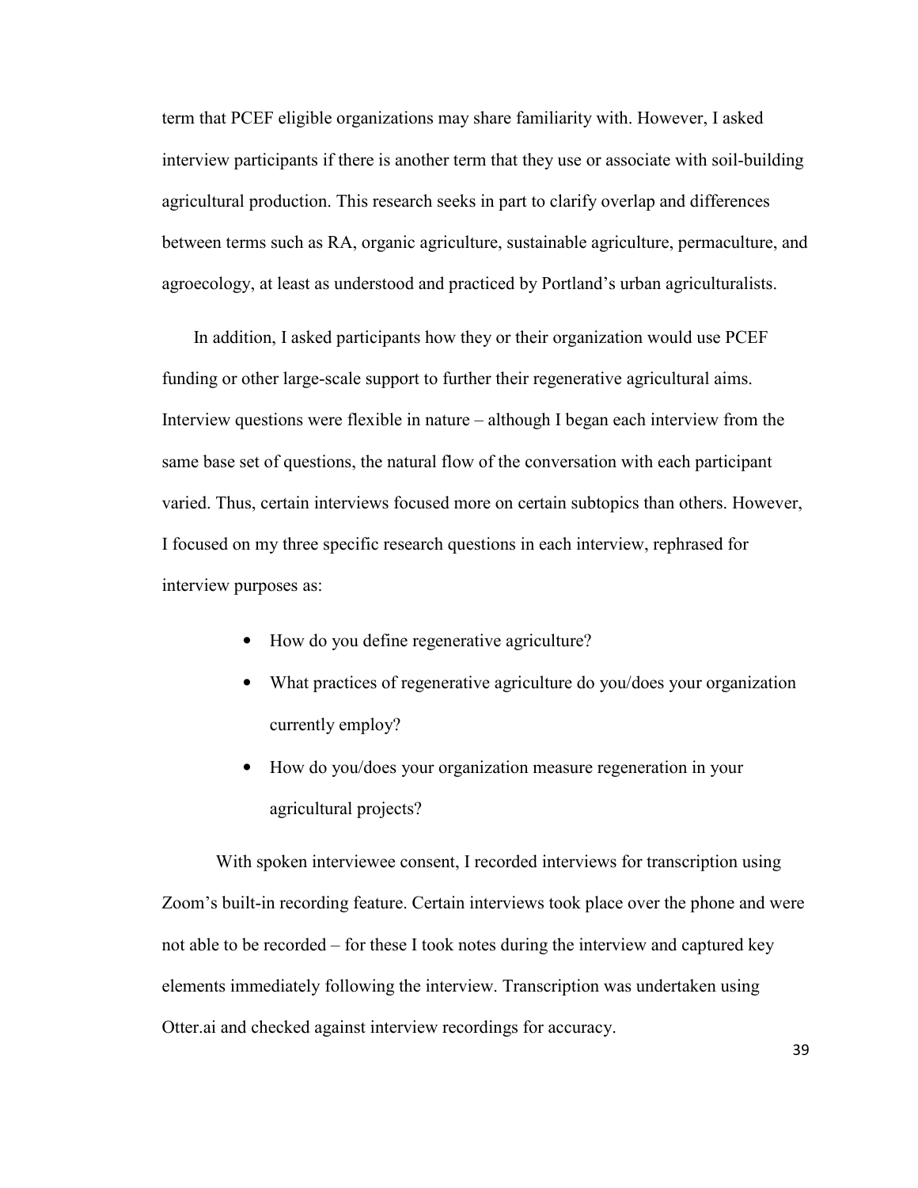term that PCEF eligible organizations may share familiarity with. However, I asked interview participants if there is another term that they use or associate with soil-building agricultural production. This research seeks in part to clarify overlap and differences between terms such as RA, organic agriculture, sustainable agriculture, permaculture, and agroecology, at least as understood and practiced by Portland's urban agriculturalists.

In addition, I asked participants how they or their organization would use PCEF funding or other large-scale support to further their regenerative agricultural aims. Interview questions were flexible in nature – although I began each interview from the same base set of questions, the natural flow of the conversation with each participant varied. Thus, certain interviews focused more on certain subtopics than others. However, I focused on my three specific research questions in each interview, rephrased for interview purposes as:

- How do you define regenerative agriculture?
- What practices of regenerative agriculture do you/does your organization currently employ?
- How do you/does your organization measure regeneration in your agricultural projects?

With spoken interviewee consent, I recorded interviews for transcription using Zoom's built-in recording feature. Certain interviews took place over the phone and were not able to be recorded – for these I took notes during the interview and captured key elements immediately following the interview. Transcription was undertaken using Otter.ai and checked against interview recordings for accuracy.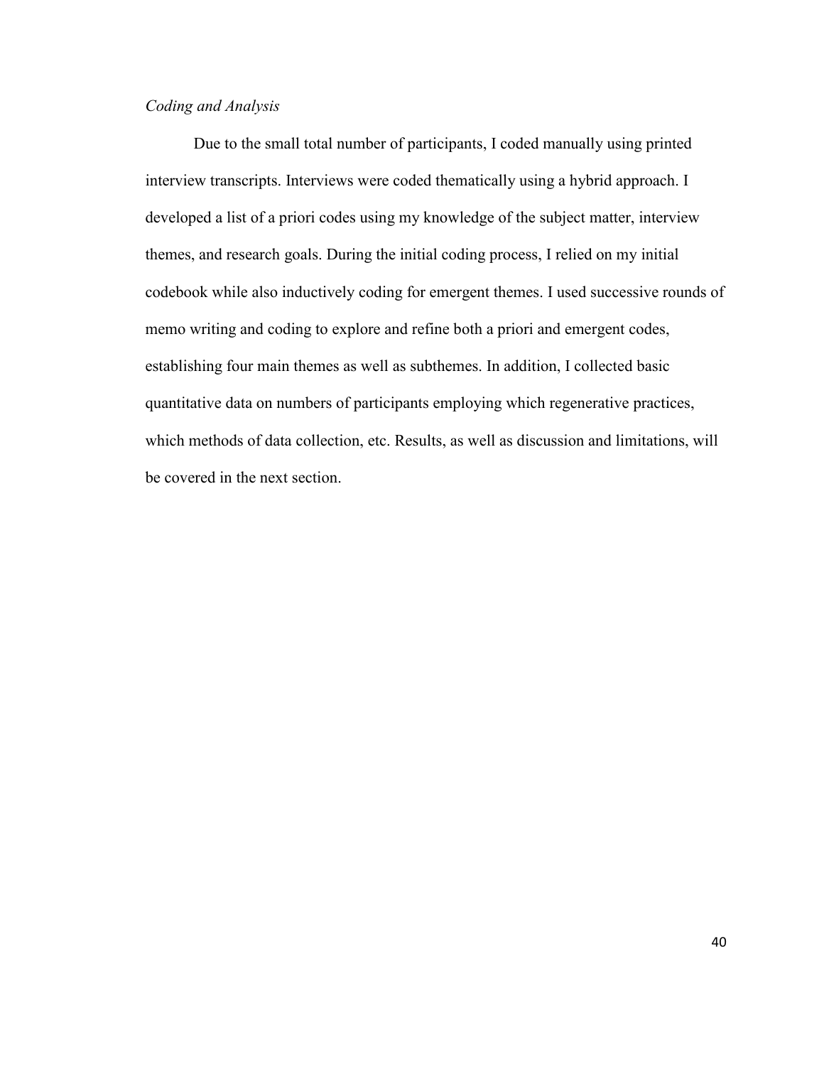*Coding and Analysis*

Due to the small total number of participants, I coded manually using printed interview transcripts. Interviews were coded thematically using a hybrid approach. I developed a list of a priori codes using my knowledge of the subject matter, interview themes, and research goals. During the initial coding process, I relied on my initial codebook while also inductively coding for emergent themes. I used successive rounds of memo writing and coding to explore and refine both a priori and emergent codes, establishing four main themes as well as subthemes. In addition, I collected basic quantitative data on numbers of participants employing which regenerative practices, which methods of data collection, etc. Results, as well as discussion and limitations, will be covered in the next section.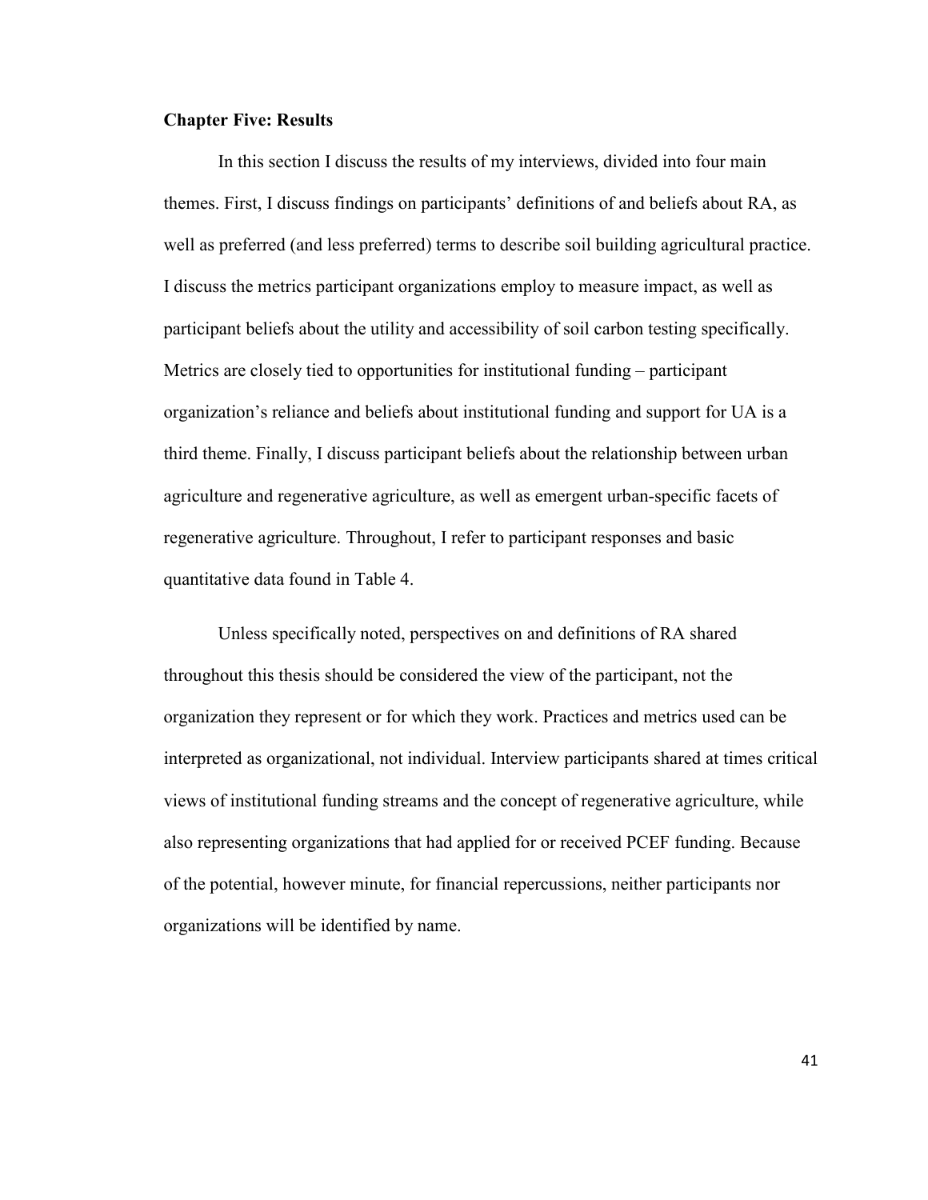## Chapter Five: Results

In this section I discuss the results of my interviews, divided into four main themes. First, I discuss findings on participants' definitions of and beliefs about RA, as well as preferred (and less preferred) terms to describe soil building agricultural practice. I discuss the metrics participant organizations employ to measure impact, as well as participant beliefs about the utility and accessibility of soil carbon testing specifically. Metrics are closely tied to opportunities for institutional funding – participant organization's reliance and beliefs about institutional funding and support for UA is a third theme. Finally, I discuss participant beliefs about the relationship between urban agriculture and regenerative agriculture, as well as emergent urban-specific facets of regenerative agriculture. Throughout, I refer to participant responses and basic quantitative data found in Table 4.

Unless specifically noted, perspectives on and definitions of RA shared throughout this thesis should be considered the view of the participant, not the organization they represent or for which they work. Practices and metrics used can be interpreted as organizational, not individual. Interview participants shared at times critical views of institutional funding streams and the concept of regenerative agriculture, while also representing organizations that had applied for or received PCEF funding. Because of the potential, however minute, for financial repercussions, neither participants nor organizations will be identified by name.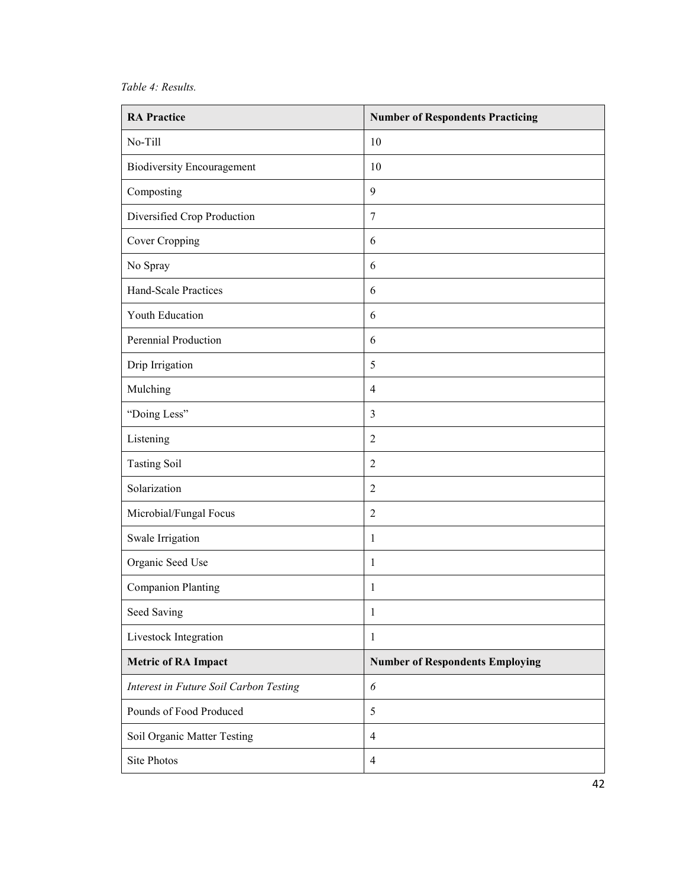*Table 4: Results.*

| **RA Practice** | **Number of Respondents Practicing** |
| --- | --- |
| No-Till | 10 |
| Biodiversity Encouragement | 10 |
| Composting | 9 |
| Diversified Crop Production | 7 |
| Cover Cropping | 6 |
| No Spray | 6 |
| Hand-Scale Practices | 6 |
| Youth Education | 6 |
| Perennial Production | 6 |
| Drip Irrigation | 5 |
| Mulching | 4 |
| "Doing Less" | 3 |
| Listening | 2 |
| Tasting Soil | 2 |
| Solarization | 2 |
| Microbial/Fungal Focus | 2 |
| Swale Irrigation | 1 |
| Organic Seed Use | 1 |
| Companion Planting | 1 |
| Seed Saving | 1 |
| Livestock Integration | 1 |
| **Metric of RA Impact** | **Number of Respondents Employing** |
| *Interest in Future Soil Carbon Testing* | *6* |
| Pounds of Food Produced | 5 |
| Soil Organic Matter Testing | 4 |
| Site Photos | 4 |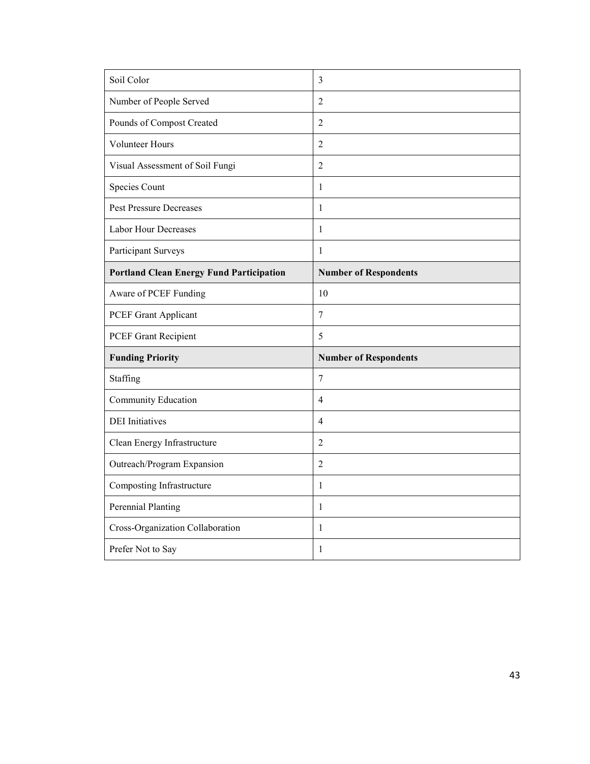| Soil Color | 3 |
|---|---|
| Number of People Served | 2 |
| Pounds of Compost Created | 2 |
| Volunteer Hours | 2 |
| Visual Assessment of Soil Fungi | 2 |
| Species Count | 1 |
| Pest Pressure Decreases | 1 |
| Labor Hour Decreases | 1 |
| Participant Surveys | 1 |
| **Portland Clean Energy Fund Participation** | **Number of Respondents** |
| Aware of PCEF Funding | 10 |
| PCEF Grant Applicant | 7 |
| PCEF Grant Recipient | 5 |
| **Funding Priority** | **Number of Respondents** |
| Staffing | 7 |
| Community Education | 4 |
| DEI Initiatives | 4 |
| Clean Energy Infrastructure | 2 |
| Outreach/Program Expansion | 2 |
| Composting Infrastructure | 1 |
| Perennial Planting | 1 |
| Cross-Organization Collaboration | 1 |
| Prefer Not to Say | 1 |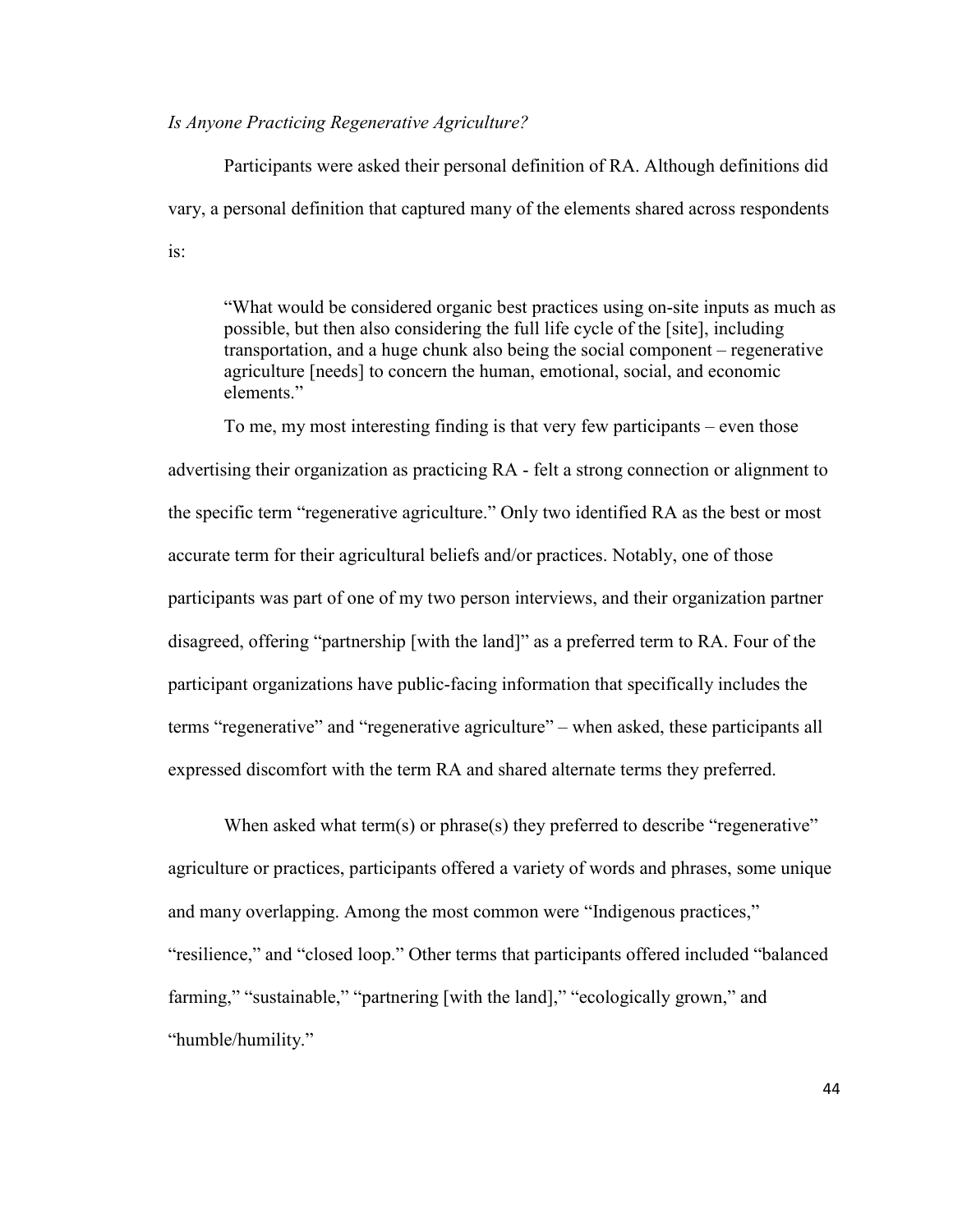*Is Anyone Practicing Regenerative Agriculture?*

Participants were asked their personal definition of RA. Although definitions did vary, a personal definition that captured many of the elements shared across respondents is:

> "What would be considered organic best practices using on-site inputs as much as possible, but then also considering the full life cycle of the [site], including transportation, and a huge chunk also being the social component – regenerative agriculture [needs] to concern the human, emotional, social, and economic elements."

To me, my most interesting finding is that very few participants – even those advertising their organization as practicing RA - felt a strong connection or alignment to the specific term "regenerative agriculture." Only two identified RA as the best or most accurate term for their agricultural beliefs and/or practices. Notably, one of those participants was part of one of my two person interviews, and their organization partner disagreed, offering "partnership [with the land]" as a preferred term to RA. Four of the participant organizations have public-facing information that specifically includes the terms "regenerative" and "regenerative agriculture" – when asked, these participants all expressed discomfort with the term RA and shared alternate terms they preferred.

When asked what term(s) or phrase(s) they preferred to describe "regenerative" agriculture or practices, participants offered a variety of words and phrases, some unique and many overlapping. Among the most common were "Indigenous practices," "resilience," and "closed loop." Other terms that participants offered included "balanced farming," "sustainable," "partnering [with the land]," "ecologically grown," and "humble/humility."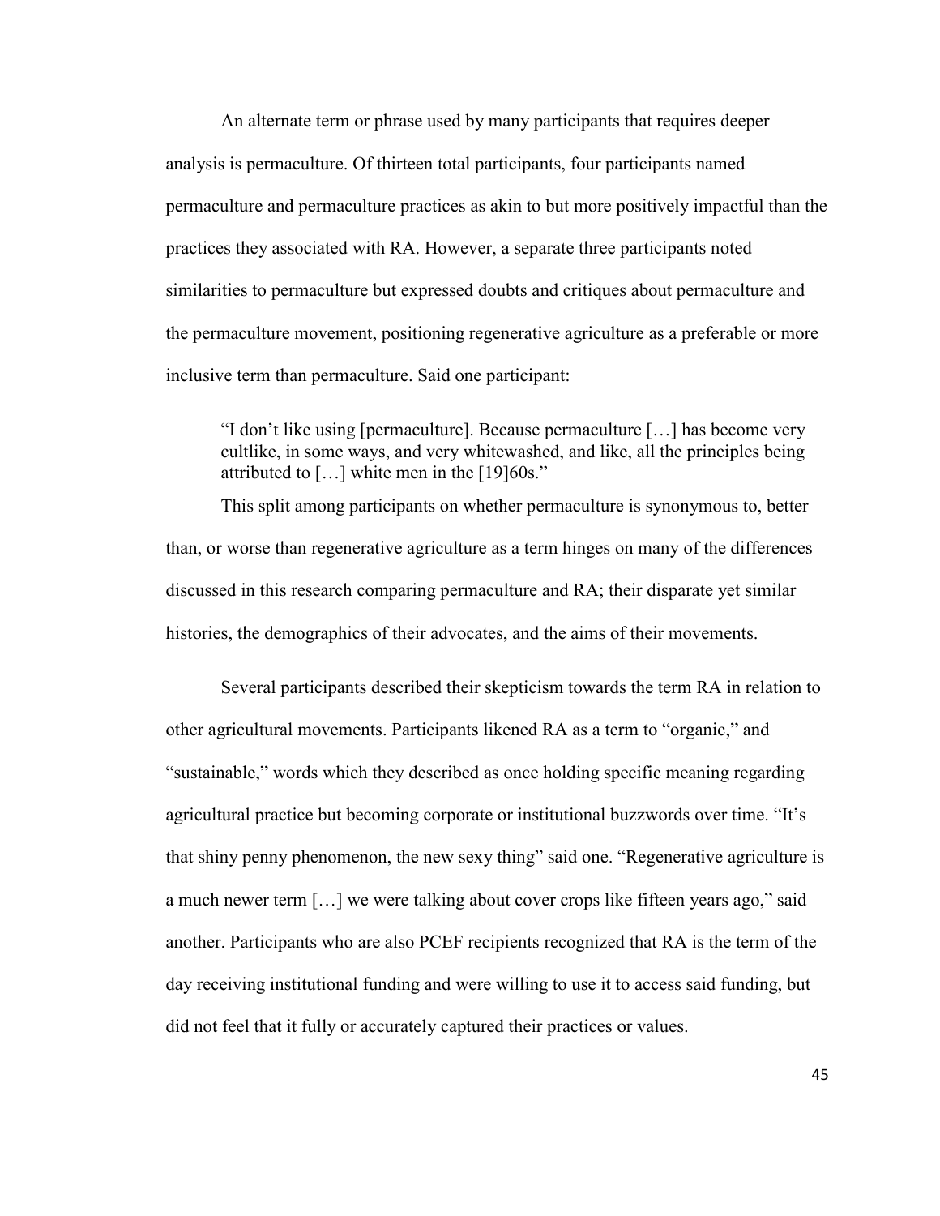An alternate term or phrase used by many participants that requires deeper analysis is permaculture. Of thirteen total participants, four participants named permaculture and permaculture practices as akin to but more positively impactful than the practices they associated with RA. However, a separate three participants noted similarities to permaculture but expressed doubts and critiques about permaculture and the permaculture movement, positioning regenerative agriculture as a preferable or more inclusive term than permaculture. Said one participant:

> "I don't like using [permaculture]. Because permaculture […] has become very cultlike, in some ways, and very whitewashed, and like, all the principles being attributed to […] white men in the [19]60s."

This split among participants on whether permaculture is synonymous to, better than, or worse than regenerative agriculture as a term hinges on many of the differences discussed in this research comparing permaculture and RA; their disparate yet similar histories, the demographics of their advocates, and the aims of their movements.

Several participants described their skepticism towards the term RA in relation to other agricultural movements. Participants likened RA as a term to "organic," and "sustainable," words which they described as once holding specific meaning regarding agricultural practice but becoming corporate or institutional buzzwords over time. "It's that shiny penny phenomenon, the new sexy thing" said one. "Regenerative agriculture is a much newer term […] we were talking about cover crops like fifteen years ago," said another. Participants who are also PCEF recipients recognized that RA is the term of the day receiving institutional funding and were willing to use it to access said funding, but did not feel that it fully or accurately captured their practices or values.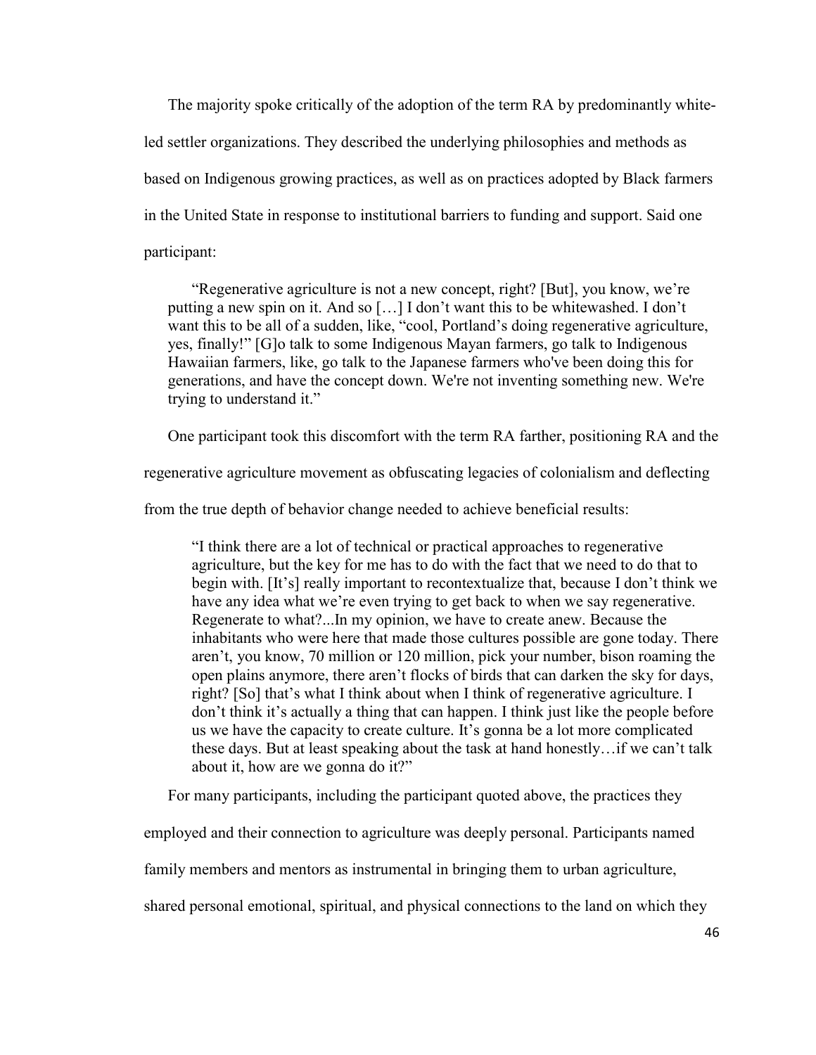The majority spoke critically of the adoption of the term RA by predominantly white-led settler organizations. They described the underlying philosophies and methods as based on Indigenous growing practices, as well as on practices adopted by Black farmers in the United State in response to institutional barriers to funding and support. Said one participant:

> "Regenerative agriculture is not a new concept, right? [But], you know, we're putting a new spin on it. And so […] I don't want this to be whitewashed. I don't want this to be all of a sudden, like, "cool, Portland's doing regenerative agriculture, yes, finally!" [G]o talk to some Indigenous Mayan farmers, go talk to Indigenous Hawaiian farmers, like, go talk to the Japanese farmers who've been doing this for generations, and have the concept down. We're not inventing something new. We're trying to understand it."

One participant took this discomfort with the term RA farther, positioning RA and the regenerative agriculture movement as obfuscating legacies of colonialism and deflecting from the true depth of behavior change needed to achieve beneficial results:

> "I think there are a lot of technical or practical approaches to regenerative agriculture, but the key for me has to do with the fact that we need to do that to begin with. [It's] really important to recontextualize that, because I don't think we have any idea what we're even trying to get back to when we say regenerative. Regenerate to what?...In my opinion, we have to create anew. Because the inhabitants who were here that made those cultures possible are gone today. There aren't, you know, 70 million or 120 million, pick your number, bison roaming the open plains anymore, there aren't flocks of birds that can darken the sky for days, right? [So] that's what I think about when I think of regenerative agriculture. I don't think it's actually a thing that can happen. I think just like the people before us we have the capacity to create culture. It's gonna be a lot more complicated these days. But at least speaking about the task at hand honestly…if we can't talk about it, how are we gonna do it?"

For many participants, including the participant quoted above, the practices they employed and their connection to agriculture was deeply personal. Participants named family members and mentors as instrumental in bringing them to urban agriculture, shared personal emotional, spiritual, and physical connections to the land on which they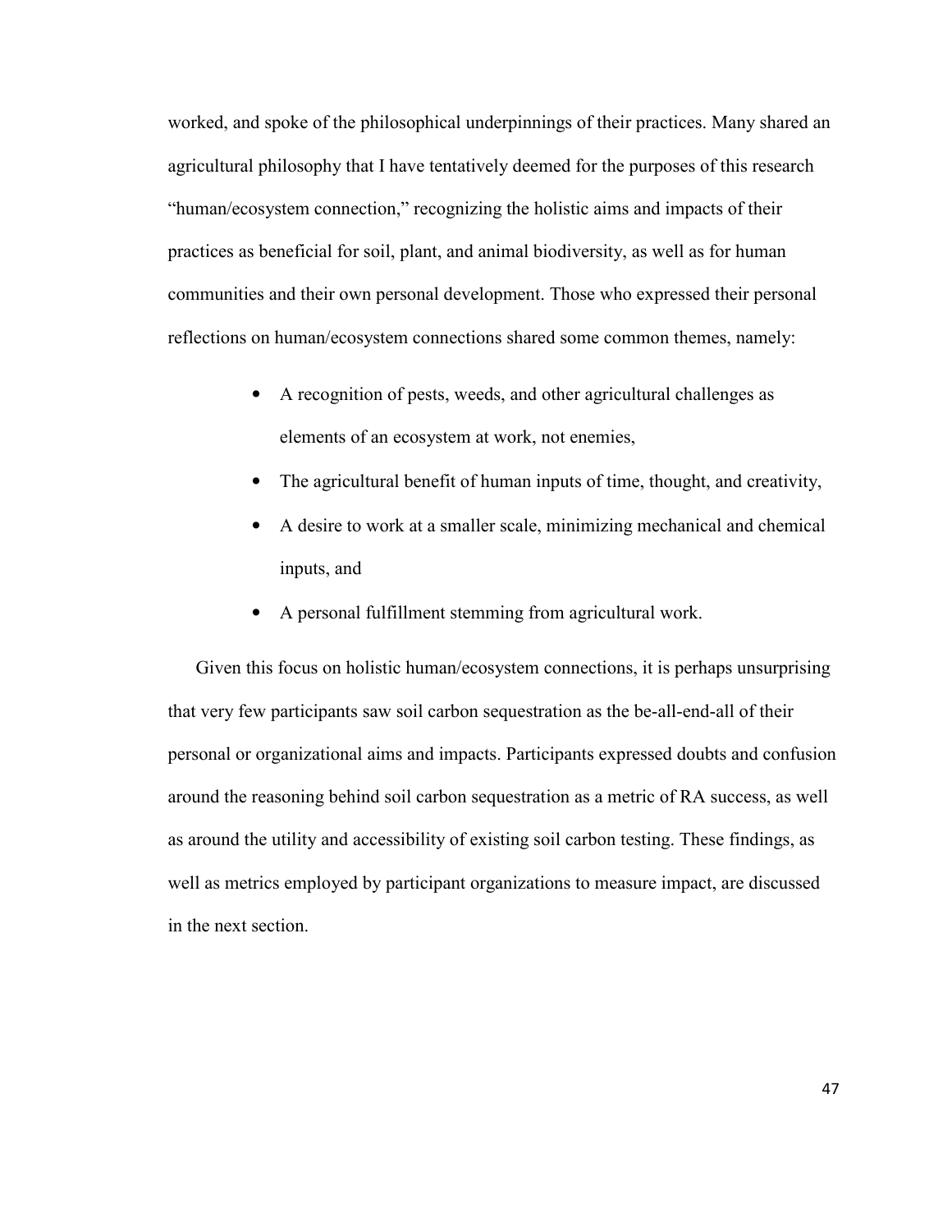worked, and spoke of the philosophical underpinnings of their practices. Many shared an agricultural philosophy that I have tentatively deemed for the purposes of this research "human/ecosystem connection," recognizing the holistic aims and impacts of their practices as beneficial for soil, plant, and animal biodiversity, as well as for human communities and their own personal development. Those who expressed their personal reflections on human/ecosystem connections shared some common themes, namely:

- A recognition of pests, weeds, and other agricultural challenges as elements of an ecosystem at work, not enemies,
- The agricultural benefit of human inputs of time, thought, and creativity,
- A desire to work at a smaller scale, minimizing mechanical and chemical inputs, and
- A personal fulfillment stemming from agricultural work.

Given this focus on holistic human/ecosystem connections, it is perhaps unsurprising that very few participants saw soil carbon sequestration as the be-all-end-all of their personal or organizational aims and impacts. Participants expressed doubts and confusion around the reasoning behind soil carbon sequestration as a metric of RA success, as well as around the utility and accessibility of existing soil carbon testing. These findings, as well as metrics employed by participant organizations to measure impact, are discussed in the next section.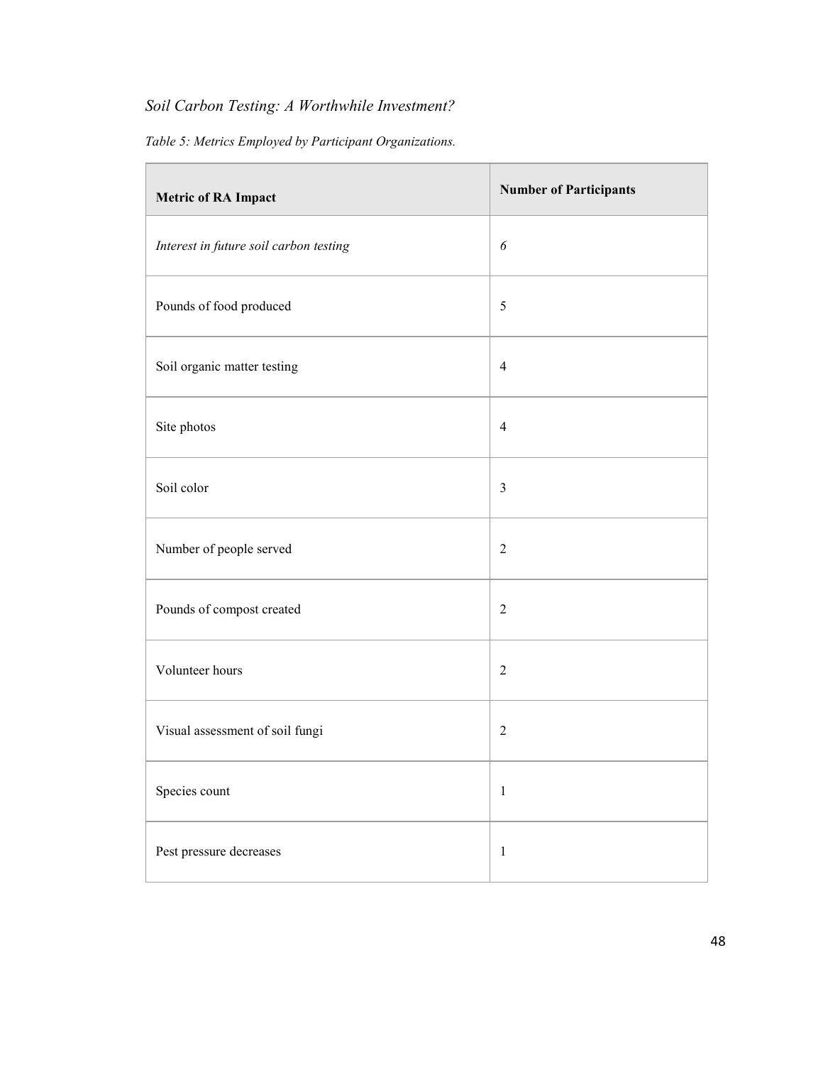*Soil Carbon Testing: A Worthwhile Investment?*

*Table 5: Metrics Employed by Participant Organizations.*

| **Metric of RA Impact** | **Number of Participants** |
|---|---|
| *Interest in future soil carbon testing* | *6* |
| Pounds of food produced | 5 |
| Soil organic matter testing | 4 |
| Site photos | 4 |
| Soil color | 3 |
| Number of people served | 2 |
| Pounds of compost created | 2 |
| Volunteer hours | 2 |
| Visual assessment of soil fungi | 2 |
| Species count | 1 |
| Pest pressure decreases | 1 |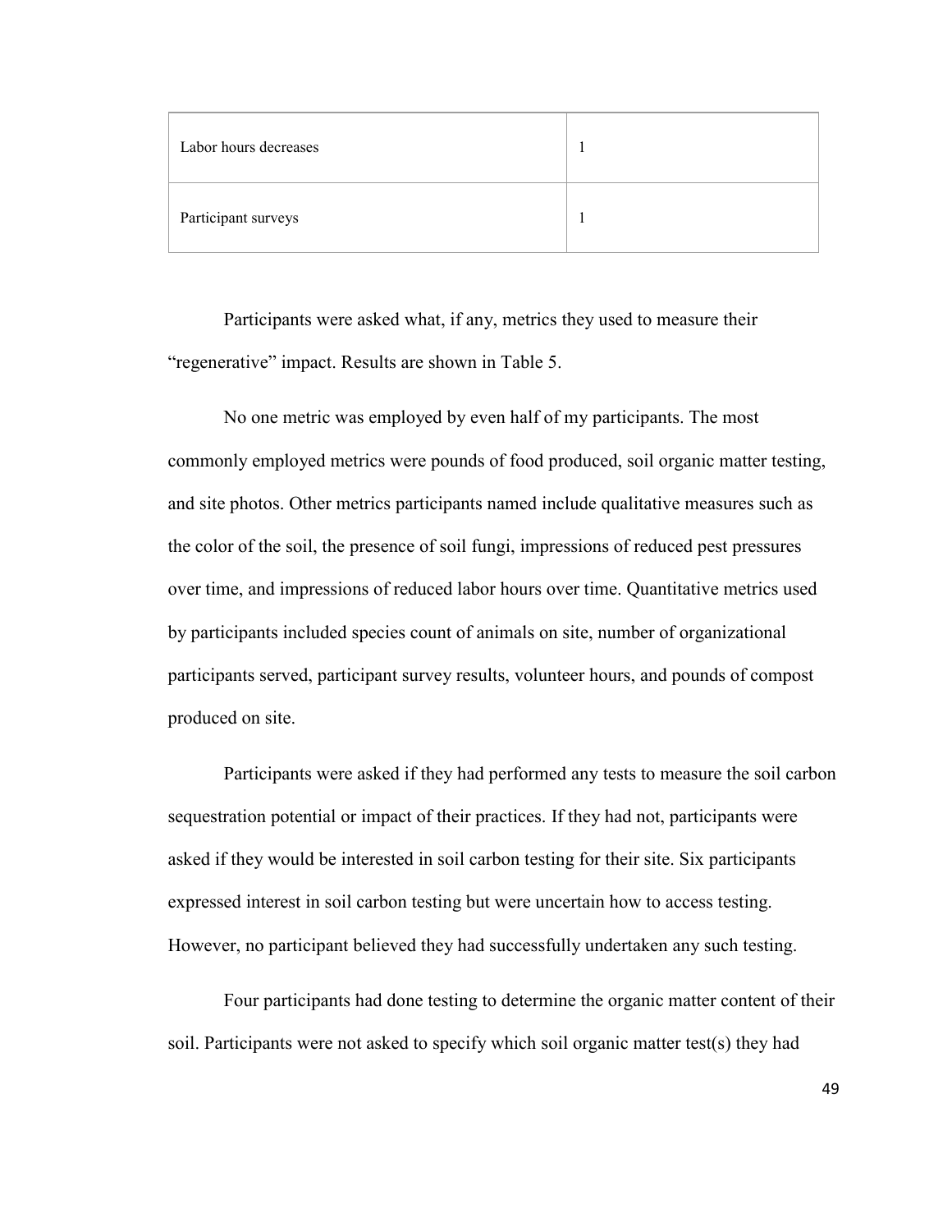| | |
|---|---|
| Labor hours decreases | 1 |
| Participant surveys | 1 |

Participants were asked what, if any, metrics they used to measure their "regenerative" impact. Results are shown in Table 5.

No one metric was employed by even half of my participants. The most commonly employed metrics were pounds of food produced, soil organic matter testing, and site photos. Other metrics participants named include qualitative measures such as the color of the soil, the presence of soil fungi, impressions of reduced pest pressures over time, and impressions of reduced labor hours over time. Quantitative metrics used by participants included species count of animals on site, number of organizational participants served, participant survey results, volunteer hours, and pounds of compost produced on site.

Participants were asked if they had performed any tests to measure the soil carbon sequestration potential or impact of their practices. If they had not, participants were asked if they would be interested in soil carbon testing for their site. Six participants expressed interest in soil carbon testing but were uncertain how to access testing. However, no participant believed they had successfully undertaken any such testing.

Four participants had done testing to determine the organic matter content of their soil. Participants were not asked to specify which soil organic matter test(s) they had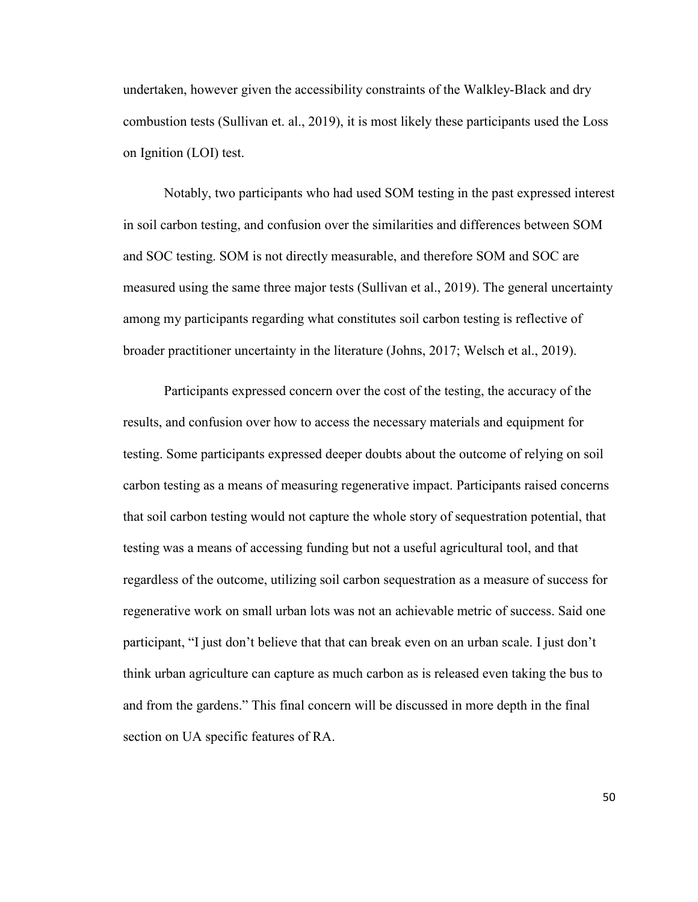undertaken, however given the accessibility constraints of the Walkley-Black and dry combustion tests (Sullivan et. al., 2019), it is most likely these participants used the Loss on Ignition (LOI) test.

Notably, two participants who had used SOM testing in the past expressed interest in soil carbon testing, and confusion over the similarities and differences between SOM and SOC testing. SOM is not directly measurable, and therefore SOM and SOC are measured using the same three major tests (Sullivan et al., 2019). The general uncertainty among my participants regarding what constitutes soil carbon testing is reflective of broader practitioner uncertainty in the literature (Johns, 2017; Welsch et al., 2019).

Participants expressed concern over the cost of the testing, the accuracy of the results, and confusion over how to access the necessary materials and equipment for testing. Some participants expressed deeper doubts about the outcome of relying on soil carbon testing as a means of measuring regenerative impact. Participants raised concerns that soil carbon testing would not capture the whole story of sequestration potential, that testing was a means of accessing funding but not a useful agricultural tool, and that regardless of the outcome, utilizing soil carbon sequestration as a measure of success for regenerative work on small urban lots was not an achievable metric of success. Said one participant, "I just don't believe that that can break even on an urban scale. I just don't think urban agriculture can capture as much carbon as is released even taking the bus to and from the gardens." This final concern will be discussed in more depth in the final section on UA specific features of RA.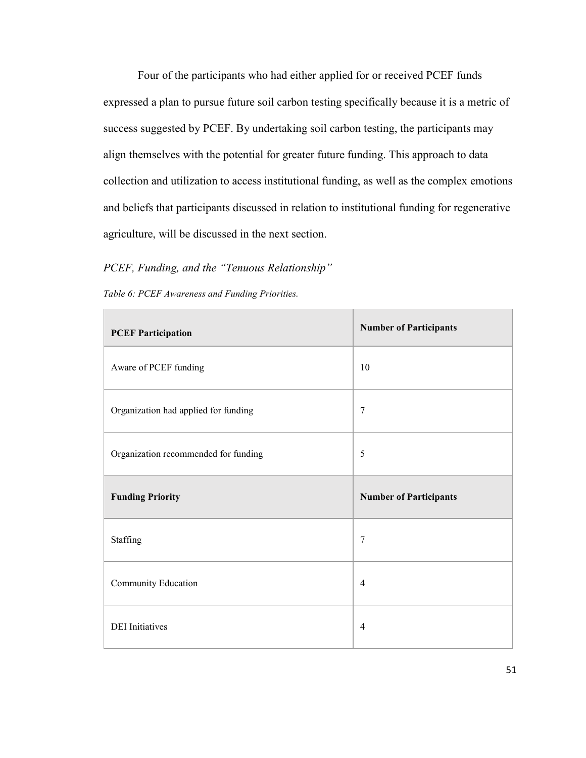Four of the participants who had either applied for or received PCEF funds expressed a plan to pursue future soil carbon testing specifically because it is a metric of success suggested by PCEF. By undertaking soil carbon testing, the participants may align themselves with the potential for greater future funding. This approach to data collection and utilization to access institutional funding, as well as the complex emotions and beliefs that participants discussed in relation to institutional funding for regenerative agriculture, will be discussed in the next section.

### *PCEF, Funding, and the "Tenuous Relationship"*

*Table 6: PCEF Awareness and Funding Priorities.*

| **PCEF Participation** | **Number of Participants** |
|---|---|
| Aware of PCEF funding | 10 |
| Organization had applied for funding | 7 |
| Organization recommended for funding | 5 |
| **Funding Priority** | **Number of Participants** |
| Staffing | 7 |
| Community Education | 4 |
| DEI Initiatives | 4 |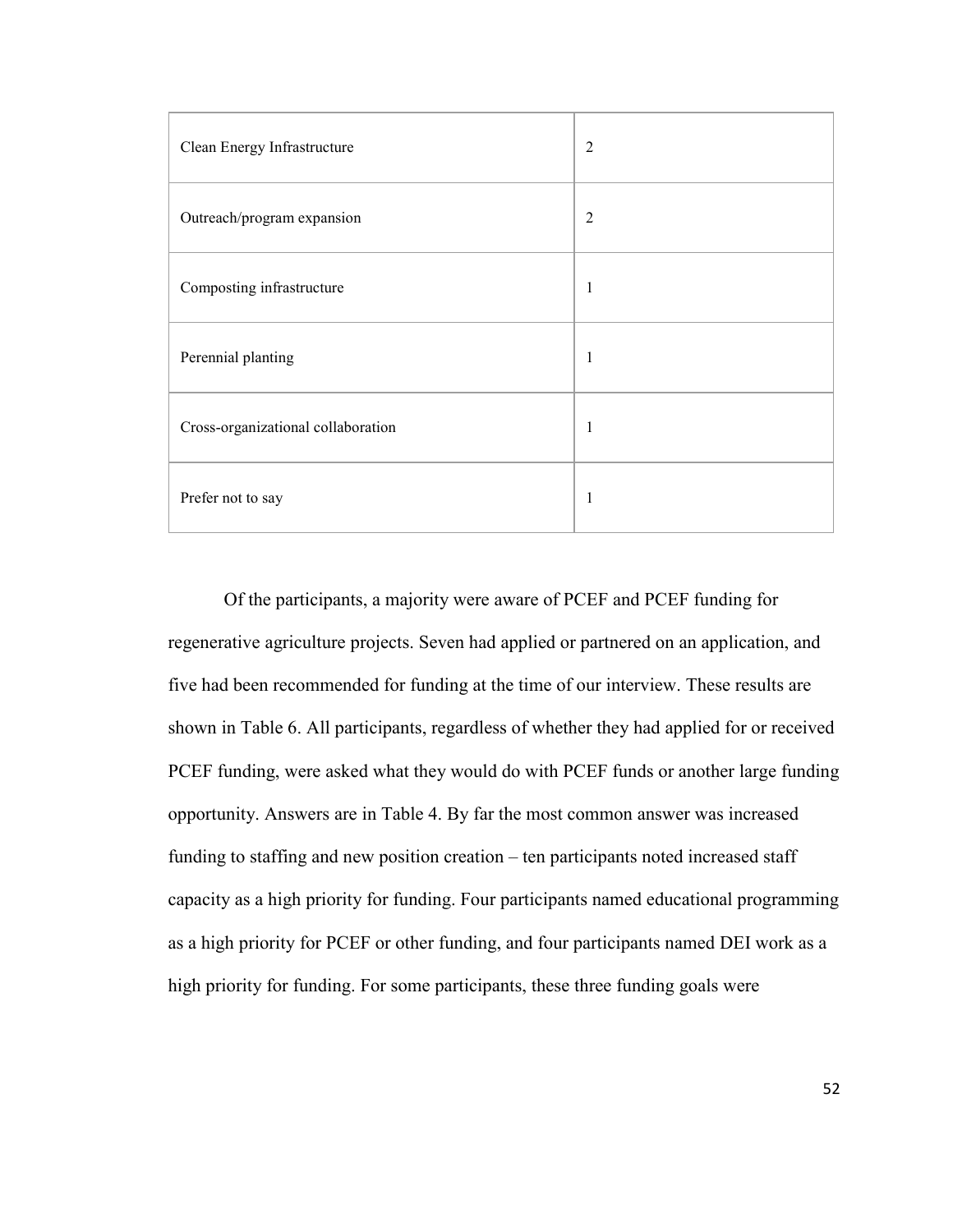| | |
|---|---|
| Clean Energy Infrastructure | 2 |
| Outreach/program expansion | 2 |
| Composting infrastructure | 1 |
| Perennial planting | 1 |
| Cross-organizational collaboration | 1 |
| Prefer not to say | 1 |

Of the participants, a majority were aware of PCEF and PCEF funding for regenerative agriculture projects. Seven had applied or partnered on an application, and five had been recommended for funding at the time of our interview. These results are shown in Table 6. All participants, regardless of whether they had applied for or received PCEF funding, were asked what they would do with PCEF funds or another large funding opportunity. Answers are in Table 4. By far the most common answer was increased funding to staffing and new position creation – ten participants noted increased staff capacity as a high priority for funding. Four participants named educational programming as a high priority for PCEF or other funding, and four participants named DEI work as a high priority for funding. For some participants, these three funding goals were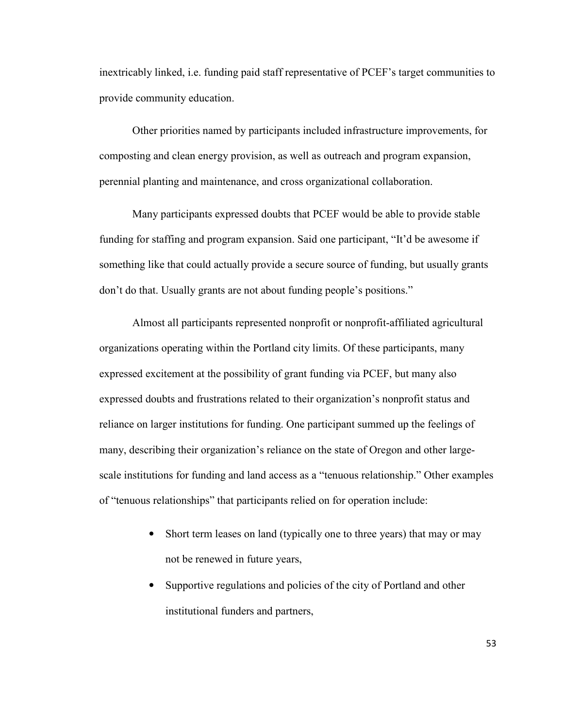inextricably linked, i.e. funding paid staff representative of PCEF's target communities to provide community education.

Other priorities named by participants included infrastructure improvements, for composting and clean energy provision, as well as outreach and program expansion, perennial planting and maintenance, and cross organizational collaboration.

Many participants expressed doubts that PCEF would be able to provide stable funding for staffing and program expansion. Said one participant, "It'd be awesome if something like that could actually provide a secure source of funding, but usually grants don't do that. Usually grants are not about funding people's positions."

Almost all participants represented nonprofit or nonprofit-affiliated agricultural organizations operating within the Portland city limits. Of these participants, many expressed excitement at the possibility of grant funding via PCEF, but many also expressed doubts and frustrations related to their organization's nonprofit status and reliance on larger institutions for funding. One participant summed up the feelings of many, describing their organization's reliance on the state of Oregon and other large-scale institutions for funding and land access as a "tenuous relationship." Other examples of "tenuous relationships" that participants relied on for operation include:

- Short term leases on land (typically one to three years) that may or may not be renewed in future years,
- Supportive regulations and policies of the city of Portland and other institutional funders and partners,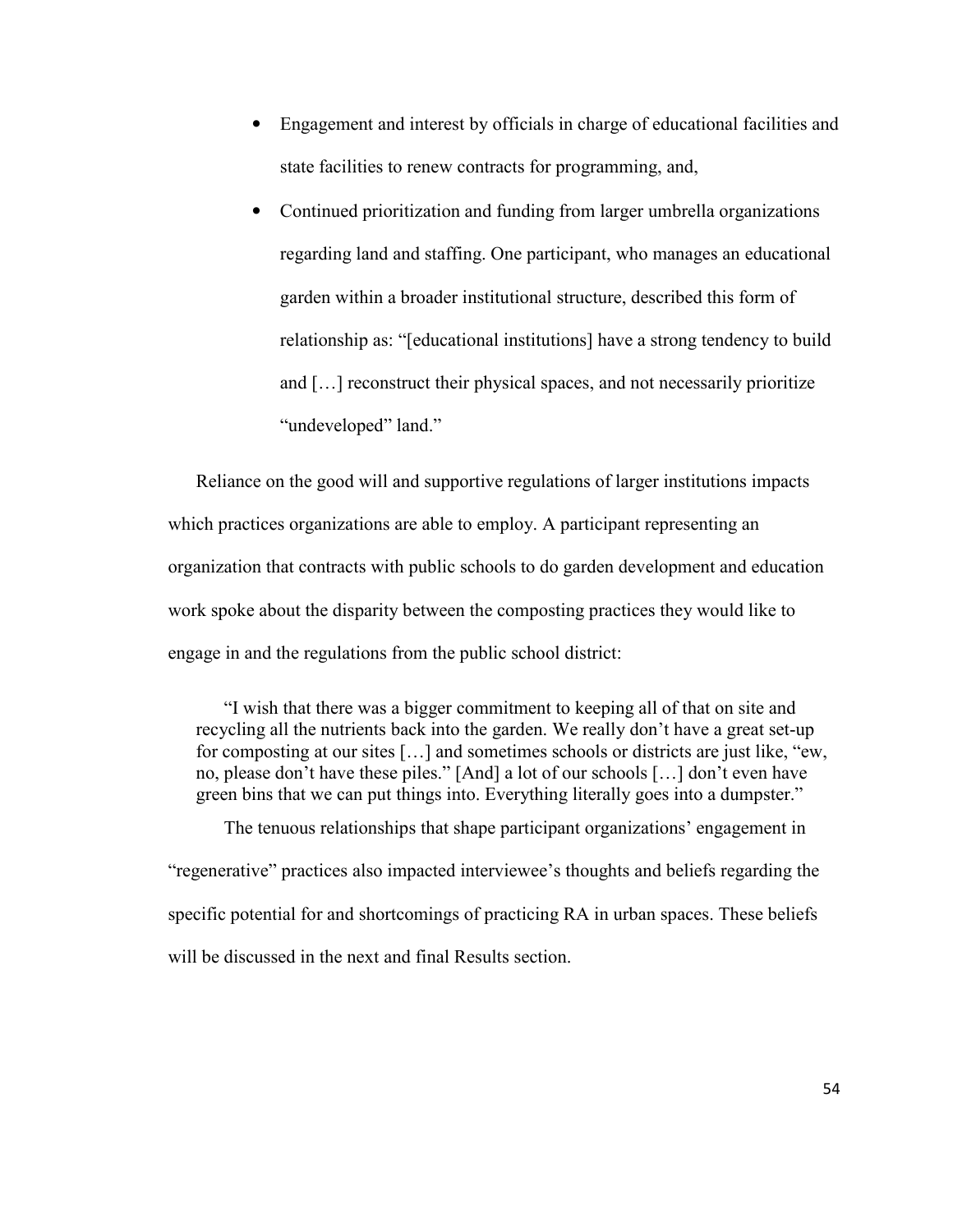- Engagement and interest by officials in charge of educational facilities and state facilities to renew contracts for programming, and,
- Continued prioritization and funding from larger umbrella organizations regarding land and staffing. One participant, who manages an educational garden within a broader institutional structure, described this form of relationship as: "[educational institutions] have a strong tendency to build and […] reconstruct their physical spaces, and not necessarily prioritize "undeveloped" land."

Reliance on the good will and supportive regulations of larger institutions impacts which practices organizations are able to employ. A participant representing an organization that contracts with public schools to do garden development and education work spoke about the disparity between the composting practices they would like to engage in and the regulations from the public school district:

> "I wish that there was a bigger commitment to keeping all of that on site and recycling all the nutrients back into the garden. We really don't have a great set-up for composting at our sites […] and sometimes schools or districts are just like, "ew, no, please don't have these piles." [And] a lot of our schools […] don't even have green bins that we can put things into. Everything literally goes into a dumpster."

The tenuous relationships that shape participant organizations' engagement in "regenerative" practices also impacted interviewee's thoughts and beliefs regarding the specific potential for and shortcomings of practicing RA in urban spaces. These beliefs will be discussed in the next and final Results section.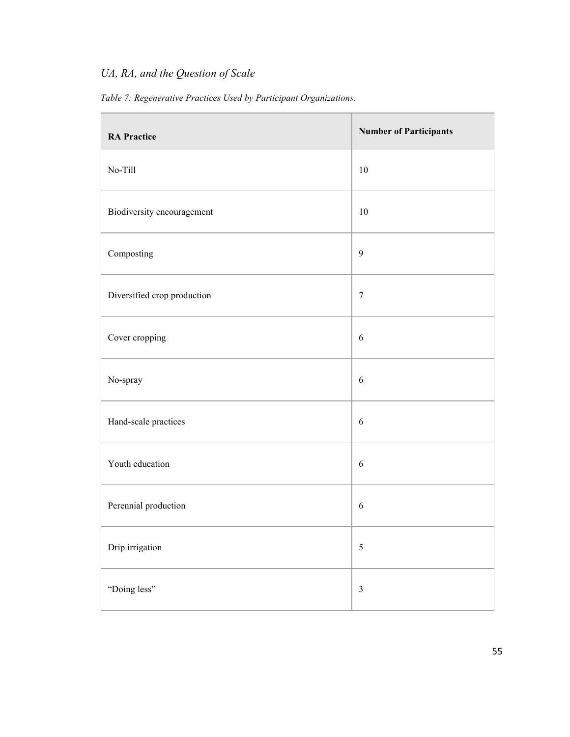### *UA, RA, and the Question of Scale*

*Table 7: Regenerative Practices Used by Participant Organizations.*

| RA Practice | Number of Participants |
|---|---|
| No-Till | 10 |
| Biodiversity encouragement | 10 |
| Composting | 9 |
| Diversified crop production | 7 |
| Cover cropping | 6 |
| No-spray | 6 |
| Hand-scale practices | 6 |
| Youth education | 6 |
| Perennial production | 6 |
| Drip irrigation | 5 |
| "Doing less" | 3 |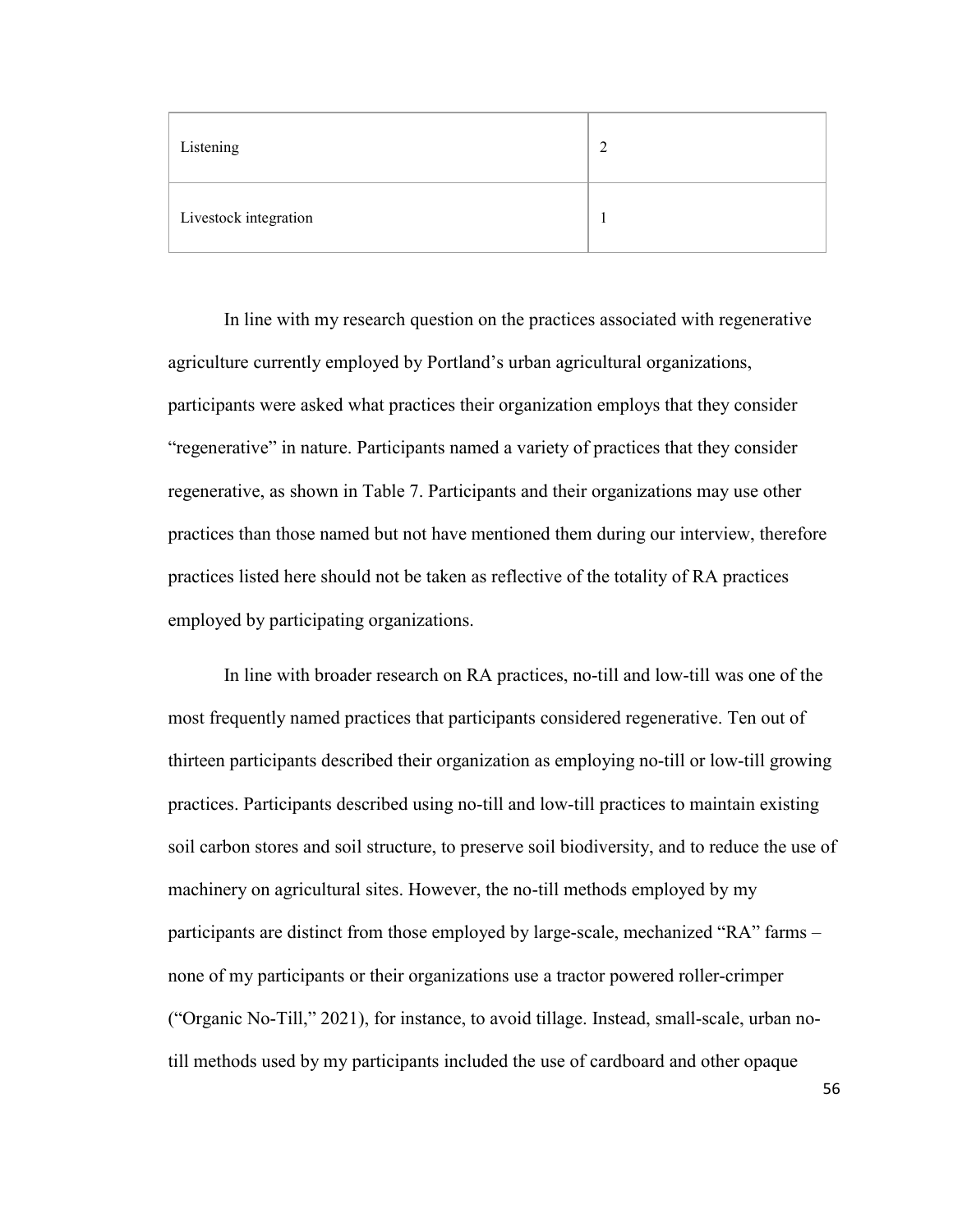| | |
|---|---|
| Listening | 2 |
| Livestock integration | 1 |

In line with my research question on the practices associated with regenerative agriculture currently employed by Portland's urban agricultural organizations, participants were asked what practices their organization employs that they consider "regenerative" in nature. Participants named a variety of practices that they consider regenerative, as shown in Table 7. Participants and their organizations may use other practices than those named but not have mentioned them during our interview, therefore practices listed here should not be taken as reflective of the totality of RA practices employed by participating organizations.

In line with broader research on RA practices, no-till and low-till was one of the most frequently named practices that participants considered regenerative. Ten out of thirteen participants described their organization as employing no-till or low-till growing practices. Participants described using no-till and low-till practices to maintain existing soil carbon stores and soil structure, to preserve soil biodiversity, and to reduce the use of machinery on agricultural sites. However, the no-till methods employed by my participants are distinct from those employed by large-scale, mechanized "RA" farms – none of my participants or their organizations use a tractor powered roller-crimper ("Organic No-Till," 2021), for instance, to avoid tillage. Instead, small-scale, urban no-till methods used by my participants included the use of cardboard and other opaque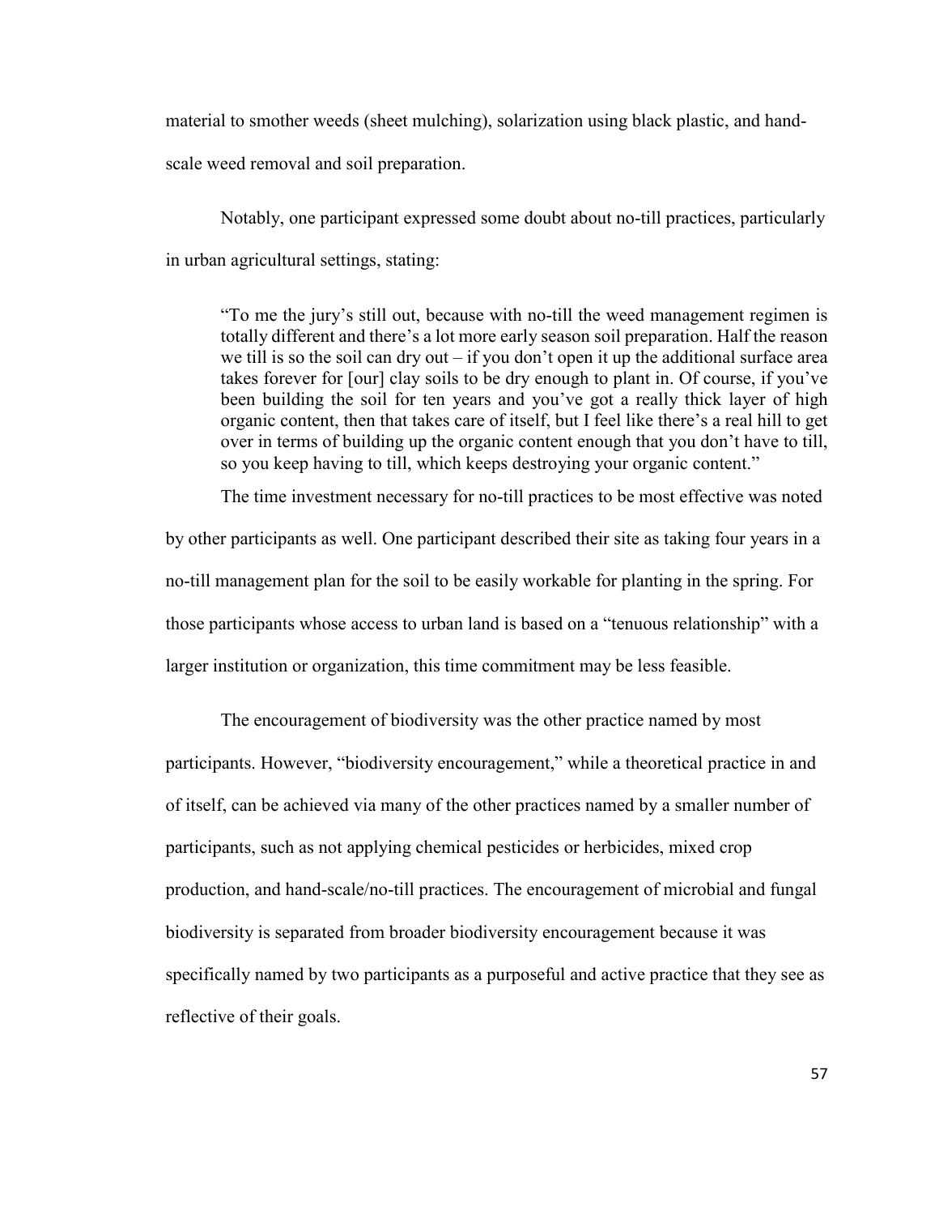material to smother weeds (sheet mulching), solarization using black plastic, and hand-scale weed removal and soil preparation.

Notably, one participant expressed some doubt about no-till practices, particularly in urban agricultural settings, stating:

> "To me the jury's still out, because with no-till the weed management regimen is totally different and there's a lot more early season soil preparation. Half the reason we till is so the soil can dry out – if you don't open it up the additional surface area takes forever for [our] clay soils to be dry enough to plant in. Of course, if you've been building the soil for ten years and you've got a really thick layer of high organic content, then that takes care of itself, but I feel like there's a real hill to get over in terms of building up the organic content enough that you don't have to till, so you keep having to till, which keeps destroying your organic content."

The time investment necessary for no-till practices to be most effective was noted by other participants as well. One participant described their site as taking four years in a no-till management plan for the soil to be easily workable for planting in the spring. For those participants whose access to urban land is based on a "tenuous relationship" with a larger institution or organization, this time commitment may be less feasible.

The encouragement of biodiversity was the other practice named by most participants. However, "biodiversity encouragement," while a theoretical practice in and of itself, can be achieved via many of the other practices named by a smaller number of participants, such as not applying chemical pesticides or herbicides, mixed crop production, and hand-scale/no-till practices. The encouragement of microbial and fungal biodiversity is separated from broader biodiversity encouragement because it was specifically named by two participants as a purposeful and active practice that they see as reflective of their goals.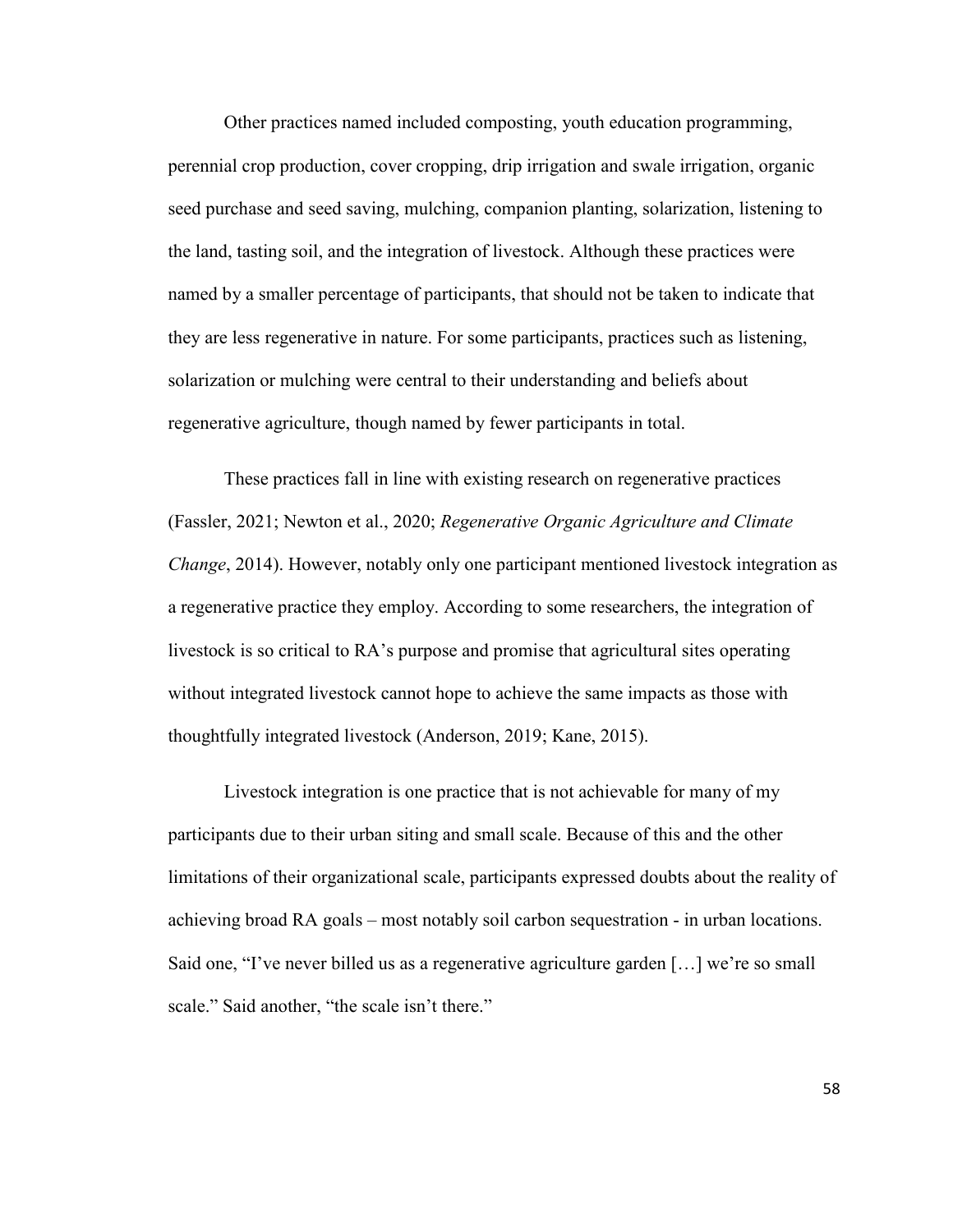Other practices named included composting, youth education programming, perennial crop production, cover cropping, drip irrigation and swale irrigation, organic seed purchase and seed saving, mulching, companion planting, solarization, listening to the land, tasting soil, and the integration of livestock. Although these practices were named by a smaller percentage of participants, that should not be taken to indicate that they are less regenerative in nature. For some participants, practices such as listening, solarization or mulching were central to their understanding and beliefs about regenerative agriculture, though named by fewer participants in total.

These practices fall in line with existing research on regenerative practices (Fassler, 2021; Newton et al., 2020; *Regenerative Organic Agriculture and Climate Change*, 2014). However, notably only one participant mentioned livestock integration as a regenerative practice they employ. According to some researchers, the integration of livestock is so critical to RA's purpose and promise that agricultural sites operating without integrated livestock cannot hope to achieve the same impacts as those with thoughtfully integrated livestock (Anderson, 2019; Kane, 2015).

Livestock integration is one practice that is not achievable for many of my participants due to their urban siting and small scale. Because of this and the other limitations of their organizational scale, participants expressed doubts about the reality of achieving broad RA goals – most notably soil carbon sequestration - in urban locations. Said one, "I've never billed us as a regenerative agriculture garden […] we're so small scale." Said another, "the scale isn't there."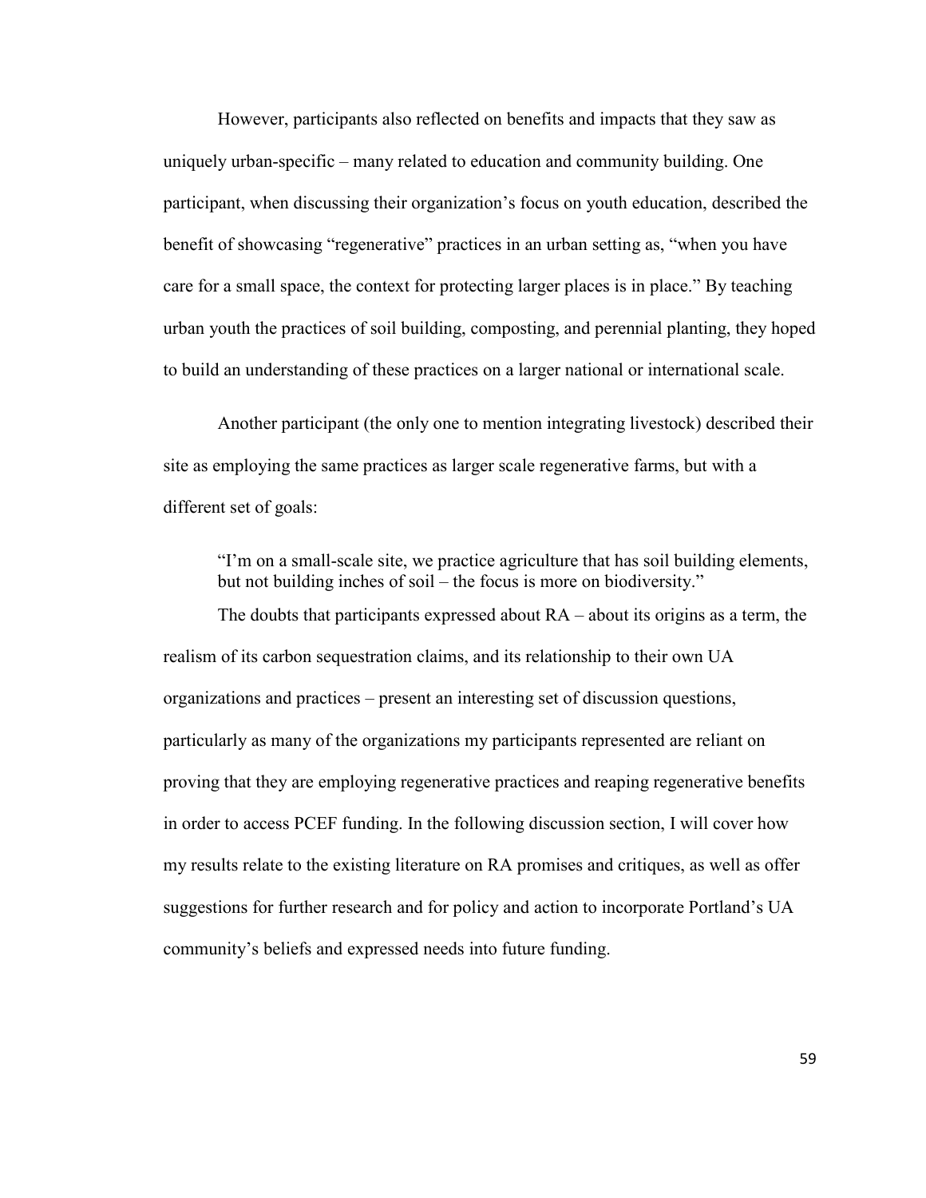However, participants also reflected on benefits and impacts that they saw as uniquely urban-specific – many related to education and community building. One participant, when discussing their organization's focus on youth education, described the benefit of showcasing "regenerative" practices in an urban setting as, "when you have care for a small space, the context for protecting larger places is in place." By teaching urban youth the practices of soil building, composting, and perennial planting, they hoped to build an understanding of these practices on a larger national or international scale.

Another participant (the only one to mention integrating livestock) described their site as employing the same practices as larger scale regenerative farms, but with a different set of goals:

> "I'm on a small-scale site, we practice agriculture that has soil building elements, but not building inches of soil – the focus is more on biodiversity."

The doubts that participants expressed about RA – about its origins as a term, the realism of its carbon sequestration claims, and its relationship to their own UA organizations and practices – present an interesting set of discussion questions, particularly as many of the organizations my participants represented are reliant on proving that they are employing regenerative practices and reaping regenerative benefits in order to access PCEF funding. In the following discussion section, I will cover how my results relate to the existing literature on RA promises and critiques, as well as offer suggestions for further research and for policy and action to incorporate Portland's UA community's beliefs and expressed needs into future funding.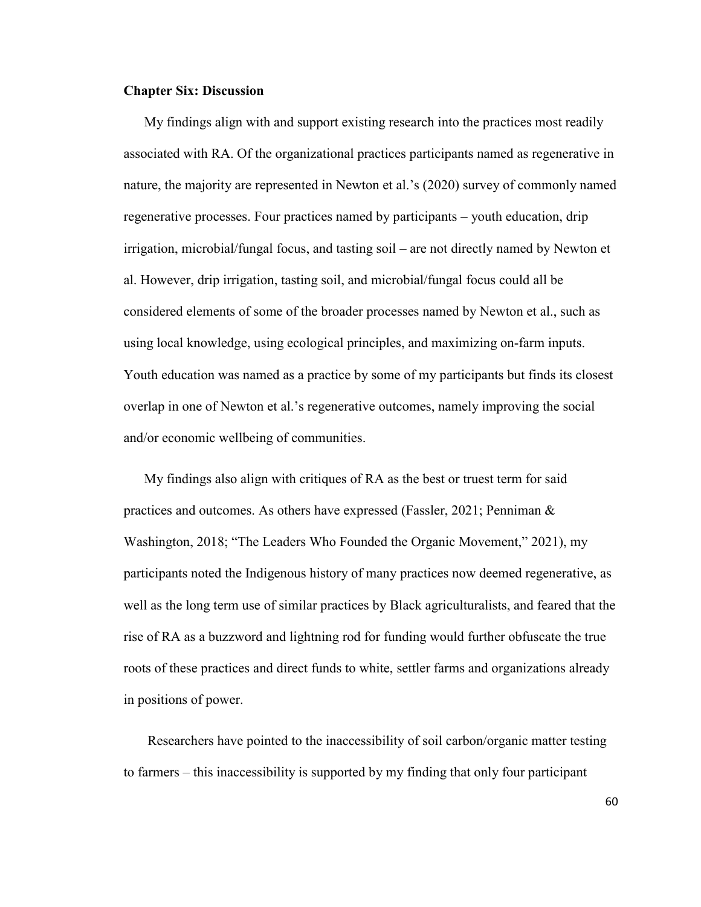**Chapter Six: Discussion**

My findings align with and support existing research into the practices most readily associated with RA. Of the organizational practices participants named as regenerative in nature, the majority are represented in Newton et al.'s (2020) survey of commonly named regenerative processes. Four practices named by participants – youth education, drip irrigation, microbial/fungal focus, and tasting soil – are not directly named by Newton et al. However, drip irrigation, tasting soil, and microbial/fungal focus could all be considered elements of some of the broader processes named by Newton et al., such as using local knowledge, using ecological principles, and maximizing on-farm inputs. Youth education was named as a practice by some of my participants but finds its closest overlap in one of Newton et al.'s regenerative outcomes, namely improving the social and/or economic wellbeing of communities.

My findings also align with critiques of RA as the best or truest term for said practices and outcomes. As others have expressed (Fassler, 2021; Penniman & Washington, 2018; "The Leaders Who Founded the Organic Movement," 2021), my participants noted the Indigenous history of many practices now deemed regenerative, as well as the long term use of similar practices by Black agriculturalists, and feared that the rise of RA as a buzzword and lightning rod for funding would further obfuscate the true roots of these practices and direct funds to white, settler farms and organizations already in positions of power.

Researchers have pointed to the inaccessibility of soil carbon/organic matter testing to farmers – this inaccessibility is supported by my finding that only four participant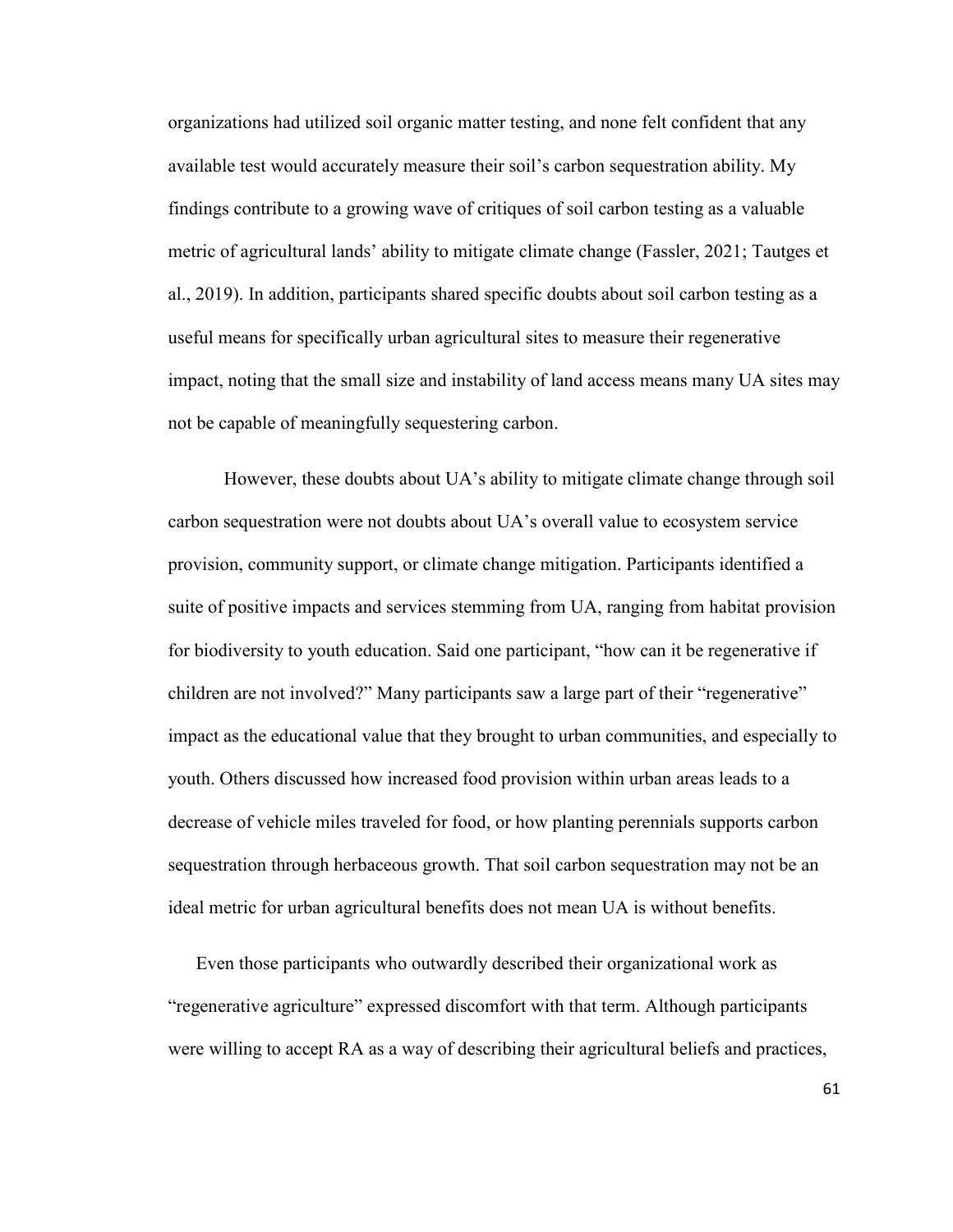organizations had utilized soil organic matter testing, and none felt confident that any available test would accurately measure their soil's carbon sequestration ability. My findings contribute to a growing wave of critiques of soil carbon testing as a valuable metric of agricultural lands' ability to mitigate climate change (Fassler, 2021; Tautges et al., 2019). In addition, participants shared specific doubts about soil carbon testing as a useful means for specifically urban agricultural sites to measure their regenerative impact, noting that the small size and instability of land access means many UA sites may not be capable of meaningfully sequestering carbon.

However, these doubts about UA's ability to mitigate climate change through soil carbon sequestration were not doubts about UA's overall value to ecosystem service provision, community support, or climate change mitigation. Participants identified a suite of positive impacts and services stemming from UA, ranging from habitat provision for biodiversity to youth education. Said one participant, "how can it be regenerative if children are not involved?" Many participants saw a large part of their "regenerative" impact as the educational value that they brought to urban communities, and especially to youth. Others discussed how increased food provision within urban areas leads to a decrease of vehicle miles traveled for food, or how planting perennials supports carbon sequestration through herbaceous growth. That soil carbon sequestration may not be an ideal metric for urban agricultural benefits does not mean UA is without benefits.

Even those participants who outwardly described their organizational work as "regenerative agriculture" expressed discomfort with that term. Although participants were willing to accept RA as a way of describing their agricultural beliefs and practices,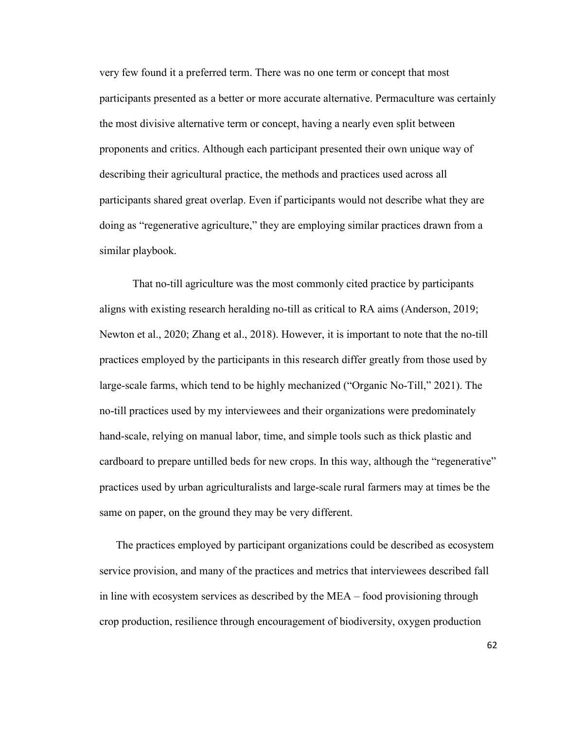very few found it a preferred term. There was no one term or concept that most participants presented as a better or more accurate alternative. Permaculture was certainly the most divisive alternative term or concept, having a nearly even split between proponents and critics. Although each participant presented their own unique way of describing their agricultural practice, the methods and practices used across all participants shared great overlap. Even if participants would not describe what they are doing as "regenerative agriculture," they are employing similar practices drawn from a similar playbook.

That no-till agriculture was the most commonly cited practice by participants aligns with existing research heralding no-till as critical to RA aims (Anderson, 2019; Newton et al., 2020; Zhang et al., 2018). However, it is important to note that the no-till practices employed by the participants in this research differ greatly from those used by large-scale farms, which tend to be highly mechanized ("Organic No-Till," 2021). The no-till practices used by my interviewees and their organizations were predominately hand-scale, relying on manual labor, time, and simple tools such as thick plastic and cardboard to prepare untilled beds for new crops. In this way, although the "regenerative" practices used by urban agriculturalists and large-scale rural farmers may at times be the same on paper, on the ground they may be very different.

The practices employed by participant organizations could be described as ecosystem service provision, and many of the practices and metrics that interviewees described fall in line with ecosystem services as described by the MEA – food provisioning through crop production, resilience through encouragement of biodiversity, oxygen production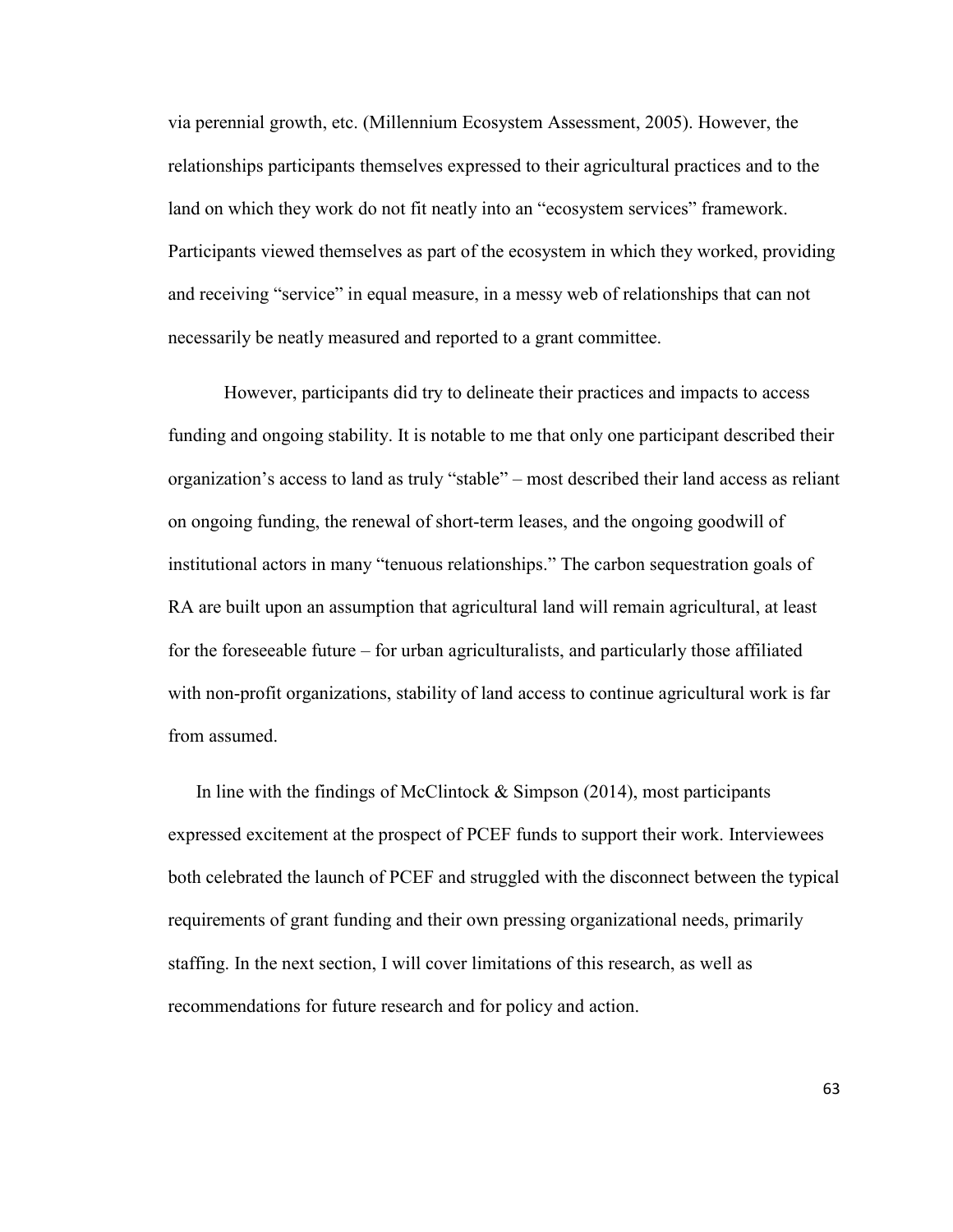via perennial growth, etc. (Millennium Ecosystem Assessment, 2005). However, the relationships participants themselves expressed to their agricultural practices and to the land on which they work do not fit neatly into an "ecosystem services" framework. Participants viewed themselves as part of the ecosystem in which they worked, providing and receiving "service" in equal measure, in a messy web of relationships that can not necessarily be neatly measured and reported to a grant committee.

However, participants did try to delineate their practices and impacts to access funding and ongoing stability. It is notable to me that only one participant described their organization's access to land as truly "stable" – most described their land access as reliant on ongoing funding, the renewal of short-term leases, and the ongoing goodwill of institutional actors in many "tenuous relationships." The carbon sequestration goals of RA are built upon an assumption that agricultural land will remain agricultural, at least for the foreseeable future – for urban agriculturalists, and particularly those affiliated with non-profit organizations, stability of land access to continue agricultural work is far from assumed.

In line with the findings of McClintock & Simpson (2014), most participants expressed excitement at the prospect of PCEF funds to support their work. Interviewees both celebrated the launch of PCEF and struggled with the disconnect between the typical requirements of grant funding and their own pressing organizational needs, primarily staffing. In the next section, I will cover limitations of this research, as well as recommendations for future research and for policy and action.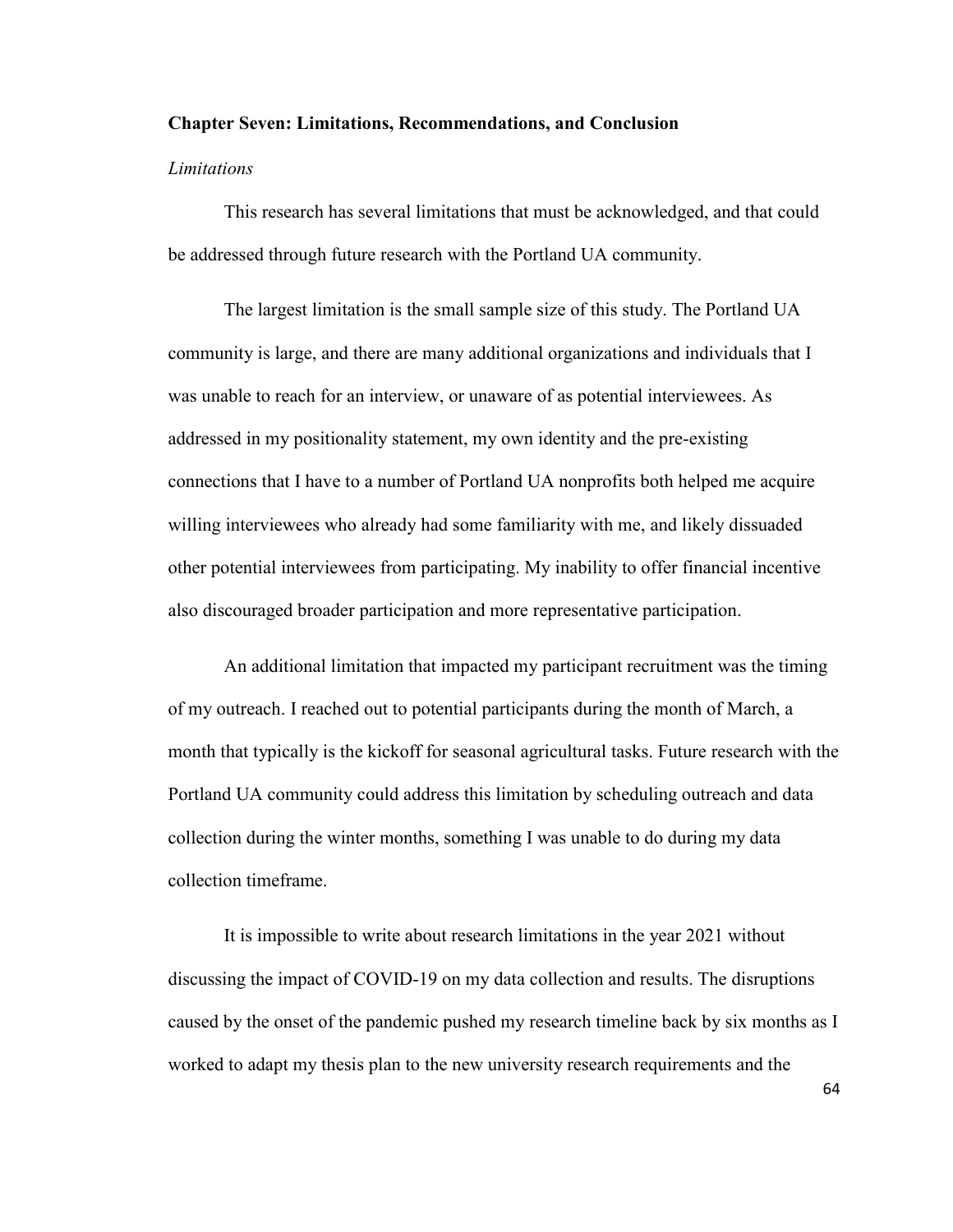## Chapter Seven: Limitations, Recommendations, and Conclusion

### *Limitations*

This research has several limitations that must be acknowledged, and that could be addressed through future research with the Portland UA community.

The largest limitation is the small sample size of this study. The Portland UA community is large, and there are many additional organizations and individuals that I was unable to reach for an interview, or unaware of as potential interviewees. As addressed in my positionality statement, my own identity and the pre-existing connections that I have to a number of Portland UA nonprofits both helped me acquire willing interviewees who already had some familiarity with me, and likely dissuaded other potential interviewees from participating. My inability to offer financial incentive also discouraged broader participation and more representative participation.

An additional limitation that impacted my participant recruitment was the timing of my outreach. I reached out to potential participants during the month of March, a month that typically is the kickoff for seasonal agricultural tasks. Future research with the Portland UA community could address this limitation by scheduling outreach and data collection during the winter months, something I was unable to do during my data collection timeframe.

It is impossible to write about research limitations in the year 2021 without discussing the impact of COVID-19 on my data collection and results. The disruptions caused by the onset of the pandemic pushed my research timeline back by six months as I worked to adapt my thesis plan to the new university research requirements and the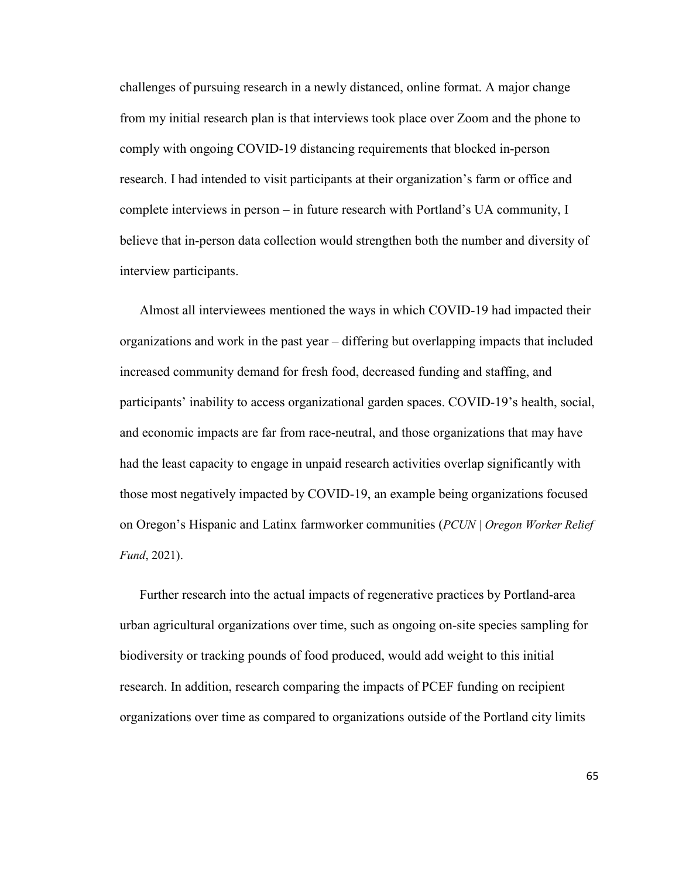challenges of pursuing research in a newly distanced, online format. A major change from my initial research plan is that interviews took place over Zoom and the phone to comply with ongoing COVID-19 distancing requirements that blocked in-person research. I had intended to visit participants at their organization's farm or office and complete interviews in person – in future research with Portland's UA community, I believe that in-person data collection would strengthen both the number and diversity of interview participants.

Almost all interviewees mentioned the ways in which COVID-19 had impacted their organizations and work in the past year – differing but overlapping impacts that included increased community demand for fresh food, decreased funding and staffing, and participants' inability to access organizational garden spaces. COVID-19's health, social, and economic impacts are far from race-neutral, and those organizations that may have had the least capacity to engage in unpaid research activities overlap significantly with those most negatively impacted by COVID-19, an example being organizations focused on Oregon's Hispanic and Latinx farmworker communities (*PCUN | Oregon Worker Relief Fund*, 2021).

Further research into the actual impacts of regenerative practices by Portland-area urban agricultural organizations over time, such as ongoing on-site species sampling for biodiversity or tracking pounds of food produced, would add weight to this initial research. In addition, research comparing the impacts of PCEF funding on recipient organizations over time as compared to organizations outside of the Portland city limits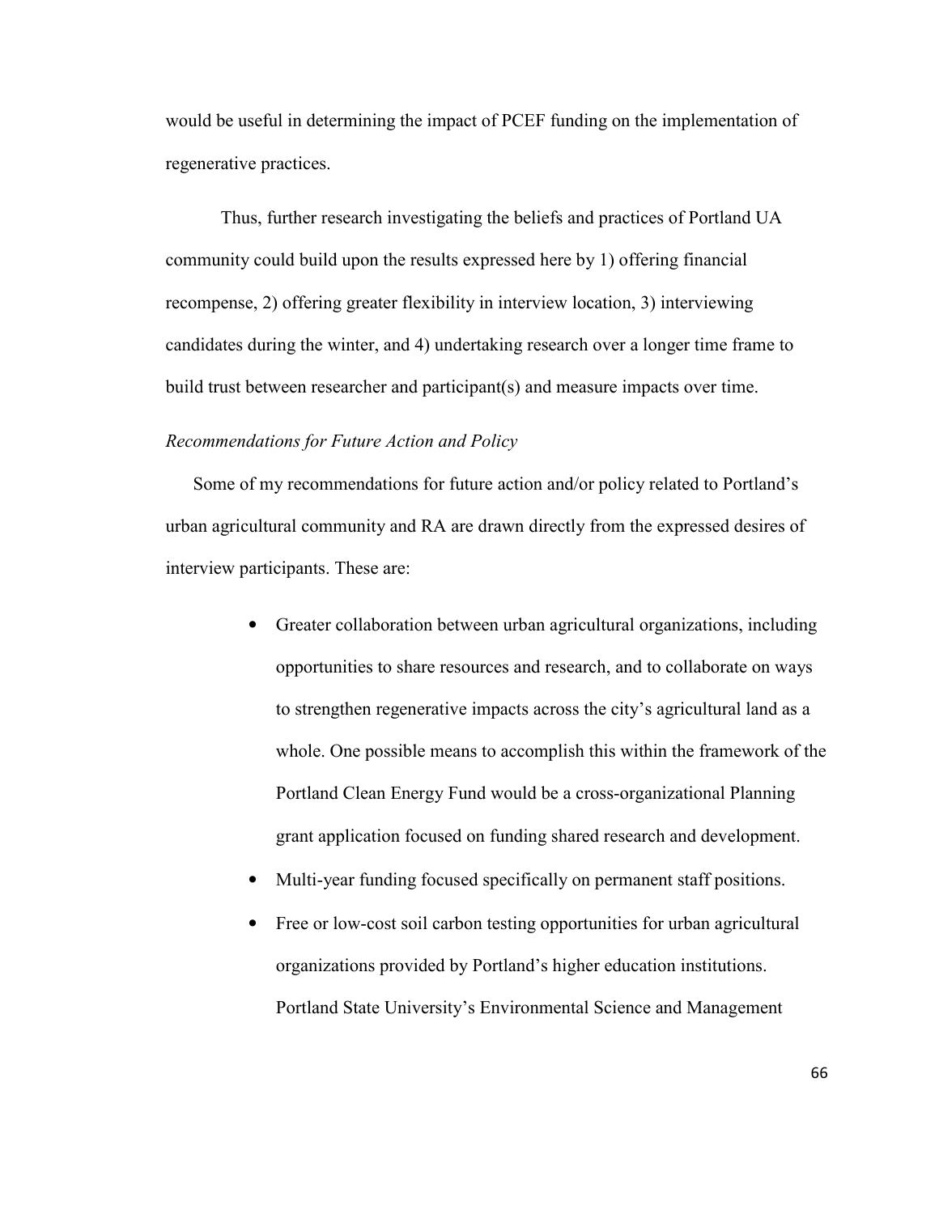would be useful in determining the impact of PCEF funding on the implementation of regenerative practices.

Thus, further research investigating the beliefs and practices of Portland UA community could build upon the results expressed here by 1) offering financial recompense, 2) offering greater flexibility in interview location, 3) interviewing candidates during the winter, and 4) undertaking research over a longer time frame to build trust between researcher and participant(s) and measure impacts over time.

*Recommendations for Future Action and Policy*

Some of my recommendations for future action and/or policy related to Portland's urban agricultural community and RA are drawn directly from the expressed desires of interview participants. These are:

- Greater collaboration between urban agricultural organizations, including opportunities to share resources and research, and to collaborate on ways to strengthen regenerative impacts across the city's agricultural land as a whole. One possible means to accomplish this within the framework of the Portland Clean Energy Fund would be a cross-organizational Planning grant application focused on funding shared research and development.
- Multi-year funding focused specifically on permanent staff positions.
- Free or low-cost soil carbon testing opportunities for urban agricultural organizations provided by Portland's higher education institutions. Portland State University's Environmental Science and Management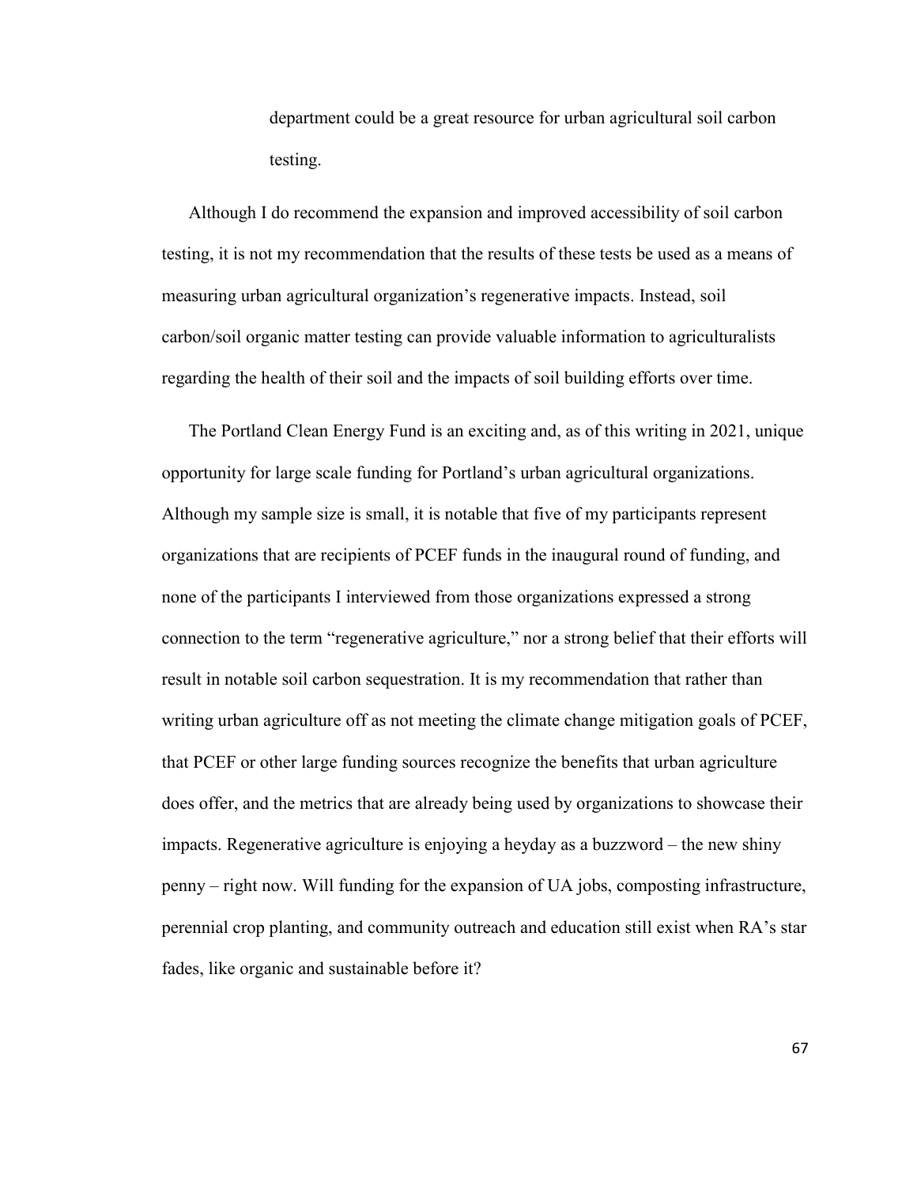department could be a great resource for urban agricultural soil carbon testing.

Although I do recommend the expansion and improved accessibility of soil carbon testing, it is not my recommendation that the results of these tests be used as a means of measuring urban agricultural organization's regenerative impacts. Instead, soil carbon/soil organic matter testing can provide valuable information to agriculturalists regarding the health of their soil and the impacts of soil building efforts over time.

The Portland Clean Energy Fund is an exciting and, as of this writing in 2021, unique opportunity for large scale funding for Portland's urban agricultural organizations. Although my sample size is small, it is notable that five of my participants represent organizations that are recipients of PCEF funds in the inaugural round of funding, and none of the participants I interviewed from those organizations expressed a strong connection to the term "regenerative agriculture," nor a strong belief that their efforts will result in notable soil carbon sequestration. It is my recommendation that rather than writing urban agriculture off as not meeting the climate change mitigation goals of PCEF, that PCEF or other large funding sources recognize the benefits that urban agriculture does offer, and the metrics that are already being used by organizations to showcase their impacts. Regenerative agriculture is enjoying a heyday as a buzzword – the new shiny penny – right now. Will funding for the expansion of UA jobs, composting infrastructure, perennial crop planting, and community outreach and education still exist when RA's star fades, like organic and sustainable before it?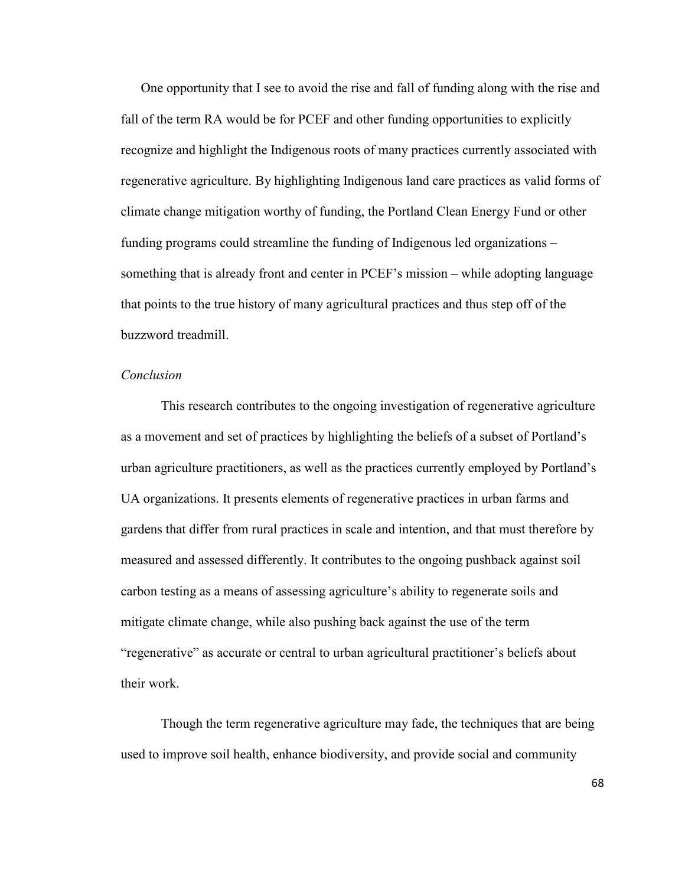One opportunity that I see to avoid the rise and fall of funding along with the rise and fall of the term RA would be for PCEF and other funding opportunities to explicitly recognize and highlight the Indigenous roots of many practices currently associated with regenerative agriculture. By highlighting Indigenous land care practices as valid forms of climate change mitigation worthy of funding, the Portland Clean Energy Fund or other funding programs could streamline the funding of Indigenous led organizations – something that is already front and center in PCEF's mission – while adopting language that points to the true history of many agricultural practices and thus step off of the buzzword treadmill.

*Conclusion*

This research contributes to the ongoing investigation of regenerative agriculture as a movement and set of practices by highlighting the beliefs of a subset of Portland's urban agriculture practitioners, as well as the practices currently employed by Portland's UA organizations. It presents elements of regenerative practices in urban farms and gardens that differ from rural practices in scale and intention, and that must therefore by measured and assessed differently. It contributes to the ongoing pushback against soil carbon testing as a means of assessing agriculture's ability to regenerate soils and mitigate climate change, while also pushing back against the use of the term "regenerative" as accurate or central to urban agricultural practitioner's beliefs about their work.

Though the term regenerative agriculture may fade, the techniques that are being used to improve soil health, enhance biodiversity, and provide social and community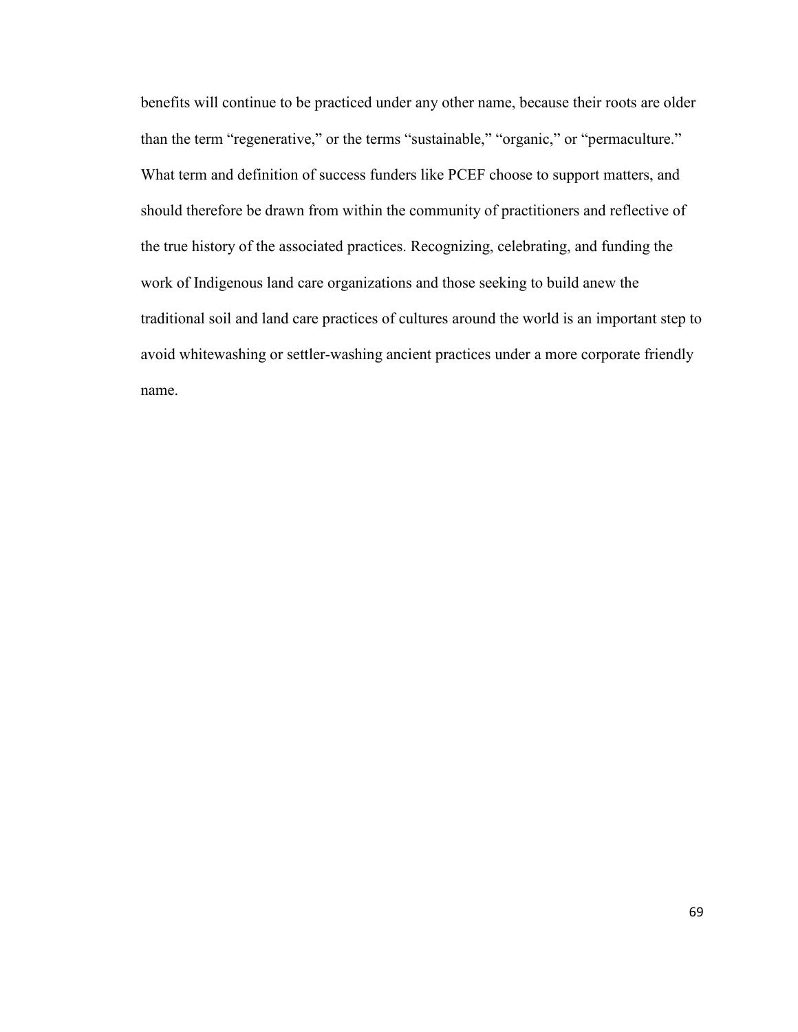benefits will continue to be practiced under any other name, because their roots are older than the term "regenerative," or the terms "sustainable," "organic," or "permaculture." What term and definition of success funders like PCEF choose to support matters, and should therefore be drawn from within the community of practitioners and reflective of the true history of the associated practices. Recognizing, celebrating, and funding the work of Indigenous land care organizations and those seeking to build anew the traditional soil and land care practices of cultures around the world is an important step to avoid whitewashing or settler-washing ancient practices under a more corporate friendly name.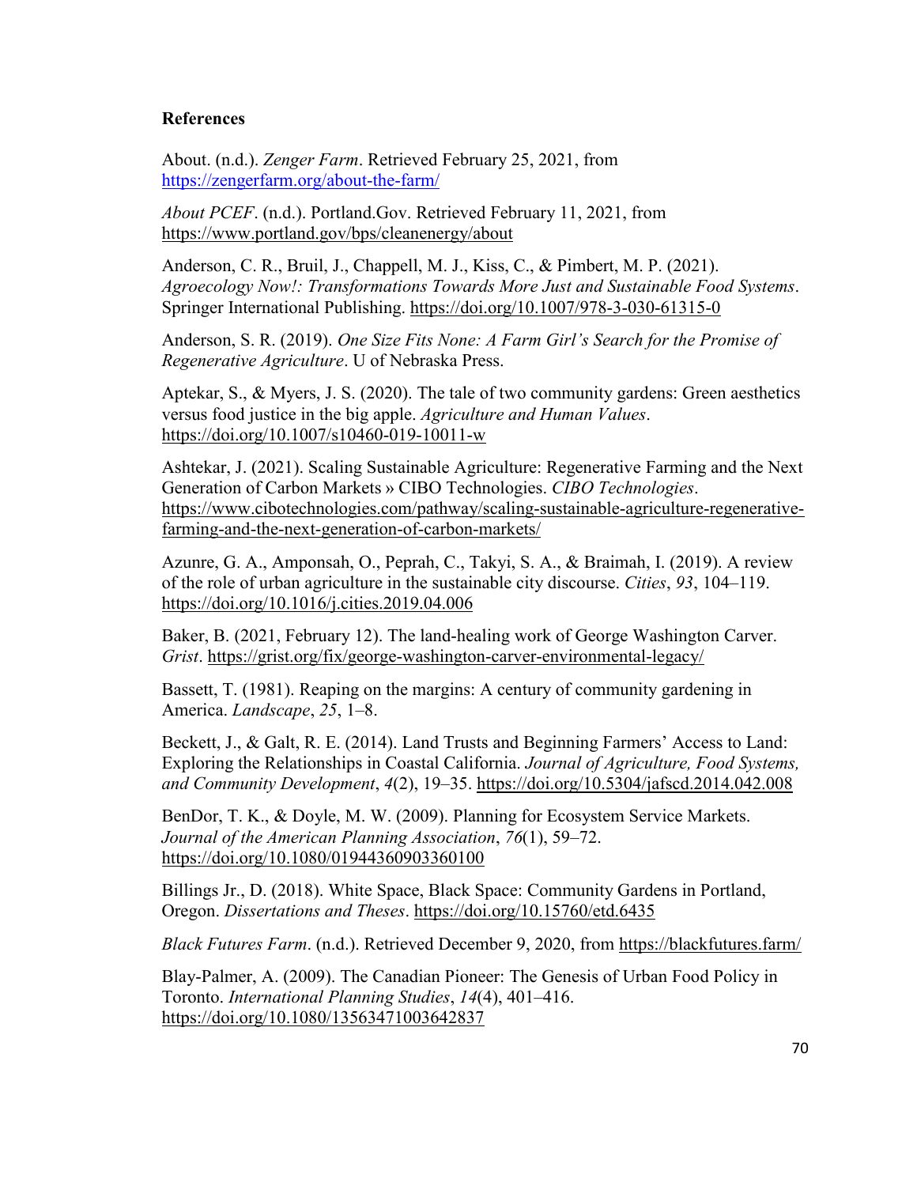**References**

About. (n.d.). *Zenger Farm*. Retrieved February 25, 2021, from https://zengerfarm.org/about-the-farm/

*About PCEF*. (n.d.). Portland.Gov. Retrieved February 11, 2021, from https://www.portland.gov/bps/cleanenergy/about

Anderson, C. R., Bruil, J., Chappell, M. J., Kiss, C., & Pimbert, M. P. (2021). *Agroecology Now!: Transformations Towards More Just and Sustainable Food Systems*. Springer International Publishing. https://doi.org/10.1007/978-3-030-61315-0

Anderson, S. R. (2019). *One Size Fits None: A Farm Girl's Search for the Promise of Regenerative Agriculture*. U of Nebraska Press.

Aptekar, S., & Myers, J. S. (2020). The tale of two community gardens: Green aesthetics versus food justice in the big apple. *Agriculture and Human Values*. https://doi.org/10.1007/s10460-019-10011-w

Ashtekar, J. (2021). Scaling Sustainable Agriculture: Regenerative Farming and the Next Generation of Carbon Markets » CIBO Technologies. *CIBO Technologies*. https://www.cibotechnologies.com/pathway/scaling-sustainable-agriculture-regenerative-farming-and-the-next-generation-of-carbon-markets/

Azunre, G. A., Amponsah, O., Peprah, C., Takyi, S. A., & Braimah, I. (2019). A review of the role of urban agriculture in the sustainable city discourse. *Cities*, *93*, 104–119. https://doi.org/10.1016/j.cities.2019.04.006

Baker, B. (2021, February 12). The land-healing work of George Washington Carver. *Grist*. https://grist.org/fix/george-washington-carver-environmental-legacy/

Bassett, T. (1981). Reaping on the margins: A century of community gardening in America. *Landscape*, *25*, 1–8.

Beckett, J., & Galt, R. E. (2014). Land Trusts and Beginning Farmers' Access to Land: Exploring the Relationships in Coastal California. *Journal of Agriculture, Food Systems, and Community Development*, *4*(2), 19–35. https://doi.org/10.5304/jafscd.2014.042.008

BenDor, T. K., & Doyle, M. W. (2009). Planning for Ecosystem Service Markets. *Journal of the American Planning Association*, *76*(1), 59–72. https://doi.org/10.1080/01944360903360100

Billings Jr., D. (2018). White Space, Black Space: Community Gardens in Portland, Oregon. *Dissertations and Theses*. https://doi.org/10.15760/etd.6435

*Black Futures Farm*. (n.d.). Retrieved December 9, 2020, from https://blackfutures.farm/

Blay-Palmer, A. (2009). The Canadian Pioneer: The Genesis of Urban Food Policy in Toronto. *International Planning Studies*, *14*(4), 401–416. https://doi.org/10.1080/13563471003642837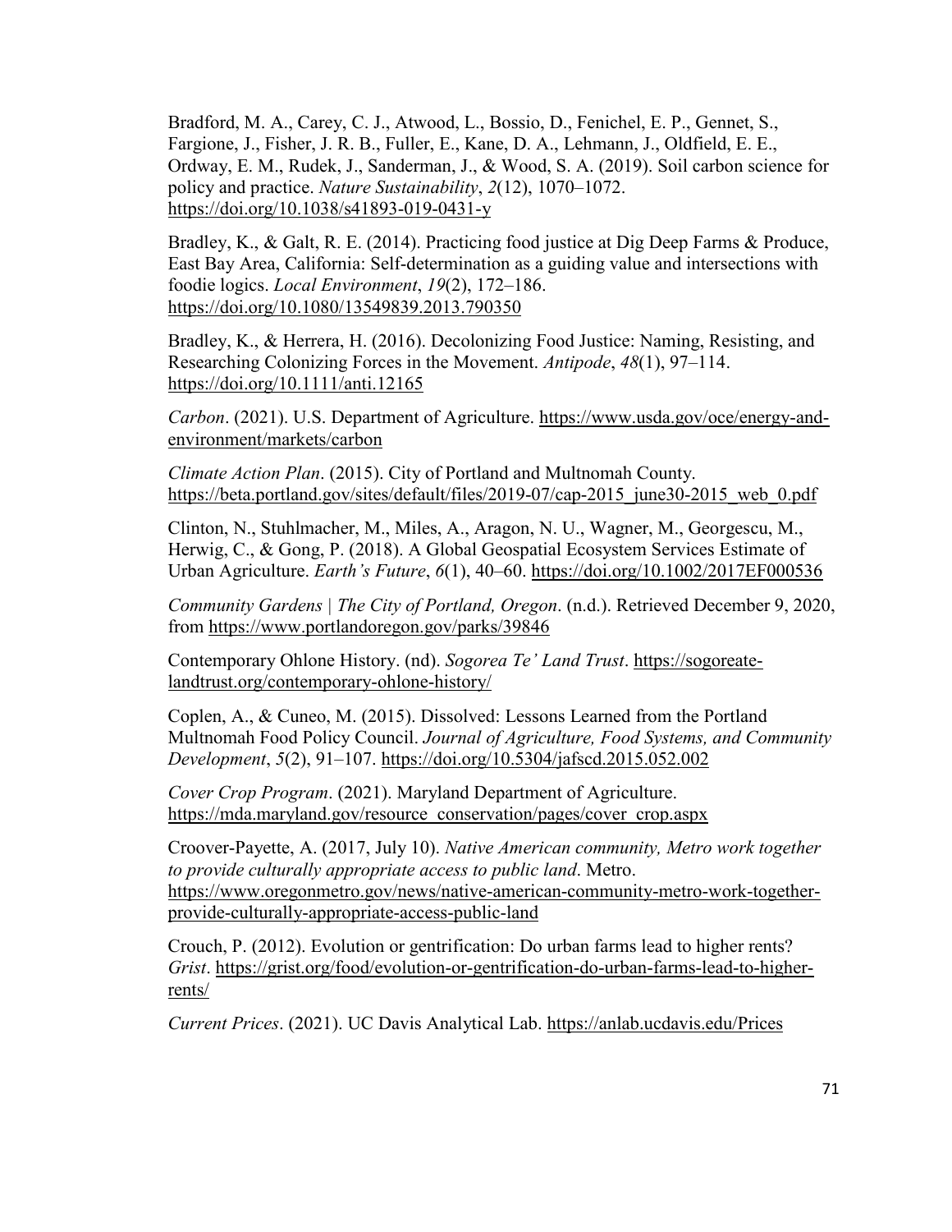Bradford, M. A., Carey, C. J., Atwood, L., Bossio, D., Fenichel, E. P., Gennet, S., Fargione, J., Fisher, J. R. B., Fuller, E., Kane, D. A., Lehmann, J., Oldfield, E. E., Ordway, E. M., Rudek, J., Sanderman, J., & Wood, S. A. (2019). Soil carbon science for policy and practice. *Nature Sustainability*, *2*(12), 1070–1072. https://doi.org/10.1038/s41893-019-0431-y

Bradley, K., & Galt, R. E. (2014). Practicing food justice at Dig Deep Farms & Produce, East Bay Area, California: Self-determination as a guiding value and intersections with foodie logics. *Local Environment*, *19*(2), 172–186. https://doi.org/10.1080/13549839.2013.790350

Bradley, K., & Herrera, H. (2016). Decolonizing Food Justice: Naming, Resisting, and Researching Colonizing Forces in the Movement. *Antipode*, *48*(1), 97–114. https://doi.org/10.1111/anti.12165

*Carbon*. (2021). U.S. Department of Agriculture. https://www.usda.gov/oce/energy-and-environment/markets/carbon

*Climate Action Plan*. (2015). City of Portland and Multnomah County. https://beta.portland.gov/sites/default/files/2019-07/cap-2015_june30-2015_web_0.pdf

Clinton, N., Stuhlmacher, M., Miles, A., Aragon, N. U., Wagner, M., Georgescu, M., Herwig, C., & Gong, P. (2018). A Global Geospatial Ecosystem Services Estimate of Urban Agriculture. *Earth's Future*, *6*(1), 40–60. https://doi.org/10.1002/2017EF000536

*Community Gardens | The City of Portland, Oregon*. (n.d.). Retrieved December 9, 2020, from https://www.portlandoregon.gov/parks/39846

Contemporary Ohlone History. (nd). *Sogorea Te' Land Trust*. https://sogoreate-landtrust.org/contemporary-ohlone-history/

Coplen, A., & Cuneo, M. (2015). Dissolved: Lessons Learned from the Portland Multnomah Food Policy Council. *Journal of Agriculture, Food Systems, and Community Development*, *5*(2), 91–107. https://doi.org/10.5304/jafscd.2015.052.002

*Cover Crop Program*. (2021). Maryland Department of Agriculture. https://mda.maryland.gov/resource_conservation/pages/cover_crop.aspx

Croover-Payette, A. (2017, July 10). *Native American community, Metro work together to provide culturally appropriate access to public land*. Metro. https://www.oregonmetro.gov/news/native-american-community-metro-work-together-provide-culturally-appropriate-access-public-land

Crouch, P. (2012). Evolution or gentrification: Do urban farms lead to higher rents? *Grist*. https://grist.org/food/evolution-or-gentrification-do-urban-farms-lead-to-higher-rents/

*Current Prices*. (2021). UC Davis Analytical Lab. https://anlab.ucdavis.edu/Prices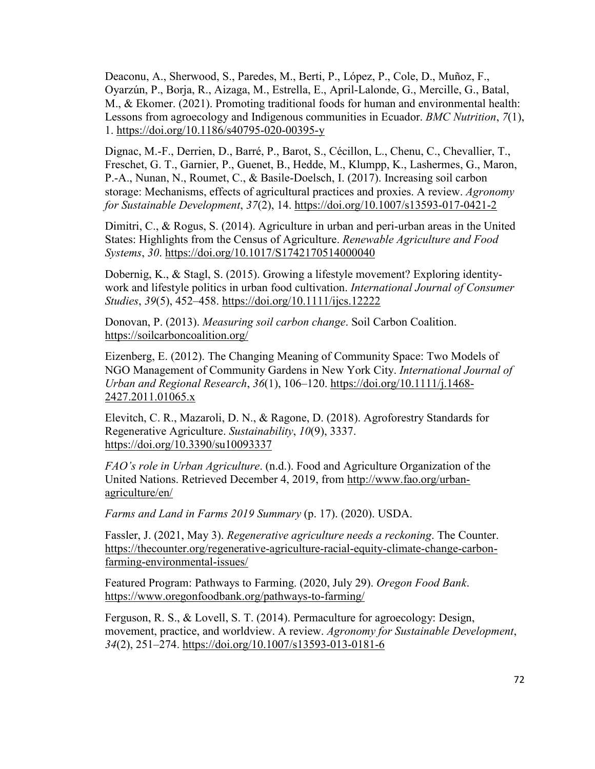Deaconu, A., Sherwood, S., Paredes, M., Berti, P., López, P., Cole, D., Muñoz, F., Oyarzún, P., Borja, R., Aizaga, M., Estrella, E., April-Lalonde, G., Mercille, G., Batal, M., & Ekomer. (2021). Promoting traditional foods for human and environmental health: Lessons from agroecology and Indigenous communities in Ecuador. *BMC Nutrition*, *7*(1), 1. https://doi.org/10.1186/s40795-020-00395-y

Dignac, M.-F., Derrien, D., Barré, P., Barot, S., Cécillon, L., Chenu, C., Chevallier, T., Freschet, G. T., Garnier, P., Guenet, B., Hedde, M., Klumpp, K., Lashermes, G., Maron, P.-A., Nunan, N., Roumet, C., & Basile-Doelsch, I. (2017). Increasing soil carbon storage: Mechanisms, effects of agricultural practices and proxies. A review. *Agronomy for Sustainable Development*, *37*(2), 14. https://doi.org/10.1007/s13593-017-0421-2

Dimitri, C., & Rogus, S. (2014). Agriculture in urban and peri-urban areas in the United States: Highlights from the Census of Agriculture. *Renewable Agriculture and Food Systems*, *30*. https://doi.org/10.1017/S1742170514000040

Dobernig, K., & Stagl, S. (2015). Growing a lifestyle movement? Exploring identity-work and lifestyle politics in urban food cultivation. *International Journal of Consumer Studies*, *39*(5), 452–458. https://doi.org/10.1111/ijcs.12222

Donovan, P. (2013). *Measuring soil carbon change*. Soil Carbon Coalition. https://soilcarboncoalition.org/

Eizenberg, E. (2012). The Changing Meaning of Community Space: Two Models of NGO Management of Community Gardens in New York City. *International Journal of Urban and Regional Research*, *36*(1), 106–120. https://doi.org/10.1111/j.1468-2427.2011.01065.x

Elevitch, C. R., Mazaroli, D. N., & Ragone, D. (2018). Agroforestry Standards for Regenerative Agriculture. *Sustainability*, *10*(9), 3337. https://doi.org/10.3390/su10093337

*FAO's role in Urban Agriculture*. (n.d.). Food and Agriculture Organization of the United Nations. Retrieved December 4, 2019, from http://www.fao.org/urban-agriculture/en/

*Farms and Land in Farms 2019 Summary* (p. 17). (2020). USDA.

Fassler, J. (2021, May 3). *Regenerative agriculture needs a reckoning*. The Counter. https://thecounter.org/regenerative-agriculture-racial-equity-climate-change-carbon-farming-environmental-issues/

Featured Program: Pathways to Farming. (2020, July 29). *Oregon Food Bank*. https://www.oregonfoodbank.org/pathways-to-farming/

Ferguson, R. S., & Lovell, S. T. (2014). Permaculture for agroecology: Design, movement, practice, and worldview. A review. *Agronomy for Sustainable Development*, *34*(2), 251–274. https://doi.org/10.1007/s13593-013-0181-6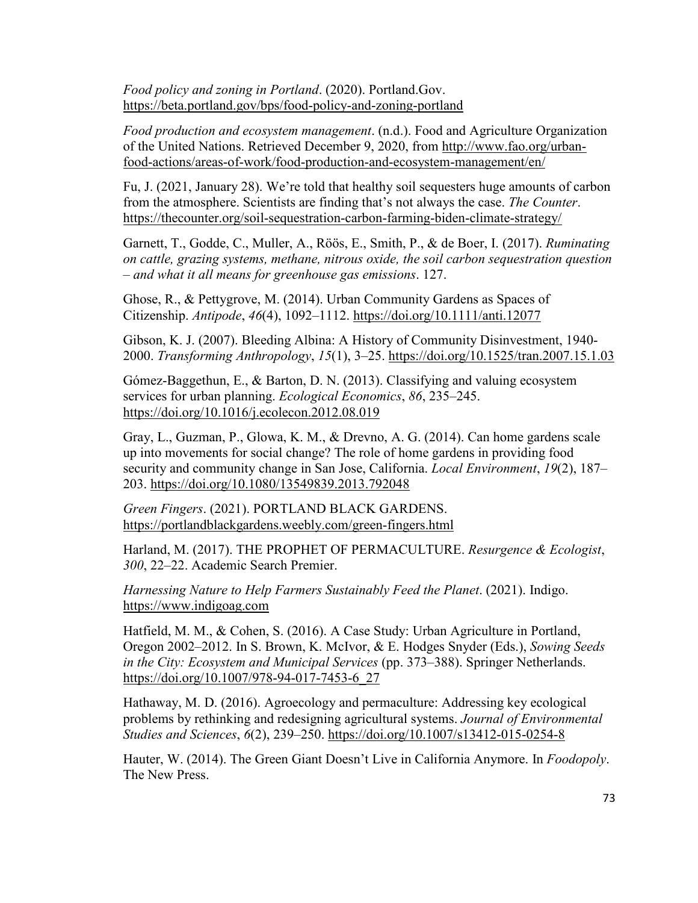*Food policy and zoning in Portland*. (2020). Portland.Gov. https://beta.portland.gov/bps/food-policy-and-zoning-portland

*Food production and ecosystem management*. (n.d.). Food and Agriculture Organization of the United Nations. Retrieved December 9, 2020, from http://www.fao.org/urban-food-actions/areas-of-work/food-production-and-ecosystem-management/en/

Fu, J. (2021, January 28). We're told that healthy soil sequesters huge amounts of carbon from the atmosphere. Scientists are finding that's not always the case. *The Counter*. https://thecounter.org/soil-sequestration-carbon-farming-biden-climate-strategy/

Garnett, T., Godde, C., Muller, A., Röös, E., Smith, P., & de Boer, I. (2017). *Ruminating on cattle, grazing systems, methane, nitrous oxide, the soil carbon sequestration question – and what it all means for greenhouse gas emissions*. 127.

Ghose, R., & Pettygrove, M. (2014). Urban Community Gardens as Spaces of Citizenship. *Antipode*, *46*(4), 1092–1112. https://doi.org/10.1111/anti.12077

Gibson, K. J. (2007). Bleeding Albina: A History of Community Disinvestment, 1940-2000. *Transforming Anthropology*, *15*(1), 3–25. https://doi.org/10.1525/tran.2007.15.1.03

Gómez-Baggethun, E., & Barton, D. N. (2013). Classifying and valuing ecosystem services for urban planning. *Ecological Economics*, *86*, 235–245. https://doi.org/10.1016/j.ecolecon.2012.08.019

Gray, L., Guzman, P., Glowa, K. M., & Drevno, A. G. (2014). Can home gardens scale up into movements for social change? The role of home gardens in providing food security and community change in San Jose, California. *Local Environment*, *19*(2), 187–203. https://doi.org/10.1080/13549839.2013.792048

*Green Fingers*. (2021). PORTLAND BLACK GARDENS. https://portlandblackgardens.weebly.com/green-fingers.html

Harland, M. (2017). THE PROPHET OF PERMACULTURE. *Resurgence & Ecologist*, *300*, 22–22. Academic Search Premier.

*Harnessing Nature to Help Farmers Sustainably Feed the Planet*. (2021). Indigo. https://www.indigoag.com

Hatfield, M. M., & Cohen, S. (2016). A Case Study: Urban Agriculture in Portland, Oregon 2002–2012. In S. Brown, K. McIvor, & E. Hodges Snyder (Eds.), *Sowing Seeds in the City: Ecosystem and Municipal Services* (pp. 373–388). Springer Netherlands. https://doi.org/10.1007/978-94-017-7453-6_27

Hathaway, M. D. (2016). Agroecology and permaculture: Addressing key ecological problems by rethinking and redesigning agricultural systems. *Journal of Environmental Studies and Sciences*, *6*(2), 239–250. https://doi.org/10.1007/s13412-015-0254-8

Hauter, W. (2014). The Green Giant Doesn't Live in California Anymore. In *Foodopoly*. The New Press.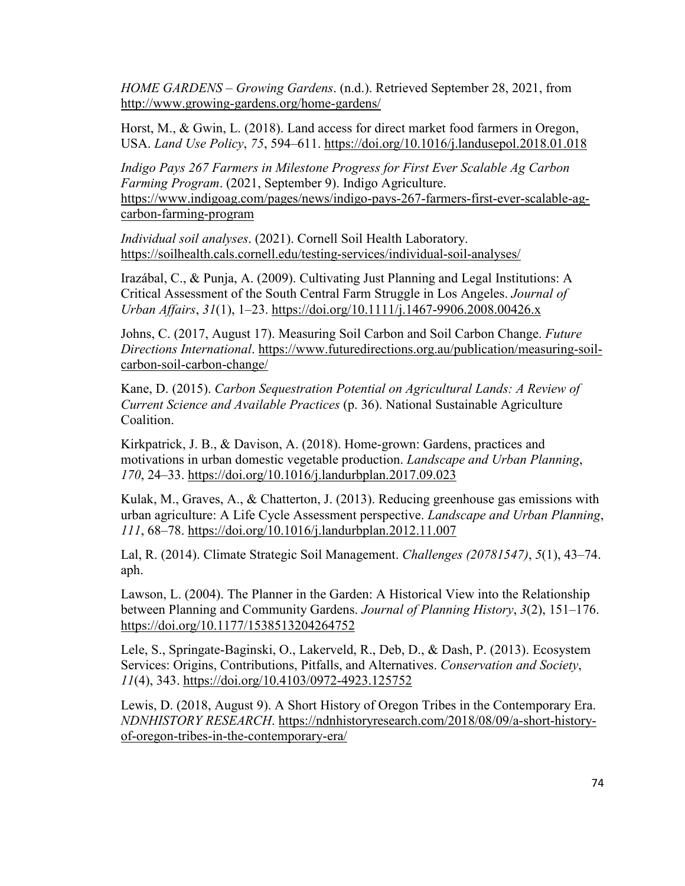*HOME GARDENS – Growing Gardens*. (n.d.). Retrieved September 28, 2021, from http://www.growing-gardens.org/home-gardens/

Horst, M., & Gwin, L. (2018). Land access for direct market food farmers in Oregon, USA. *Land Use Policy*, *75*, 594–611. https://doi.org/10.1016/j.landusepol.2018.01.018

*Indigo Pays 267 Farmers in Milestone Progress for First Ever Scalable Ag Carbon Farming Program*. (2021, September 9). Indigo Agriculture. https://www.indigoag.com/pages/news/indigo-pays-267-farmers-first-ever-scalable-ag-carbon-farming-program

*Individual soil analyses*. (2021). Cornell Soil Health Laboratory. https://soilhealth.cals.cornell.edu/testing-services/individual-soil-analyses/

Irazábal, C., & Punja, A. (2009). Cultivating Just Planning and Legal Institutions: A Critical Assessment of the South Central Farm Struggle in Los Angeles. *Journal of Urban Affairs*, *31*(1), 1–23. https://doi.org/10.1111/j.1467-9906.2008.00426.x

Johns, C. (2017, August 17). Measuring Soil Carbon and Soil Carbon Change. *Future Directions International*. https://www.futuredirections.org.au/publication/measuring-soil-carbon-soil-carbon-change/

Kane, D. (2015). *Carbon Sequestration Potential on Agricultural Lands: A Review of Current Science and Available Practices* (p. 36). National Sustainable Agriculture Coalition.

Kirkpatrick, J. B., & Davison, A. (2018). Home-grown: Gardens, practices and motivations in urban domestic vegetable production. *Landscape and Urban Planning*, *170*, 24–33. https://doi.org/10.1016/j.landurbplan.2017.09.023

Kulak, M., Graves, A., & Chatterton, J. (2013). Reducing greenhouse gas emissions with urban agriculture: A Life Cycle Assessment perspective. *Landscape and Urban Planning*, *111*, 68–78. https://doi.org/10.1016/j.landurbplan.2012.11.007

Lal, R. (2014). Climate Strategic Soil Management. *Challenges (20781547)*, *5*(1), 43–74. aph.

Lawson, L. (2004). The Planner in the Garden: A Historical View into the Relationship between Planning and Community Gardens. *Journal of Planning History*, *3*(2), 151–176. https://doi.org/10.1177/1538513204264752

Lele, S., Springate-Baginski, O., Lakerveld, R., Deb, D., & Dash, P. (2013). Ecosystem Services: Origins, Contributions, Pitfalls, and Alternatives. *Conservation and Society*, *11*(4), 343. https://doi.org/10.4103/0972-4923.125752

Lewis, D. (2018, August 9). A Short History of Oregon Tribes in the Contemporary Era. *NDNHISTORY RESEARCH*. https://ndnhistoryresearch.com/2018/08/09/a-short-history-of-oregon-tribes-in-the-contemporary-era/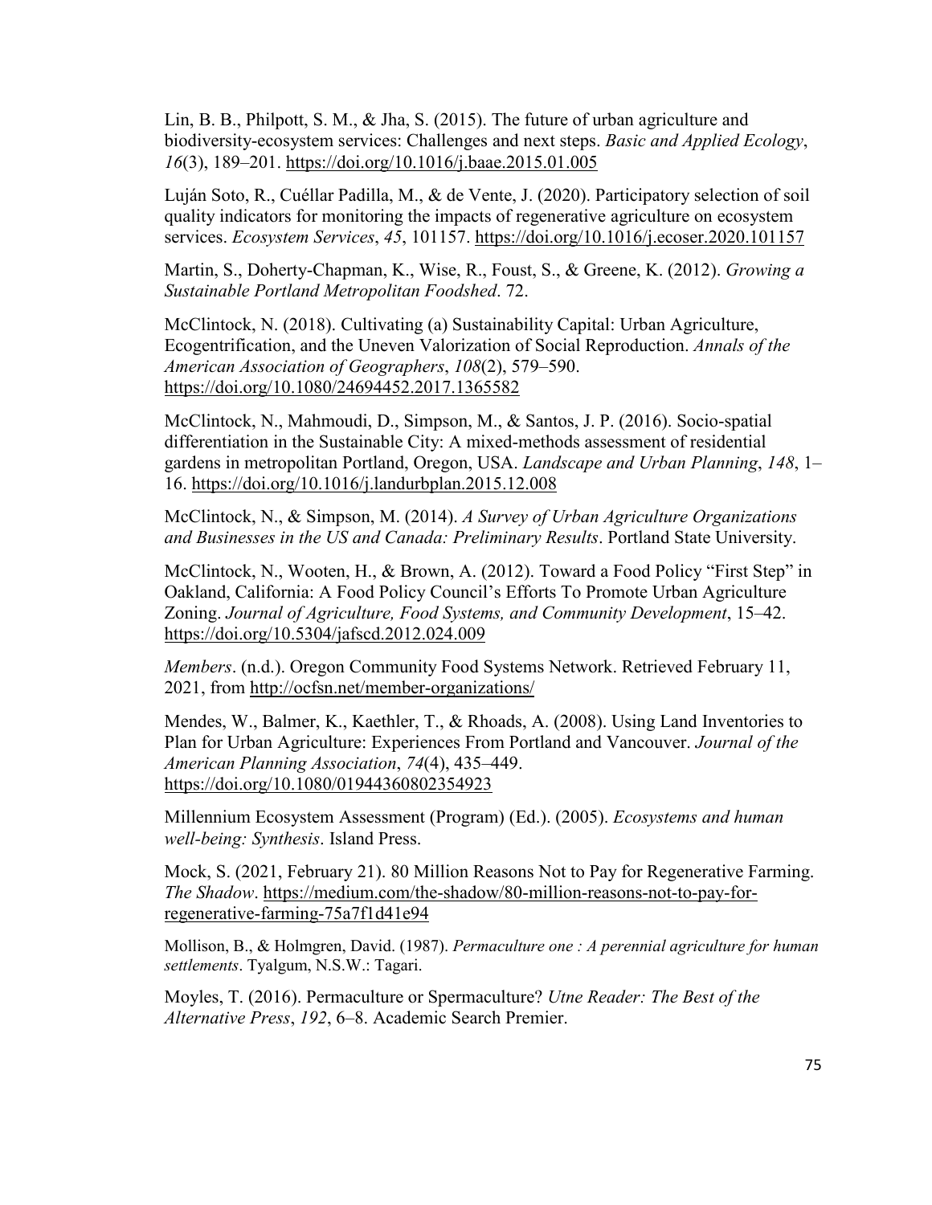Lin, B. B., Philpott, S. M., & Jha, S. (2015). The future of urban agriculture and biodiversity-ecosystem services: Challenges and next steps. *Basic and Applied Ecology*, *16*(3), 189–201. https://doi.org/10.1016/j.baae.2015.01.005

Luján Soto, R., Cuéllar Padilla, M., & de Vente, J. (2020). Participatory selection of soil quality indicators for monitoring the impacts of regenerative agriculture on ecosystem services. *Ecosystem Services*, *45*, 101157. https://doi.org/10.1016/j.ecoser.2020.101157

Martin, S., Doherty-Chapman, K., Wise, R., Foust, S., & Greene, K. (2012). *Growing a Sustainable Portland Metropolitan Foodshed*. 72.

McClintock, N. (2018). Cultivating (a) Sustainability Capital: Urban Agriculture, Ecogentrification, and the Uneven Valorization of Social Reproduction. *Annals of the American Association of Geographers*, *108*(2), 579–590. https://doi.org/10.1080/24694452.2017.1365582

McClintock, N., Mahmoudi, D., Simpson, M., & Santos, J. P. (2016). Socio-spatial differentiation in the Sustainable City: A mixed-methods assessment of residential gardens in metropolitan Portland, Oregon, USA. *Landscape and Urban Planning*, *148*, 1–16. https://doi.org/10.1016/j.landurbplan.2015.12.008

McClintock, N., & Simpson, M. (2014). *A Survey of Urban Agriculture Organizations and Businesses in the US and Canada: Preliminary Results*. Portland State University.

McClintock, N., Wooten, H., & Brown, A. (2012). Toward a Food Policy "First Step" in Oakland, California: A Food Policy Council's Efforts To Promote Urban Agriculture Zoning. *Journal of Agriculture, Food Systems, and Community Development*, 15–42. https://doi.org/10.5304/jafscd.2012.024.009

*Members*. (n.d.). Oregon Community Food Systems Network. Retrieved February 11, 2021, from http://ocfsn.net/member-organizations/

Mendes, W., Balmer, K., Kaethler, T., & Rhoads, A. (2008). Using Land Inventories to Plan for Urban Agriculture: Experiences From Portland and Vancouver. *Journal of the American Planning Association*, *74*(4), 435–449. https://doi.org/10.1080/01944360802354923

Millennium Ecosystem Assessment (Program) (Ed.). (2005). *Ecosystems and human well-being: Synthesis*. Island Press.

Mock, S. (2021, February 21). 80 Million Reasons Not to Pay for Regenerative Farming. *The Shadow*. https://medium.com/the-shadow/80-million-reasons-not-to-pay-for-regenerative-farming-75a7f1d41e94

Mollison, B., & Holmgren, David. (1987). *Permaculture one : A perennial agriculture for human settlements*. Tyalgum, N.S.W.: Tagari.

Moyles, T. (2016). Permaculture or Spermaculture? *Utne Reader: The Best of the Alternative Press*, *192*, 6–8. Academic Search Premier.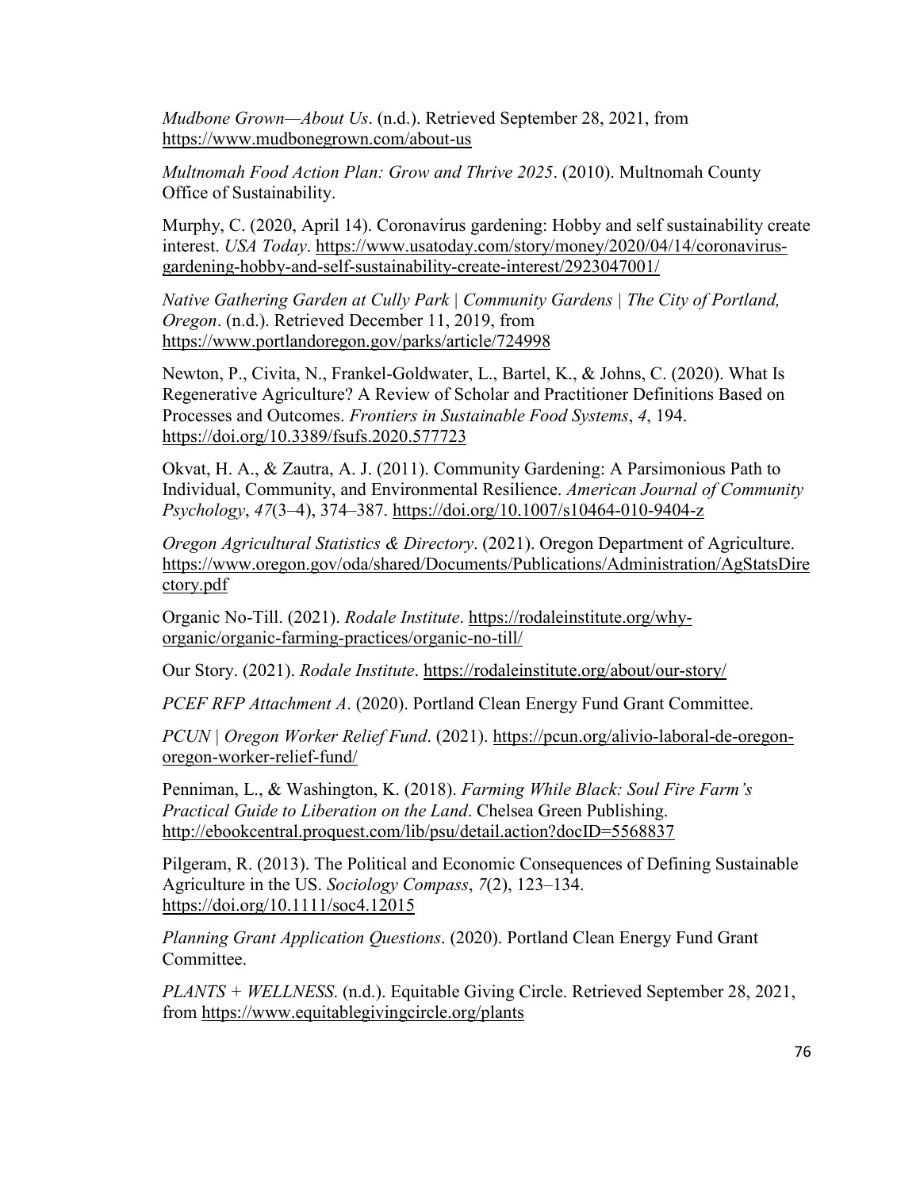*Mudbone Grown—About Us*. (n.d.). Retrieved September 28, 2021, from https://www.mudbonegrown.com/about-us

*Multnomah Food Action Plan: Grow and Thrive 2025*. (2010). Multnomah County Office of Sustainability.

Murphy, C. (2020, April 14). Coronavirus gardening: Hobby and self sustainability create interest. *USA Today*. https://www.usatoday.com/story/money/2020/04/14/coronavirus-gardening-hobby-and-self-sustainability-create-interest/2923047001/

*Native Gathering Garden at Cully Park | Community Gardens | The City of Portland, Oregon*. (n.d.). Retrieved December 11, 2019, from https://www.portlandoregon.gov/parks/article/724998

Newton, P., Civita, N., Frankel-Goldwater, L., Bartel, K., & Johns, C. (2020). What Is Regenerative Agriculture? A Review of Scholar and Practitioner Definitions Based on Processes and Outcomes. *Frontiers in Sustainable Food Systems*, *4*, 194. https://doi.org/10.3389/fsufs.2020.577723

Okvat, H. A., & Zautra, A. J. (2011). Community Gardening: A Parsimonious Path to Individual, Community, and Environmental Resilience. *American Journal of Community Psychology*, *47*(3–4), 374–387. https://doi.org/10.1007/s10464-010-9404-z

*Oregon Agricultural Statistics & Directory*. (2021). Oregon Department of Agriculture. https://www.oregon.gov/oda/shared/Documents/Publications/Administration/AgStatsDirectory.pdf

Organic No-Till. (2021). *Rodale Institute*. https://rodaleinstitute.org/why-organic/organic-farming-practices/organic-no-till/

Our Story. (2021). *Rodale Institute*. https://rodaleinstitute.org/about/our-story/

*PCEF RFP Attachment A*. (2020). Portland Clean Energy Fund Grant Committee.

*PCUN | Oregon Worker Relief Fund*. (2021). https://pcun.org/alivio-laboral-de-oregon-oregon-worker-relief-fund/

Penniman, L., & Washington, K. (2018). *Farming While Black: Soul Fire Farm's Practical Guide to Liberation on the Land*. Chelsea Green Publishing. http://ebookcentral.proquest.com/lib/psu/detail.action?docID=5568837

Pilgeram, R. (2013). The Political and Economic Consequences of Defining Sustainable Agriculture in the US. *Sociology Compass*, *7*(2), 123–134. https://doi.org/10.1111/soc4.12015

*Planning Grant Application Questions*. (2020). Portland Clean Energy Fund Grant Committee.

*PLANTS + WELLNESS*. (n.d.). Equitable Giving Circle. Retrieved September 28, 2021, from https://www.equitablegivingcircle.org/plants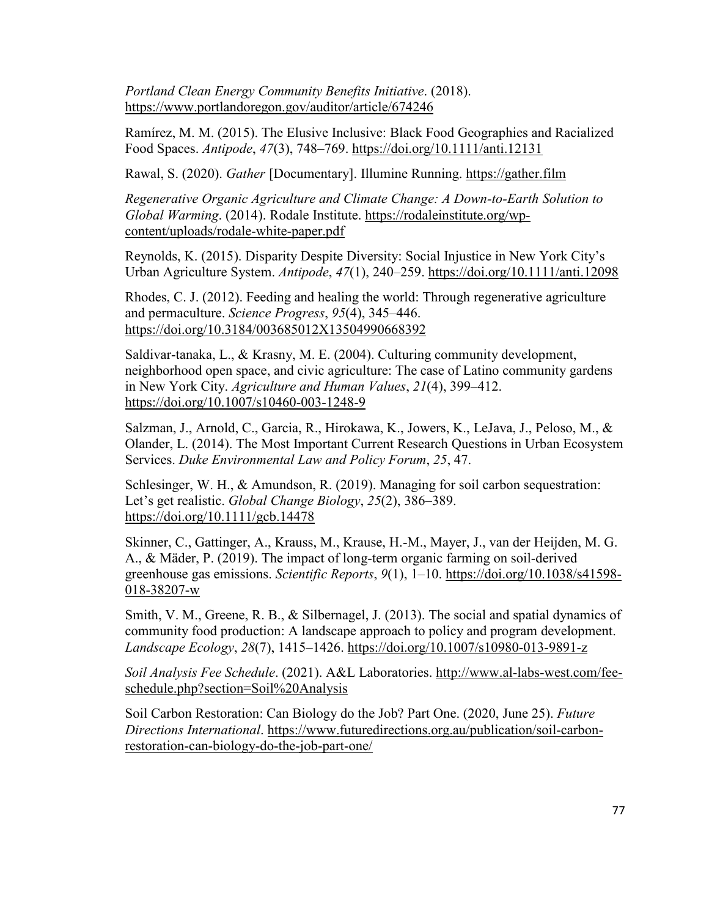*Portland Clean Energy Community Benefits Initiative*. (2018). https://www.portlandoregon.gov/auditor/article/674246

Ramírez, M. M. (2015). The Elusive Inclusive: Black Food Geographies and Racialized Food Spaces. *Antipode*, *47*(3), 748–769. https://doi.org/10.1111/anti.12131

Rawal, S. (2020). *Gather* [Documentary]. Illumine Running. https://gather.film

*Regenerative Organic Agriculture and Climate Change: A Down-to-Earth Solution to Global Warming*. (2014). Rodale Institute. https://rodaleinstitute.org/wp-content/uploads/rodale-white-paper.pdf

Reynolds, K. (2015). Disparity Despite Diversity: Social Injustice in New York City's Urban Agriculture System. *Antipode*, *47*(1), 240–259. https://doi.org/10.1111/anti.12098

Rhodes, C. J. (2012). Feeding and healing the world: Through regenerative agriculture and permaculture. *Science Progress*, *95*(4), 345–446. https://doi.org/10.3184/003685012X13504990668392

Saldivar-tanaka, L., & Krasny, M. E. (2004). Culturing community development, neighborhood open space, and civic agriculture: The case of Latino community gardens in New York City. *Agriculture and Human Values*, *21*(4), 399–412. https://doi.org/10.1007/s10460-003-1248-9

Salzman, J., Arnold, C., Garcia, R., Hirokawa, K., Jowers, K., LeJava, J., Peloso, M., & Olander, L. (2014). The Most Important Current Research Questions in Urban Ecosystem Services. *Duke Environmental Law and Policy Forum*, *25*, 47.

Schlesinger, W. H., & Amundson, R. (2019). Managing for soil carbon sequestration: Let's get realistic. *Global Change Biology*, *25*(2), 386–389. https://doi.org/10.1111/gcb.14478

Skinner, C., Gattinger, A., Krauss, M., Krause, H.-M., Mayer, J., van der Heijden, M. G. A., & Mäder, P. (2019). The impact of long-term organic farming on soil-derived greenhouse gas emissions. *Scientific Reports*, *9*(1), 1–10. https://doi.org/10.1038/s41598-018-38207-w

Smith, V. M., Greene, R. B., & Silbernagel, J. (2013). The social and spatial dynamics of community food production: A landscape approach to policy and program development. *Landscape Ecology*, *28*(7), 1415–1426. https://doi.org/10.1007/s10980-013-9891-z

*Soil Analysis Fee Schedule*. (2021). A&L Laboratories. http://www.al-labs-west.com/fee-schedule.php?section=Soil%20Analysis

Soil Carbon Restoration: Can Biology do the Job? Part One. (2020, June 25). *Future Directions International*. https://www.futuredirections.org.au/publication/soil-carbon-restoration-can-biology-do-the-job-part-one/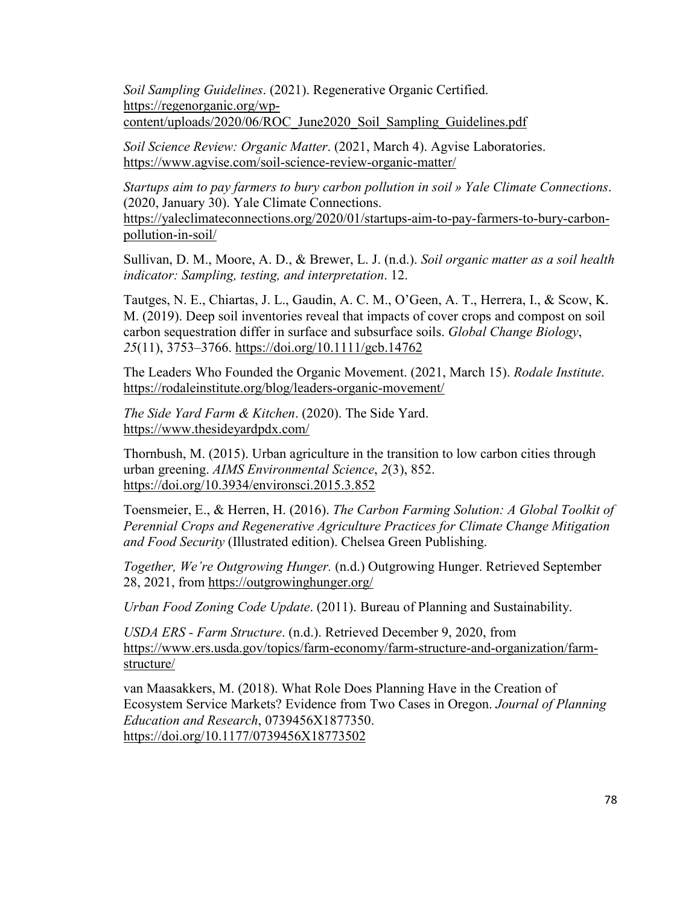*Soil Sampling Guidelines*. (2021). Regenerative Organic Certified. https://regenorganic.org/wp-content/uploads/2020/06/ROC_June2020_Soil_Sampling_Guidelines.pdf

*Soil Science Review: Organic Matter*. (2021, March 4). Agvise Laboratories. https://www.agvise.com/soil-science-review-organic-matter/

*Startups aim to pay farmers to bury carbon pollution in soil » Yale Climate Connections*. (2020, January 30). Yale Climate Connections. https://yaleclimateconnections.org/2020/01/startups-aim-to-pay-farmers-to-bury-carbon-pollution-in-soil/

Sullivan, D. M., Moore, A. D., & Brewer, L. J. (n.d.). *Soil organic matter as a soil health indicator: Sampling, testing, and interpretation*. 12.

Tautges, N. E., Chiartas, J. L., Gaudin, A. C. M., O'Geen, A. T., Herrera, I., & Scow, K. M. (2019). Deep soil inventories reveal that impacts of cover crops and compost on soil carbon sequestration differ in surface and subsurface soils. *Global Change Biology*, *25*(11), 3753–3766. https://doi.org/10.1111/gcb.14762

The Leaders Who Founded the Organic Movement. (2021, March 15). *Rodale Institute*. https://rodaleinstitute.org/blog/leaders-organic-movement/

*The Side Yard Farm & Kitchen*. (2020). The Side Yard. https://www.thesideyardpdx.com/

Thornbush, M. (2015). Urban agriculture in the transition to low carbon cities through urban greening. *AIMS Environmental Science*, *2*(3), 852. https://doi.org/10.3934/environsci.2015.3.852

Toensmeier, E., & Herren, H. (2016). *The Carbon Farming Solution: A Global Toolkit of Perennial Crops and Regenerative Agriculture Practices for Climate Change Mitigation and Food Security* (Illustrated edition). Chelsea Green Publishing.

*Together, We're Outgrowing Hunger.* (n.d.) Outgrowing Hunger. Retrieved September 28, 2021, from https://outgrowinghunger.org/

*Urban Food Zoning Code Update*. (2011). Bureau of Planning and Sustainability.

*USDA ERS - Farm Structure*. (n.d.). Retrieved December 9, 2020, from https://www.ers.usda.gov/topics/farm-economy/farm-structure-and-organization/farm-structure/

van Maasakkers, M. (2018). What Role Does Planning Have in the Creation of Ecosystem Service Markets? Evidence from Two Cases in Oregon. *Journal of Planning Education and Research*, 0739456X1877350. https://doi.org/10.1177/0739456X18773502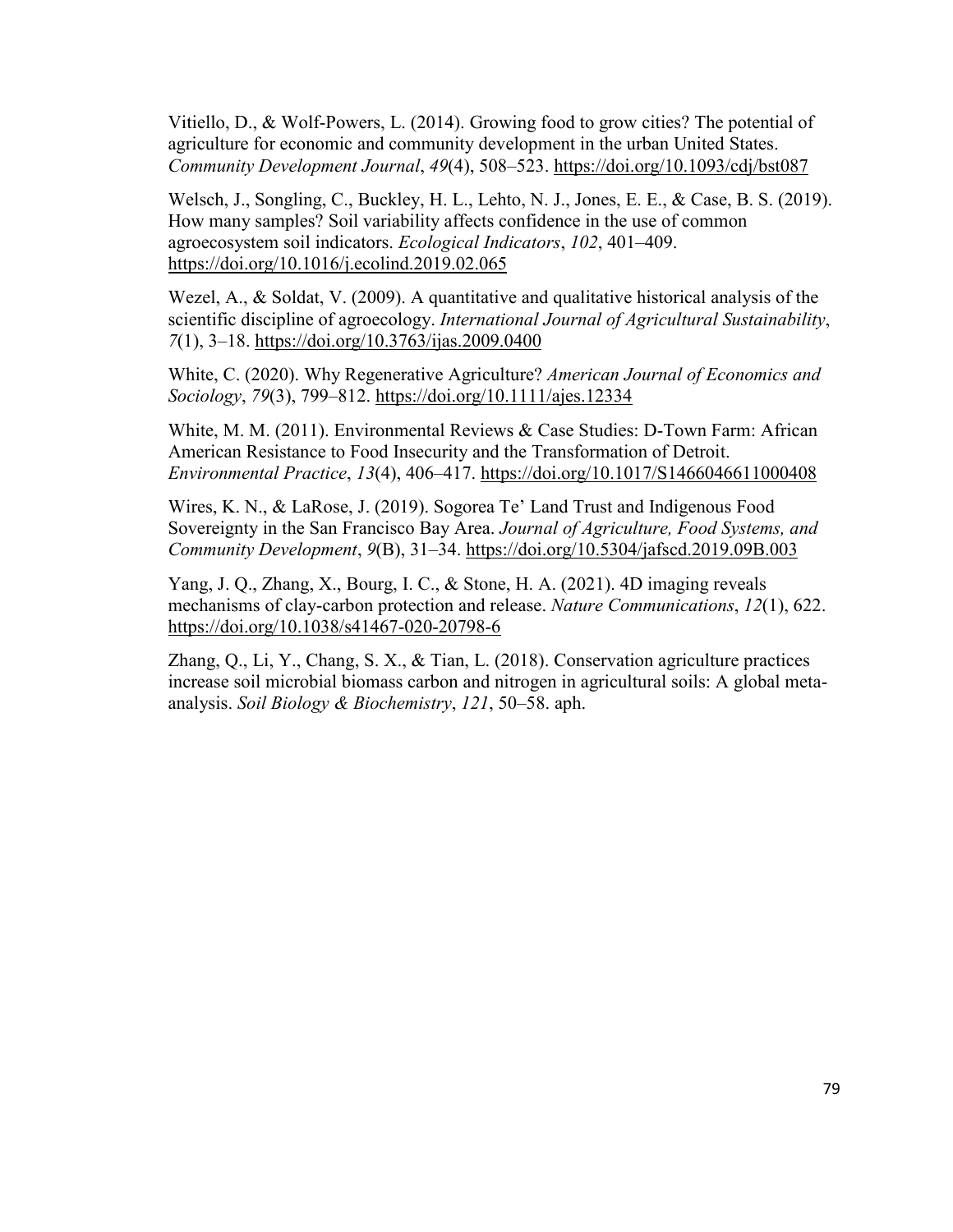Vitiello, D., & Wolf-Powers, L. (2014). Growing food to grow cities? The potential of agriculture for economic and community development in the urban United States. *Community Development Journal*, *49*(4), 508–523. https://doi.org/10.1093/cdj/bst087

Welsch, J., Songling, C., Buckley, H. L., Lehto, N. J., Jones, E. E., & Case, B. S. (2019). How many samples? Soil variability affects confidence in the use of common agroecosystem soil indicators. *Ecological Indicators*, *102*, 401–409. https://doi.org/10.1016/j.ecolind.2019.02.065

Wezel, A., & Soldat, V. (2009). A quantitative and qualitative historical analysis of the scientific discipline of agroecology. *International Journal of Agricultural Sustainability*, *7*(1), 3–18. https://doi.org/10.3763/ijas.2009.0400

White, C. (2020). Why Regenerative Agriculture? *American Journal of Economics and Sociology*, *79*(3), 799–812. https://doi.org/10.1111/ajes.12334

White, M. M. (2011). Environmental Reviews & Case Studies: D-Town Farm: African American Resistance to Food Insecurity and the Transformation of Detroit. *Environmental Practice*, *13*(4), 406–417. https://doi.org/10.1017/S1466046611000408

Wires, K. N., & LaRose, J. (2019). Sogorea Te' Land Trust and Indigenous Food Sovereignty in the San Francisco Bay Area. *Journal of Agriculture, Food Systems, and Community Development*, *9*(B), 31–34. https://doi.org/10.5304/jafscd.2019.09B.003

Yang, J. Q., Zhang, X., Bourg, I. C., & Stone, H. A. (2021). 4D imaging reveals mechanisms of clay-carbon protection and release. *Nature Communications*, *12*(1), 622. https://doi.org/10.1038/s41467-020-20798-6

Zhang, Q., Li, Y., Chang, S. X., & Tian, L. (2018). Conservation agriculture practices increase soil microbial biomass carbon and nitrogen in agricultural soils: A global meta-analysis. *Soil Biology & Biochemistry*, *121*, 50–58. aph.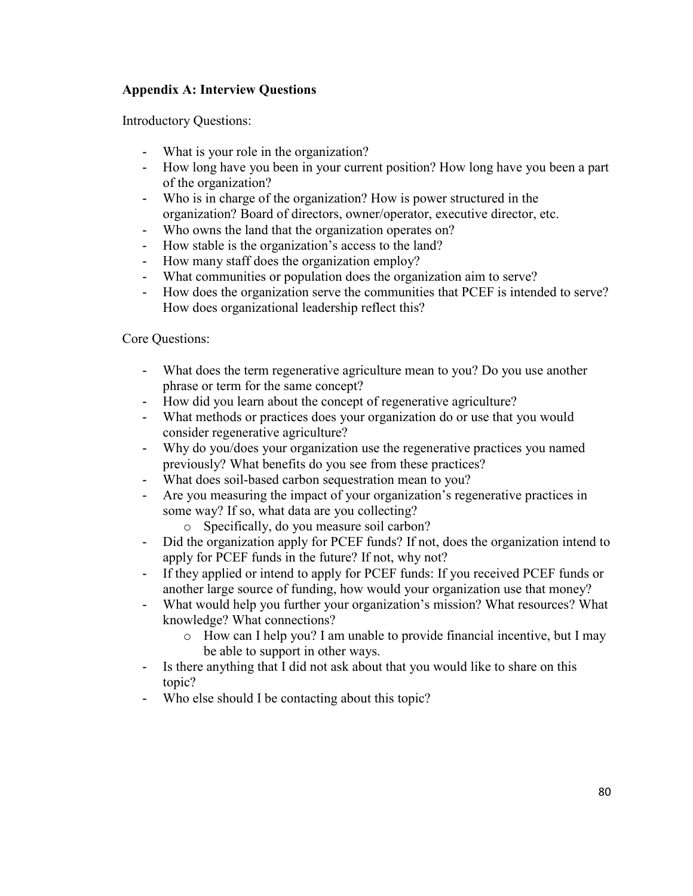## Appendix A: Interview Questions

Introductory Questions:

- What is your role in the organization?
- How long have you been in your current position? How long have you been a part of the organization?
- Who is in charge of the organization? How is power structured in the organization? Board of directors, owner/operator, executive director, etc.
- Who owns the land that the organization operates on?
- How stable is the organization's access to the land?
- How many staff does the organization employ?
- What communities or population does the organization aim to serve?
- How does the organization serve the communities that PCEF is intended to serve? How does organizational leadership reflect this?

Core Questions:

- What does the term regenerative agriculture mean to you? Do you use another phrase or term for the same concept?
- How did you learn about the concept of regenerative agriculture?
- What methods or practices does your organization do or use that you would consider regenerative agriculture?
- Why do you/does your organization use the regenerative practices you named previously? What benefits do you see from these practices?
- What does soil-based carbon sequestration mean to you?
- Are you measuring the impact of your organization's regenerative practices in some way? If so, what data are you collecting?
  - Specifically, do you measure soil carbon?
- Did the organization apply for PCEF funds? If not, does the organization intend to apply for PCEF funds in the future? If not, why not?
- If they applied or intend to apply for PCEF funds: If you received PCEF funds or another large source of funding, how would your organization use that money?
- What would help you further your organization's mission? What resources? What knowledge? What connections?
  - How can I help you? I am unable to provide financial incentive, but I may be able to support in other ways.
- Is there anything that I did not ask about that you would like to share on this topic?
- Who else should I be contacting about this topic?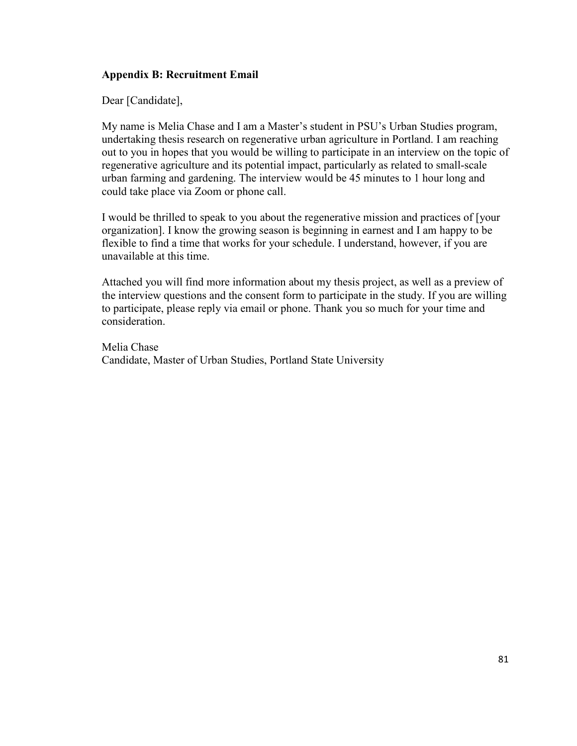## Appendix B: Recruitment Email

Dear [Candidate],

My name is Melia Chase and I am a Master's student in PSU's Urban Studies program, undertaking thesis research on regenerative urban agriculture in Portland. I am reaching out to you in hopes that you would be willing to participate in an interview on the topic of regenerative agriculture and its potential impact, particularly as related to small-scale urban farming and gardening. The interview would be 45 minutes to 1 hour long and could take place via Zoom or phone call.

I would be thrilled to speak to you about the regenerative mission and practices of [your organization]. I know the growing season is beginning in earnest and I am happy to be flexible to find a time that works for your schedule. I understand, however, if you are unavailable at this time.

Attached you will find more information about my thesis project, as well as a preview of the interview questions and the consent form to participate in the study. If you are willing to participate, please reply via email or phone. Thank you so much for your time and consideration.

Melia Chase
Candidate, Master of Urban Studies, Portland State University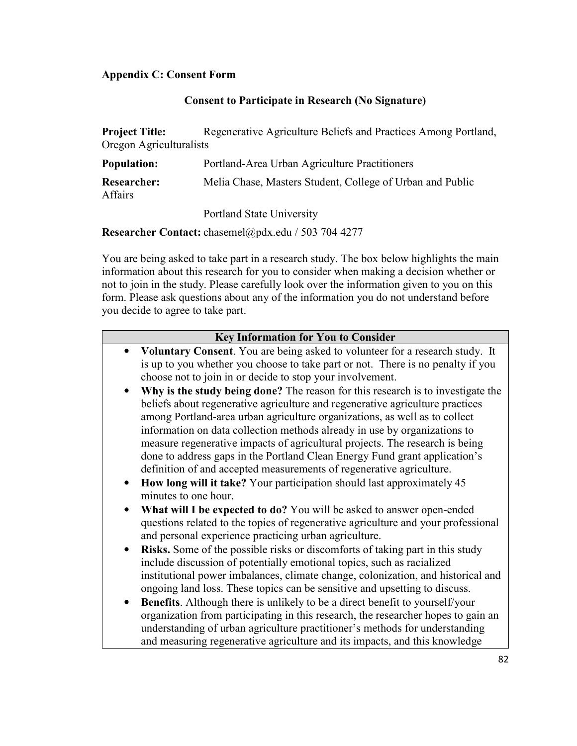**Appendix C: Consent Form**

**Consent to Participate in Research (No Signature)**

**Project Title:** Regenerative Agriculture Beliefs and Practices Among Portland, Oregon Agriculturalists

**Population:** Portland-Area Urban Agriculture Practitioners

**Researcher:** Melia Chase, Masters Student, College of Urban and Public Affairs

Portland State University

**Researcher Contact:** chasemel@pdx.edu / 503 704 4277

You are being asked to take part in a research study. The box below highlights the main information about this research for you to consider when making a decision whether or not to join in the study. Please carefully look over the information given to you on this form. Please ask questions about any of the information you do not understand before you decide to agree to take part.

| Key Information for You to Consider |
|---|
| • **Voluntary Consent**. You are being asked to volunteer for a research study. It is up to you whether you choose to take part or not. There is no penalty if you choose not to join in or decide to stop your involvement.<br>• **Why is the study being done?** The reason for this research is to investigate the beliefs about regenerative agriculture and regenerative agriculture practices among Portland-area urban agriculture organizations, as well as to collect information on data collection methods already in use by organizations to measure regenerative impacts of agricultural projects. The research is being done to address gaps in the Portland Clean Energy Fund grant application's definition of and accepted measurements of regenerative agriculture.<br>• **How long will it take?** Your participation should last approximately 45 minutes to one hour.<br>• **What will I be expected to do?** You will be asked to answer open-ended questions related to the topics of regenerative agriculture and your professional and personal experience practicing urban agriculture.<br>• **Risks.** Some of the possible risks or discomforts of taking part in this study include discussion of potentially emotional topics, such as racialized institutional power imbalances, climate change, colonization, and historical and ongoing land loss. These topics can be sensitive and upsetting to discuss.<br>• **Benefits**. Although there is unlikely to be a direct benefit to yourself/your organization from participating in this research, the researcher hopes to gain an understanding of urban agriculture practitioner's methods for understanding and measuring regenerative agriculture and its impacts, and this knowledge |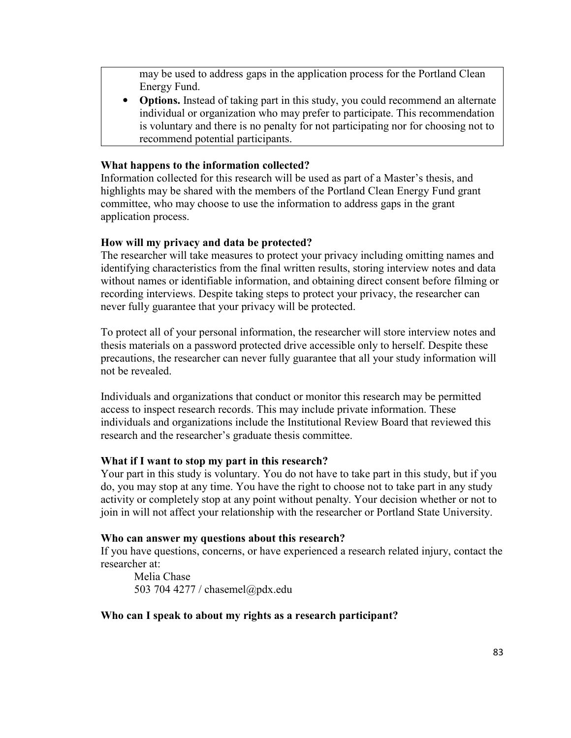may be used to address gaps in the application process for the Portland Clean Energy Fund.

- **Options.** Instead of taking part in this study, you could recommend an alternate individual or organization who may prefer to participate. This recommendation is voluntary and there is no penalty for not participating nor for choosing not to recommend potential participants.

**What happens to the information collected?**

Information collected for this research will be used as part of a Master's thesis, and highlights may be shared with the members of the Portland Clean Energy Fund grant committee, who may choose to use the information to address gaps in the grant application process.

**How will my privacy and data be protected?**

The researcher will take measures to protect your privacy including omitting names and identifying characteristics from the final written results, storing interview notes and data without names or identifiable information, and obtaining direct consent before filming or recording interviews. Despite taking steps to protect your privacy, the researcher can never fully guarantee that your privacy will be protected.

To protect all of your personal information, the researcher will store interview notes and thesis materials on a password protected drive accessible only to herself. Despite these precautions, the researcher can never fully guarantee that all your study information will not be revealed.

Individuals and organizations that conduct or monitor this research may be permitted access to inspect research records. This may include private information. These individuals and organizations include the Institutional Review Board that reviewed this research and the researcher's graduate thesis committee.

**What if I want to stop my part in this research?**

Your part in this study is voluntary. You do not have to take part in this study, but if you do, you may stop at any time. You have the right to choose not to take part in any study activity or completely stop at any point without penalty. Your decision whether or not to join in will not affect your relationship with the researcher or Portland State University.

**Who can answer my questions about this research?**

If you have questions, concerns, or have experienced a research related injury, contact the researcher at:

Melia Chase
503 704 4277 / chasemel@pdx.edu

**Who can I speak to about my rights as a research participant?**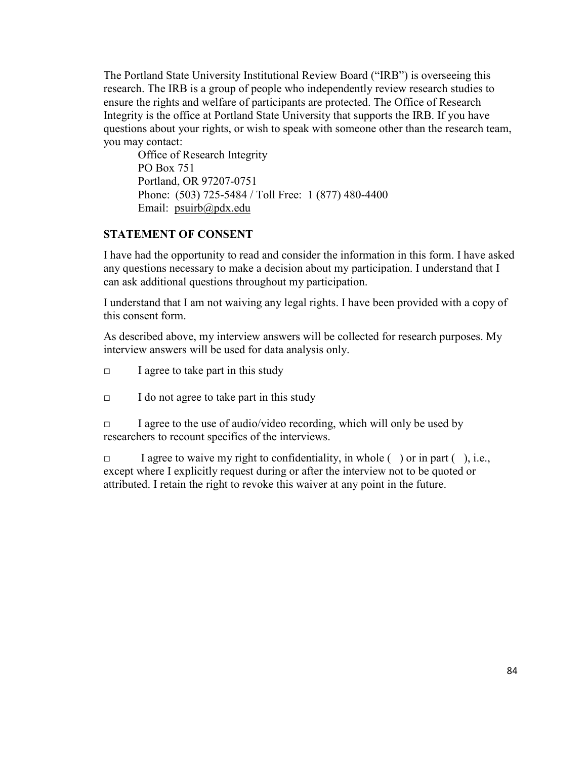The Portland State University Institutional Review Board ("IRB") is overseeing this research. The IRB is a group of people who independently review research studies to ensure the rights and welfare of participants are protected. The Office of Research Integrity is the office at Portland State University that supports the IRB. If you have questions about your rights, or wish to speak with someone other than the research team, you may contact:

Office of Research Integrity
PO Box 751
Portland, OR 97207-0751
Phone: (503) 725-5484 / Toll Free: 1 (877) 480-4400
Email: psuirb@pdx.edu

**STATEMENT OF CONSENT**

I have had the opportunity to read and consider the information in this form. I have asked any questions necessary to make a decision about my participation. I understand that I can ask additional questions throughout my participation.

I understand that I am not waiving any legal rights. I have been provided with a copy of this consent form.

As described above, my interview answers will be collected for research purposes. My interview answers will be used for data analysis only.

□ I agree to take part in this study

□ I do not agree to take part in this study

□ I agree to the use of audio/video recording, which will only be used by researchers to recount specifics of the interviews.

□ I agree to waive my right to confidentiality, in whole ( ) or in part ( ), i.e., except where I explicitly request during or after the interview not to be quoted or attributed. I retain the right to revoke this waiver at any point in the future.